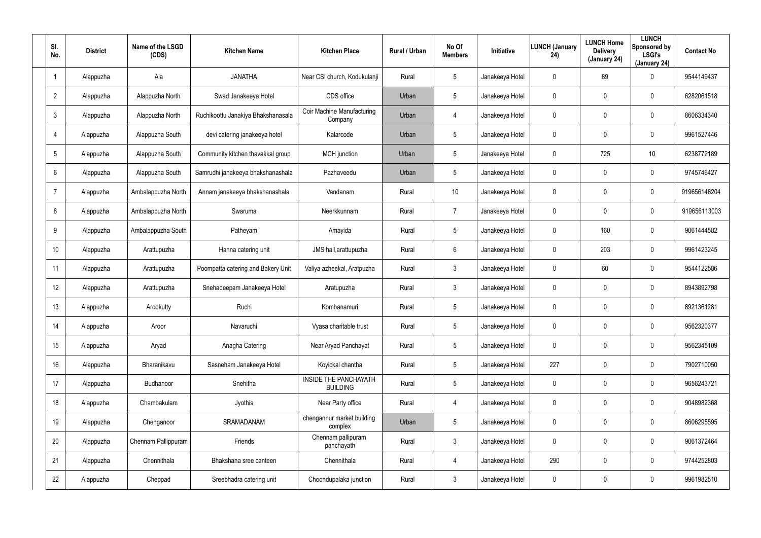| Sl. No. | District | Name of the LSGD (CDS) | Kitchen Name | Kitchen Place | Rural / Urban | No Of Members | Initiative | LUNCH (January 24) | LUNCH Home Delivery (January 24) | LUNCH Sponsored by LSGI's (January 24) | Contact No |
|---|---|---|---|---|---|---|---|---|---|---|---|
| 1 | Alappuzha | Ala | JANATHA | Near CSI church, Kodukulanji | Rural | 5 | Janakeeya Hotel | 0 | 89 | 0 | 9544149437 |
| 2 | Alappuzha | Alappuzha North | Swad Janakeeya Hotel | CDS office | Urban | 5 | Janakeeya Hotel | 0 | 0 | 0 | 6282061518 |
| 3 | Alappuzha | Alappuzha North | Ruchikoottu Janakiya Bhakshanasala | Coir Machine Manufacturing Company | Urban | 4 | Janakeeya Hotel | 0 | 0 | 0 | 8606334340 |
| 4 | Alappuzha | Alappuzha South | devi catering janakeeya hotel | Kalarcode | Urban | 5 | Janakeeya Hotel | 0 | 0 | 0 | 9961527446 |
| 5 | Alappuzha | Alappuzha South | Community kitchen thavakkal group | MCH junction | Urban | 5 | Janakeeya Hotel | 0 | 725 | 10 | 6238772189 |
| 6 | Alappuzha | Alappuzha South | Samrudhi janakeeya bhakshanashala | Pazhaveedu | Urban | 5 | Janakeeya Hotel | 0 | 0 | 0 | 9745746427 |
| 7 | Alappuzha | Ambalappuzha North | Annam janakeeya bhakshanashala | Vandanam | Rural | 10 | Janakeeya Hotel | 0 | 0 | 0 | 919656146204 |
| 8 | Alappuzha | Ambalappuzha North | Swaruma | Neerkkunnam | Rural | 7 | Janakeeya Hotel | 0 | 0 | 0 | 919656113003 |
| 9 | Alappuzha | Ambalappuzha South | Patheyam | Amayida | Rural | 5 | Janakeeya Hotel | 0 | 160 | 0 | 9061444582 |
| 10 | Alappuzha | Arattupuzha | Hanna catering unit | JMS hall,arattupuzha | Rural | 6 | Janakeeya Hotel | 0 | 203 | 0 | 9961423245 |
| 11 | Alappuzha | Arattupuzha | Poompatta catering and Bakery Unit | Valiya azheekal, Aratpuzha | Rural | 3 | Janakeeya Hotel | 0 | 60 | 0 | 9544122586 |
| 12 | Alappuzha | Arattupuzha | Snehadeepam Janakeeya Hotel | Aratupuzha | Rural | 3 | Janakeeya Hotel | 0 | 0 | 0 | 8943892798 |
| 13 | Alappuzha | Arookutty | Ruchi | Kombanamuri | Rural | 5 | Janakeeya Hotel | 0 | 0 | 0 | 8921361281 |
| 14 | Alappuzha | Aroor | Navaruchi | Vyasa charitable trust | Rural | 5 | Janakeeya Hotel | 0 | 0 | 0 | 9562320377 |
| 15 | Alappuzha | Aryad | Anagha Catering | Near Aryad Panchayat | Rural | 5 | Janakeeya Hotel | 0 | 0 | 0 | 9562345109 |
| 16 | Alappuzha | Bharanikavu | Sasneham Janakeeya Hotel | Koyickal chantha | Rural | 5 | Janakeeya Hotel | 227 | 0 | 0 | 7902710050 |
| 17 | Alappuzha | Budhanoor | Snehitha | INSIDE THE PANCHAYATH BUILDING | Rural | 5 | Janakeeya Hotel | 0 | 0 | 0 | 9656243721 |
| 18 | Alappuzha | Chambakulam | Jyothis | Near Party office | Rural | 4 | Janakeeya Hotel | 0 | 0 | 0 | 9048982368 |
| 19 | Alappuzha | Chenganoor | SRAMADANAM | chengannur market building complex | Urban | 5 | Janakeeya Hotel | 0 | 0 | 0 | 8606295595 |
| 20 | Alappuzha | Chennam Pallippuram | Friends | Chennam pallipuram panchayath | Rural | 3 | Janakeeya Hotel | 0 | 0 | 0 | 9061372464 |
| 21 | Alappuzha | Chennithala | Bhakshana sree canteen | Chennithala | Rural | 4 | Janakeeya Hotel | 290 | 0 | 0 | 9744252803 |
| 22 | Alappuzha | Cheppad | Sreebhadra catering unit | Choondupalaka junction | Rural | 3 | Janakeeya Hotel | 0 | 0 | 0 | 9961982510 |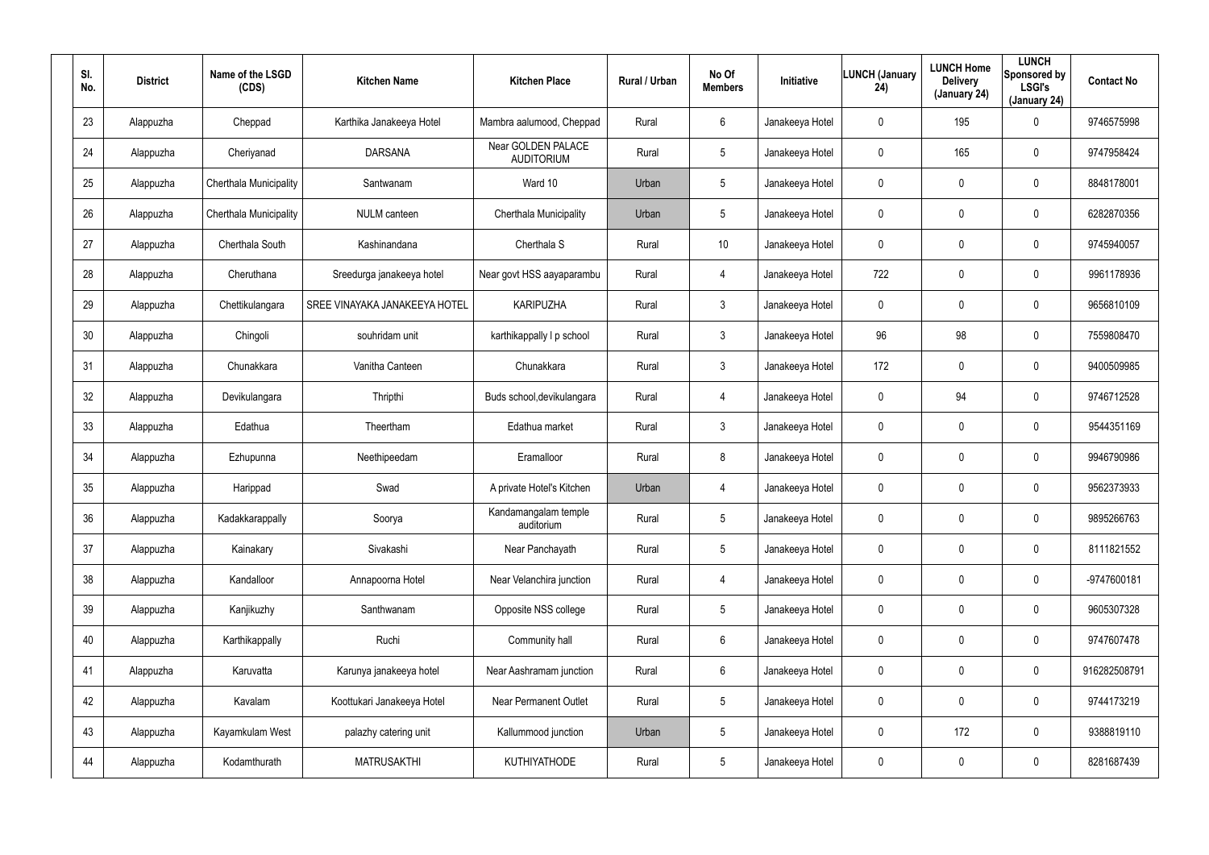| Sl. No. | District | Name of the LSGD (CDS) | Kitchen Name | Kitchen Place | Rural / Urban | No Of Members | Initiative | LUNCH (January 24) | LUNCH Home Delivery (January 24) | LUNCH Sponsored by LSGI's (January 24) | Contact No |
|---|---|---|---|---|---|---|---|---|---|---|---|
| 23 | Alappuzha | Cheppad | Karthika Janakeeya Hotel | Mambra aalumood, Cheppad | Rural | 6 | Janakeeya Hotel | 0 | 195 | 0 | 9746575998 |
| 24 | Alappuzha | Cheriyanad | DARSANA | Near GOLDEN PALACE AUDITORIUM | Rural | 5 | Janakeeya Hotel | 0 | 165 | 0 | 9747958424 |
| 25 | Alappuzha | Cherthala Municipality | Santwanam | Ward 10 | Urban | 5 | Janakeeya Hotel | 0 | 0 | 0 | 8848178001 |
| 26 | Alappuzha | Cherthala Municipality | NULM canteen | Cherthala Municipality | Urban | 5 | Janakeeya Hotel | 0 | 0 | 0 | 6282870356 |
| 27 | Alappuzha | Cherthala South | Kashinandana | Cherthala S | Rural | 10 | Janakeeya Hotel | 0 | 0 | 0 | 9745940057 |
| 28 | Alappuzha | Cheruthana | Sreedurga janakeeya hotel | Near govt HSS aayaparambu | Rural | 4 | Janakeeya Hotel | 722 | 0 | 0 | 9961178936 |
| 29 | Alappuzha | Chettikulangara | SREE VINAYAKA JANAKEEYA HOTEL | KARIPUZHA | Rural | 3 | Janakeeya Hotel | 0 | 0 | 0 | 9656810109 |
| 30 | Alappuzha | Chingoli | souhridam unit | karthikappally l p school | Rural | 3 | Janakeeya Hotel | 96 | 98 | 0 | 7559808470 |
| 31 | Alappuzha | Chunakkara | Vanitha Canteen | Chunakkara | Rural | 3 | Janakeeya Hotel | 172 | 0 | 0 | 9400509985 |
| 32 | Alappuzha | Devikulangara | Thripthi | Buds school,devikulangara | Rural | 4 | Janakeeya Hotel | 0 | 94 | 0 | 9746712528 |
| 33 | Alappuzha | Edathua | Theertham | Edathua market | Rural | 3 | Janakeeya Hotel | 0 | 0 | 0 | 9544351169 |
| 34 | Alappuzha | Ezhupunna | Neethipeedam | Eramalloor | Rural | 8 | Janakeeya Hotel | 0 | 0 | 0 | 9946790986 |
| 35 | Alappuzha | Harippad | Swad | A private Hotel's Kitchen | Urban | 4 | Janakeeya Hotel | 0 | 0 | 0 | 9562373933 |
| 36 | Alappuzha | Kadakkarappally | Soorya | Kandamangalam temple auditorium | Rural | 5 | Janakeeya Hotel | 0 | 0 | 0 | 9895266763 |
| 37 | Alappuzha | Kainakary | Sivakashi | Near Panchayath | Rural | 5 | Janakeeya Hotel | 0 | 0 | 0 | 8111821552 |
| 38 | Alappuzha | Kandalloor | Annapoorna Hotel | Near Velanchira junction | Rural | 4 | Janakeeya Hotel | 0 | 0 | 0 | -9747600181 |
| 39 | Alappuzha | Kanjikuzhy | Santhwanam | Opposite NSS college | Rural | 5 | Janakeeya Hotel | 0 | 0 | 0 | 9605307328 |
| 40 | Alappuzha | Karthikappally | Ruchi | Community hall | Rural | 6 | Janakeeya Hotel | 0 | 0 | 0 | 9747607478 |
| 41 | Alappuzha | Karuvatta | Karunya janakeeya hotel | Near Aashramam junction | Rural | 6 | Janakeeya Hotel | 0 | 0 | 0 | 916282508791 |
| 42 | Alappuzha | Kavalam | Koottukari Janakeeya Hotel | Near Permanent Outlet | Rural | 5 | Janakeeya Hotel | 0 | 0 | 0 | 9744173219 |
| 43 | Alappuzha | Kayamkulam West | palazhy catering unit | Kallummood junction | Urban | 5 | Janakeeya Hotel | 0 | 172 | 0 | 9388819110 |
| 44 | Alappuzha | Kodamthurath | MATRUSAKTHI | KUTHIYATHODE | Rural | 5 | Janakeeya Hotel | 0 | 0 | 0 | 8281687439 |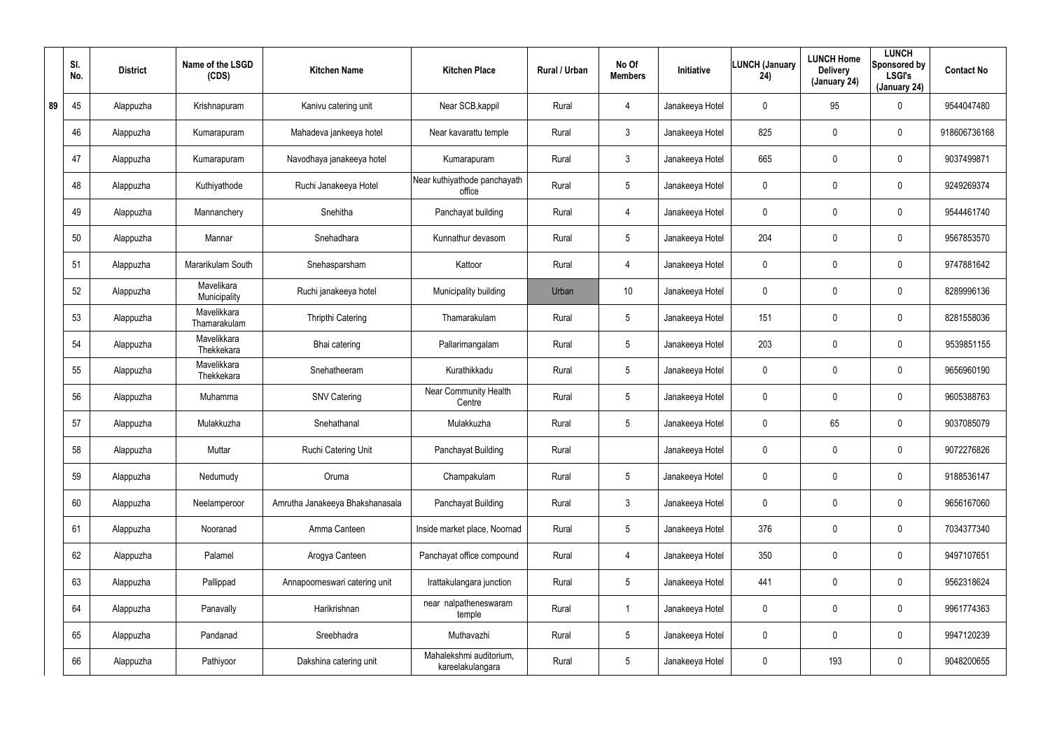|  | Sl. No. | District | Name of the LSGD (CDS) | Kitchen Name | Kitchen Place | Rural / Urban | No Of Members | Initiative | LUNCH (January 24) | LUNCH Home Delivery (January 24) | LUNCH Sponsored by LSGI's (January 24) | Contact No |
|---|---|---|---|---|---|---|---|---|---|---|---|---|
| 89 | 45 | Alappuzha | Krishnapuram | Kanivu catering unit | Near SCB,kappil | Rural | 4 | Janakeeya Hotel | 0 | 95 | 0 | 9544047480 |
|  | 46 | Alappuzha | Kumarapuram | Mahadeva jankeeya hotel | Near kavarattu temple | Rural | 3 | Janakeeya Hotel | 825 | 0 | 0 | 918606736168 |
|  | 47 | Alappuzha | Kumarapuram | Navodhaya janakeeya hotel | Kumarapuram | Rural | 3 | Janakeeya Hotel | 665 | 0 | 0 | 9037499871 |
|  | 48 | Alappuzha | Kuthiyathode | Ruchi Janakeeya Hotel | Near kuthiyathode panchayath office | Rural | 5 | Janakeeya Hotel | 0 | 0 | 0 | 9249269374 |
|  | 49 | Alappuzha | Mannanchery | Snehitha | Panchayat building | Rural | 4 | Janakeeya Hotel | 0 | 0 | 0 | 9544461740 |
|  | 50 | Alappuzha | Mannar | Snehadhara | Kunnathur devasom | Rural | 5 | Janakeeya Hotel | 204 | 0 | 0 | 9567853570 |
|  | 51 | Alappuzha | Mararikulam South | Snehasparsham | Kattoor | Rural | 4 | Janakeeya Hotel | 0 | 0 | 0 | 9747881642 |
|  | 52 | Alappuzha | Mavelikara Municipality | Ruchi janakeeya hotel | Municipality building | Urban | 10 | Janakeeya Hotel | 0 | 0 | 0 | 8289996136 |
|  | 53 | Alappuzha | Mavelikkara Thamarakulam | Thripthi Catering | Thamarakulam | Rural | 5 | Janakeeya Hotel | 151 | 0 | 0 | 8281558036 |
|  | 54 | Alappuzha | Mavelikkara Thekkekara | Bhai catering | Pallarimangalam | Rural | 5 | Janakeeya Hotel | 203 | 0 | 0 | 9539851155 |
|  | 55 | Alappuzha | Mavelikkara Thekkekara | Snehatheeram | Kurathikkadu | Rural | 5 | Janakeeya Hotel | 0 | 0 | 0 | 9656960190 |
|  | 56 | Alappuzha | Muhamma | SNV Catering | Near Community Health Centre | Rural | 5 | Janakeeya Hotel | 0 | 0 | 0 | 9605388763 |
|  | 57 | Alappuzha | Mulakkuzha | Snehathanal | Mulakkuzha | Rural | 5 | Janakeeya Hotel | 0 | 65 | 0 | 9037085079 |
|  | 58 | Alappuzha | Muttar | Ruchi Catering Unit | Panchayat Building | Rural |  | Janakeeya Hotel | 0 | 0 | 0 | 9072276826 |
|  | 59 | Alappuzha | Nedumudy | Oruma | Champakulam | Rural | 5 | Janakeeya Hotel | 0 | 0 | 0 | 9188536147 |
|  | 60 | Alappuzha | Neelamperoor | Amrutha Janakeeya Bhakshanasala | Panchayat Building | Rural | 3 | Janakeeya Hotel | 0 | 0 | 0 | 9656167060 |
|  | 61 | Alappuzha | Nooranad | Amma Canteen | Inside market place, Noornad | Rural | 5 | Janakeeya Hotel | 376 | 0 | 0 | 7034377340 |
|  | 62 | Alappuzha | Palamel | Arogya Canteen | Panchayat office compound | Rural | 4 | Janakeeya Hotel | 350 | 0 | 0 | 9497107651 |
|  | 63 | Alappuzha | Pallippad | Annapoorneswari catering unit | Irattakulangara junction | Rural | 5 | Janakeeya Hotel | 441 | 0 | 0 | 9562318624 |
|  | 64 | Alappuzha | Panavally | Harikrishnan | near nalpatheneswaram temple | Rural | 1 | Janakeeya Hotel | 0 | 0 | 0 | 9961774363 |
|  | 65 | Alappuzha | Pandanad | Sreebhadra | Muthavazhi | Rural | 5 | Janakeeya Hotel | 0 | 0 | 0 | 9947120239 |
|  | 66 | Alappuzha | Pathiyoor | Dakshina catering unit | Mahalekshmi auditorium, kareelakulangara | Rural | 5 | Janakeeya Hotel | 0 | 193 | 0 | 9048200655 |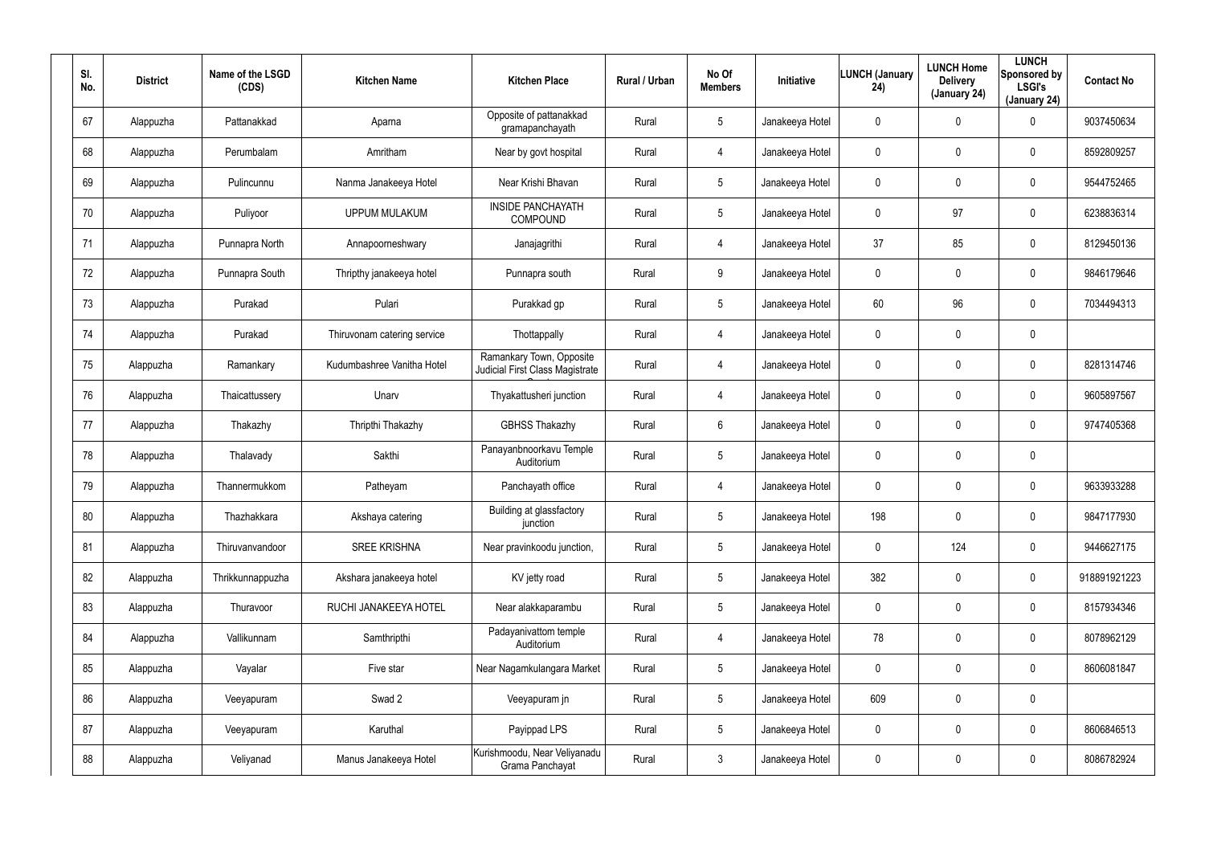| Sl. No. | District | Name of the LSGD (CDS) | Kitchen Name | Kitchen Place | Rural / Urban | No Of Members | Initiative | LUNCH (January 24) | LUNCH Home Delivery (January 24) | LUNCH Sponsored by LSGI's (January 24) | Contact No |
|---|---|---|---|---|---|---|---|---|---|---|---|
| 67 | Alappuzha | Pattanakkad | Aparna | Opposite of pattanakkad gramapanchayath | Rural | 5 | Janakeeya Hotel | 0 | 0 | 0 | 9037450634 |
| 68 | Alappuzha | Perumbalam | Amritham | Near by govt hospital | Rural | 4 | Janakeeya Hotel | 0 | 0 | 0 | 8592809257 |
| 69 | Alappuzha | Pulincunnu | Nanma Janakeeya Hotel | Near Krishi Bhavan | Rural | 5 | Janakeeya Hotel | 0 | 0 | 0 | 9544752465 |
| 70 | Alappuzha | Puliyoor | UPPUM MULAKUM | INSIDE PANCHAYATH COMPOUND | Rural | 5 | Janakeeya Hotel | 0 | 97 | 0 | 6238836314 |
| 71 | Alappuzha | Punnapra North | Annapoorneshwary | Janajagrithi | Rural | 4 | Janakeeya Hotel | 37 | 85 | 0 | 8129450136 |
| 72 | Alappuzha | Punnapra South | Thripthy janakeeya hotel | Punnapra south | Rural | 9 | Janakeeya Hotel | 0 | 0 | 0 | 9846179646 |
| 73 | Alappuzha | Purakad | Pulari | Purakkad gp | Rural | 5 | Janakeeya Hotel | 60 | 96 | 0 | 7034494313 |
| 74 | Alappuzha | Purakad | Thiruvonam catering service | Thottappally | Rural | 4 | Janakeeya Hotel | 0 | 0 | 0 | |
| 75 | Alappuzha | Ramankary | Kudumbashree Vanitha Hotel | Ramankary Town, Opposite Judicial First Class Magistrate Court | Rural | 4 | Janakeeya Hotel | 0 | 0 | 0 | 8281314746 |
| 76 | Alappuzha | Thaicattussery | Unarv | Thyakattusheri junction | Rural | 4 | Janakeeya Hotel | 0 | 0 | 0 | 9605897567 |
| 77 | Alappuzha | Thakazhy | Thripthi Thakazhy | GBHSS Thakazhy | Rural | 6 | Janakeeya Hotel | 0 | 0 | 0 | 9747405368 |
| 78 | Alappuzha | Thalavady | Sakthi | Panayanbnoorkavu Temple Auditorium | Rural | 5 | Janakeeya Hotel | 0 | 0 | 0 | |
| 79 | Alappuzha | Thannermukkom | Patheyam | Panchayath office | Rural | 4 | Janakeeya Hotel | 0 | 0 | 0 | 9633933288 |
| 80 | Alappuzha | Thazhakkara | Akshaya catering | Building at glassfactory junction | Rural | 5 | Janakeeya Hotel | 198 | 0 | 0 | 9847177930 |
| 81 | Alappuzha | Thiruvanvandoor | SREE KRISHNA | Near pravinkoodu junction, | Rural | 5 | Janakeeya Hotel | 0 | 124 | 0 | 9446627175 |
| 82 | Alappuzha | Thrikkunnappuzha | Akshara janakeeya hotel | KV jetty road | Rural | 5 | Janakeeya Hotel | 382 | 0 | 0 | 918891921223 |
| 83 | Alappuzha | Thuravoor | RUCHI JANAKEEYA HOTEL | Near alakkaparambu | Rural | 5 | Janakeeya Hotel | 0 | 0 | 0 | 8157934346 |
| 84 | Alappuzha | Vallikunnam | Samthripthi | Padayanivattom temple Auditorium | Rural | 4 | Janakeeya Hotel | 78 | 0 | 0 | 8078962129 |
| 85 | Alappuzha | Vayalar | Five star | Near Nagamkulangara Market | Rural | 5 | Janakeeya Hotel | 0 | 0 | 0 | 8606081847 |
| 86 | Alappuzha | Veeyapuram | Swad 2 | Veeyapuram jn | Rural | 5 | Janakeeya Hotel | 609 | 0 | 0 | |
| 87 | Alappuzha | Veeyapuram | Karuthal | Payippad LPS | Rural | 5 | Janakeeya Hotel | 0 | 0 | 0 | 8606846513 |
| 88 | Alappuzha | Veliyanad | Manus Janakeeya Hotel | Kurishmoodu, Near Veliyanadu Grama Panchayat | Rural | 3 | Janakeeya Hotel | 0 | 0 | 0 | 8086782924 |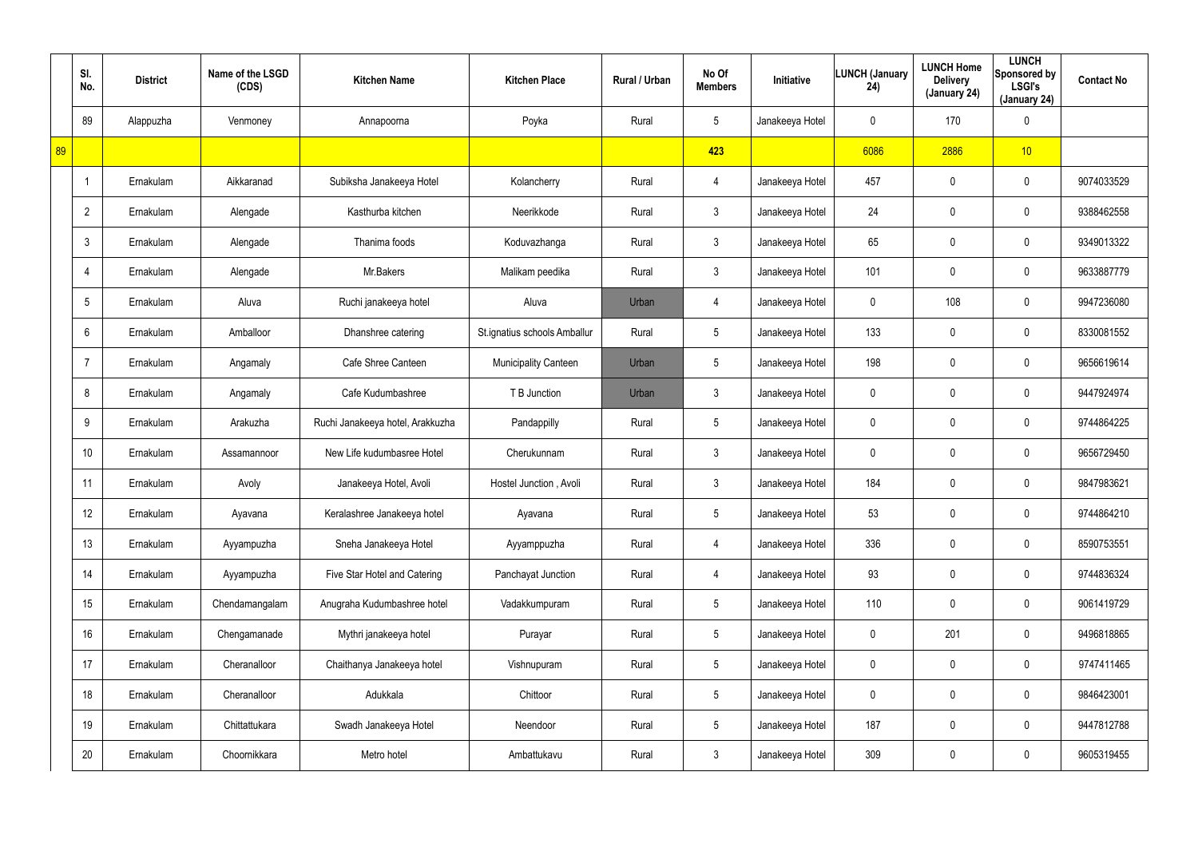| | Sl. No. | District | Name of the LSGD (CDS) | Kitchen Name | Kitchen Place | Rural / Urban | No Of Members | Initiative | LUNCH (January 24) | LUNCH Home Delivery (January 24) | LUNCH Sponsored by LSGI's (January 24) | Contact No |
|---|---|---|---|---|---|---|---|---|---|---|---|---|
| | 89 | Alappuzha | Venmoney | Annapoorna | Poyka | Rural | 5 | Janakeeya Hotel | 0 | 170 | 0 | |
| 89 | | | | | | | 423 | | 6086 | 2886 | 10 | |
| | 1 | Ernakulam | Aikkaranad | Subiksha Janakeeya Hotel | Kolancherry | Rural | 4 | Janakeeya Hotel | 457 | 0 | 0 | 9074033529 |
| | 2 | Ernakulam | Alengade | Kasthurba kitchen | Neerikkode | Rural | 3 | Janakeeya Hotel | 24 | 0 | 0 | 9388462558 |
| | 3 | Ernakulam | Alengade | Thanima foods | Koduvazhanga | Rural | 3 | Janakeeya Hotel | 65 | 0 | 0 | 9349013322 |
| | 4 | Ernakulam | Alengade | Mr.Bakers | Malikam peedika | Rural | 3 | Janakeeya Hotel | 101 | 0 | 0 | 9633887779 |
| | 5 | Ernakulam | Aluva | Ruchi janakeeya hotel | Aluva | Urban | 4 | Janakeeya Hotel | 0 | 108 | 0 | 9947236080 |
| | 6 | Ernakulam | Amballoor | Dhanshree catering | St.ignatius schools Amballur | Rural | 5 | Janakeeya Hotel | 133 | 0 | 0 | 8330081552 |
| | 7 | Ernakulam | Angamaly | Cafe Shree Canteen | Municipality Canteen | Urban | 5 | Janakeeya Hotel | 198 | 0 | 0 | 9656619614 |
| | 8 | Ernakulam | Angamaly | Cafe Kudumbashree | T B Junction | Urban | 3 | Janakeeya Hotel | 0 | 0 | 0 | 9447924974 |
| | 9 | Ernakulam | Arakuzha | Ruchi Janakeeya hotel, Arakkuzha | Pandappilly | Rural | 5 | Janakeeya Hotel | 0 | 0 | 0 | 9744864225 |
| | 10 | Ernakulam | Assamannoor | New Life kudumbasree Hotel | Cherukunnam | Rural | 3 | Janakeeya Hotel | 0 | 0 | 0 | 9656729450 |
| | 11 | Ernakulam | Avoly | Janakeeya Hotel, Avoli | Hostel Junction , Avoli | Rural | 3 | Janakeeya Hotel | 184 | 0 | 0 | 9847983621 |
| | 12 | Ernakulam | Ayavana | Keralashree Janakeeya hotel | Ayavana | Rural | 5 | Janakeeya Hotel | 53 | 0 | 0 | 9744864210 |
| | 13 | Ernakulam | Ayyampuzha | Sneha Janakeeya Hotel | Ayyamppuzha | Rural | 4 | Janakeeya Hotel | 336 | 0 | 0 | 8590753551 |
| | 14 | Ernakulam | Ayyampuzha | Five Star Hotel and Catering | Panchayat Junction | Rural | 4 | Janakeeya Hotel | 93 | 0 | 0 | 9744836324 |
| | 15 | Ernakulam | Chendamangalam | Anugraha Kudumbashree hotel | Vadakkumpuram | Rural | 5 | Janakeeya Hotel | 110 | 0 | 0 | 9061419729 |
| | 16 | Ernakulam | Chengamanade | Mythri janakeeya hotel | Purayar | Rural | 5 | Janakeeya Hotel | 0 | 201 | 0 | 9496818865 |
| | 17 | Ernakulam | Cheranalloor | Chaithanya Janakeeya hotel | Vishnupuram | Rural | 5 | Janakeeya Hotel | 0 | 0 | 0 | 9747411465 |
| | 18 | Ernakulam | Cheranalloor | Adukkala | Chittoor | Rural | 5 | Janakeeya Hotel | 0 | 0 | 0 | 9846423001 |
| | 19 | Ernakulam | Chittattukara | Swadh Janakeeya Hotel | Neendoor | Rural | 5 | Janakeeya Hotel | 187 | 0 | 0 | 9447812788 |
| | 20 | Ernakulam | Choornikkara | Metro hotel | Ambattukavu | Rural | 3 | Janakeeya Hotel | 309 | 0 | 0 | 9605319455 |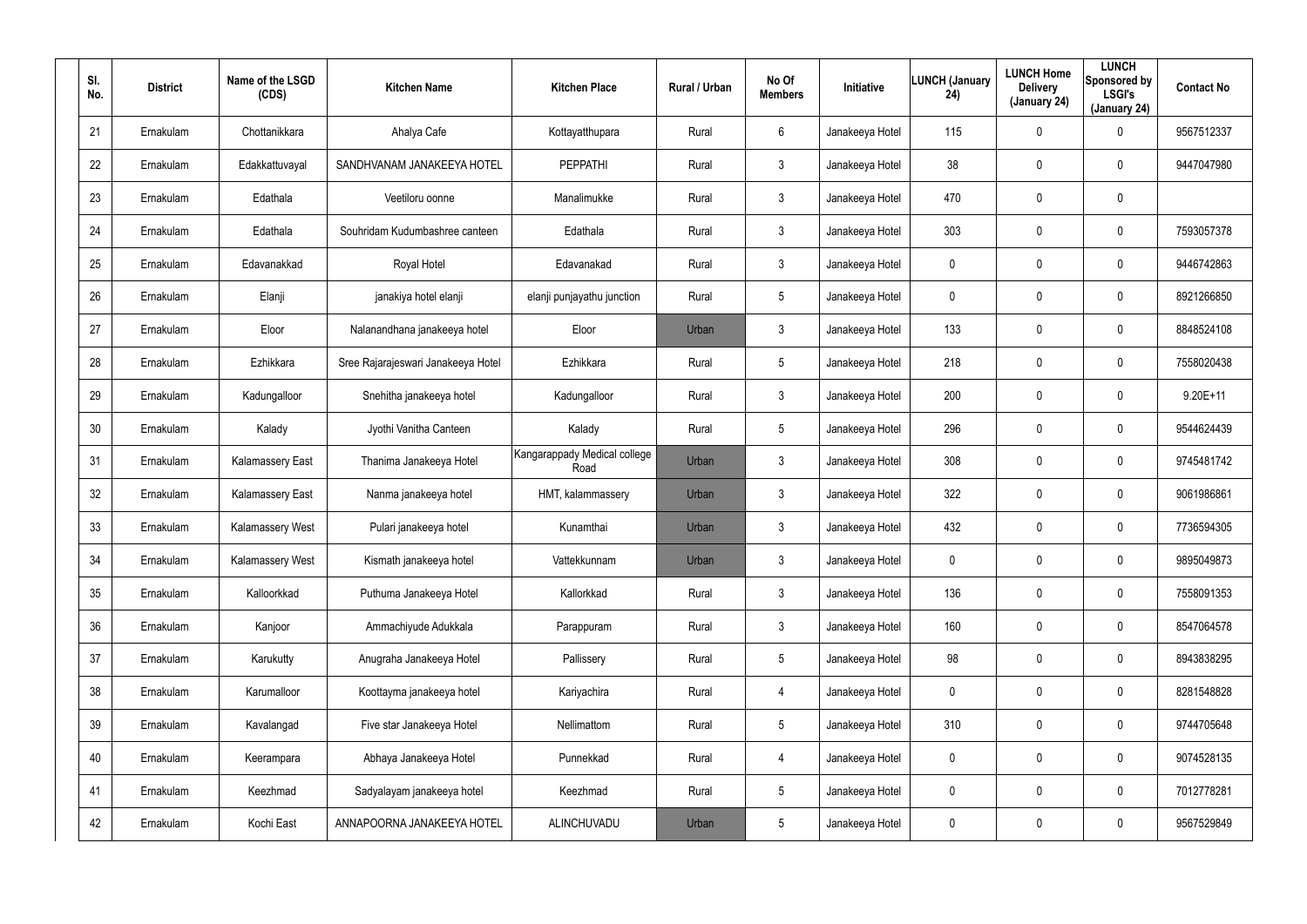| Sl. No. | District | Name of the LSGD (CDS) | Kitchen Name | Kitchen Place | Rural / Urban | No Of Members | Initiative | LUNCH (January 24) | LUNCH Home Delivery (January 24) | LUNCH Sponsored by LSGI's (January 24) | Contact No |
|---|---|---|---|---|---|---|---|---|---|---|---|
| 21 | Ernakulam | Chottanikkara | Ahalya Cafe | Kottayatthupara | Rural | 6 | Janakeeya Hotel | 115 | 0 | 0 | 9567512337 |
| 22 | Ernakulam | Edakkattuvayal | SANDHVANAM JANAKEEYA HOTEL | PEPPATHI | Rural | 3 | Janakeeya Hotel | 38 | 0 | 0 | 9447047980 |
| 23 | Ernakulam | Edathala | Veetiloru oonne | Manalimukke | Rural | 3 | Janakeeya Hotel | 470 | 0 | 0 | |
| 24 | Ernakulam | Edathala | Souhridam Kudumbashree canteen | Edathala | Rural | 3 | Janakeeya Hotel | 303 | 0 | 0 | 7593057378 |
| 25 | Ernakulam | Edavanakkad | Royal Hotel | Edavanakad | Rural | 3 | Janakeeya Hotel | 0 | 0 | 0 | 9446742863 |
| 26 | Ernakulam | Elanji | janakiya hotel elanji | elanji punjayathu junction | Rural | 5 | Janakeeya Hotel | 0 | 0 | 0 | 8921266850 |
| 27 | Ernakulam | Eloor | Nalanandhana janakeeya hotel | Eloor | Urban | 3 | Janakeeya Hotel | 133 | 0 | 0 | 8848524108 |
| 28 | Ernakulam | Ezhikkara | Sree Rajarajeswari Janakeeya Hotel | Ezhikkara | Rural | 5 | Janakeeya Hotel | 218 | 0 | 0 | 7558020438 |
| 29 | Ernakulam | Kadungalloor | Snehitha janakeeya hotel | Kadungalloor | Rural | 3 | Janakeeya Hotel | 200 | 0 | 0 | 9.20E+11 |
| 30 | Ernakulam | Kalady | Jyothi Vanitha Canteen | Kalady | Rural | 5 | Janakeeya Hotel | 296 | 0 | 0 | 9544624439 |
| 31 | Ernakulam | Kalamassery East | Thanima Janakeeya Hotel | Kangarappady Medical college Road | Urban | 3 | Janakeeya Hotel | 308 | 0 | 0 | 9745481742 |
| 32 | Ernakulam | Kalamassery East | Nanma janakeeya hotel | HMT, kalammassery | Urban | 3 | Janakeeya Hotel | 322 | 0 | 0 | 9061986861 |
| 33 | Ernakulam | Kalamassery West | Pulari janakeeya hotel | Kunamthai | Urban | 3 | Janakeeya Hotel | 432 | 0 | 0 | 7736594305 |
| 34 | Ernakulam | Kalamassery West | Kismath janakeeya hotel | Vattekkunnam | Urban | 3 | Janakeeya Hotel | 0 | 0 | 0 | 9895049873 |
| 35 | Ernakulam | Kalloorkkad | Puthuma Janakeeya Hotel | Kallorkkad | Rural | 3 | Janakeeya Hotel | 136 | 0 | 0 | 7558091353 |
| 36 | Ernakulam | Kanjoor | Ammachiyude Adukkala | Parappuram | Rural | 3 | Janakeeya Hotel | 160 | 0 | 0 | 8547064578 |
| 37 | Ernakulam | Karukutty | Anugraha Janakeeya Hotel | Pallissery | Rural | 5 | Janakeeya Hotel | 98 | 0 | 0 | 8943838295 |
| 38 | Ernakulam | Karumalloor | Koottayma janakeeya hotel | Kariyachira | Rural | 4 | Janakeeya Hotel | 0 | 0 | 0 | 8281548828 |
| 39 | Ernakulam | Kavalangad | Five star Janakeeya Hotel | Nellimattom | Rural | 5 | Janakeeya Hotel | 310 | 0 | 0 | 9744705648 |
| 40 | Ernakulam | Keerampara | Abhaya Janakeeya Hotel | Punnekkad | Rural | 4 | Janakeeya Hotel | 0 | 0 | 0 | 9074528135 |
| 41 | Ernakulam | Keezhmad | Sadyalayam janakeeya hotel | Keezhmad | Rural | 5 | Janakeeya Hotel | 0 | 0 | 0 | 7012778281 |
| 42 | Ernakulam | Kochi East | ANNAPOORNA JANAKEEYA HOTEL | ALINCHUVADU | Urban | 5 | Janakeeya Hotel | 0 | 0 | 0 | 9567529849 |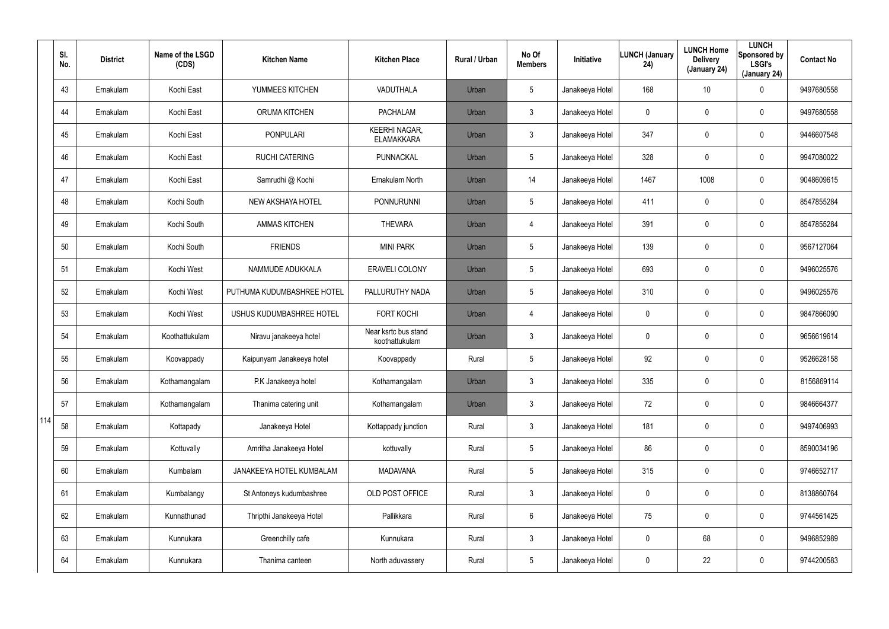| Sl. No. | District | Name of the LSGD (CDS) | Kitchen Name | Kitchen Place | Rural / Urban | No Of Members | Initiative | LUNCH (January 24) | LUNCH Home Delivery (January 24) | LUNCH Sponsored by LSGI's (January 24) | Contact No |
|---|---|---|---|---|---|---|---|---|---|---|---|
| 43 | Ernakulam | Kochi East | YUMMEES KITCHEN | VADUTHALA | Urban | 5 | Janakeeya Hotel | 168 | 10 | 0 | 9497680558 |
| 44 | Ernakulam | Kochi East | ORUMA KITCHEN | PACHALAM | Urban | 3 | Janakeeya Hotel | 0 | 0 | 0 | 9497680558 |
| 45 | Ernakulam | Kochi East | PONPULARI | KEERHI NAGAR, ELAMAKKARA | Urban | 3 | Janakeeya Hotel | 347 | 0 | 0 | 9446607548 |
| 46 | Ernakulam | Kochi East | RUCHI CATERING | PUNNACKAL | Urban | 5 | Janakeeya Hotel | 328 | 0 | 0 | 9947080022 |
| 47 | Ernakulam | Kochi East | Samrudhi @ Kochi | Ernakulam North | Urban | 14 | Janakeeya Hotel | 1467 | 1008 | 0 | 9048609615 |
| 48 | Ernakulam | Kochi South | NEW AKSHAYA HOTEL | PONNURUNNI | Urban | 5 | Janakeeya Hotel | 411 | 0 | 0 | 8547855284 |
| 49 | Ernakulam | Kochi South | AMMAS KITCHEN | THEVARA | Urban | 4 | Janakeeya Hotel | 391 | 0 | 0 | 8547855284 |
| 50 | Ernakulam | Kochi South | FRIENDS | MINI PARK | Urban | 5 | Janakeeya Hotel | 139 | 0 | 0 | 9567127064 |
| 51 | Ernakulam | Kochi West | NAMMUDE ADUKKALA | ERAVELI COLONY | Urban | 5 | Janakeeya Hotel | 693 | 0 | 0 | 9496025576 |
| 52 | Ernakulam | Kochi West | PUTHUMA KUDUMBASHREE HOTEL | PALLURUTHY NADA | Urban | 5 | Janakeeya Hotel | 310 | 0 | 0 | 9496025576 |
| 53 | Ernakulam | Kochi West | USHUS KUDUMBASHREE HOTEL | FORT KOCHI | Urban | 4 | Janakeeya Hotel | 0 | 0 | 0 | 9847866090 |
| 54 | Ernakulam | Koothattukulam | Niravu janakeeya hotel | Near ksrtc bus stand koothattukulam | Urban | 3 | Janakeeya Hotel | 0 | 0 | 0 | 9656619614 |
| 55 | Ernakulam | Koovappady | Kaipunyam Janakeeya hotel | Koovappady | Rural | 5 | Janakeeya Hotel | 92 | 0 | 0 | 9526628158 |
| 56 | Ernakulam | Kothamangalam | P.K Janakeeya hotel | Kothamangalam | Urban | 3 | Janakeeya Hotel | 335 | 0 | 0 | 8156869114 |
| 57 | Ernakulam | Kothamangalam | Thanima catering unit | Kothamangalam | Urban | 3 | Janakeeya Hotel | 72 | 0 | 0 | 9846664377 |
| 58 | Ernakulam | Kottapady | Janakeeya Hotel | Kottappady junction | Rural | 3 | Janakeeya Hotel | 181 | 0 | 0 | 9497406993 |
| 59 | Ernakulam | Kottuvally | Amritha Janakeeya Hotel | kottuvally | Rural | 5 | Janakeeya Hotel | 86 | 0 | 0 | 8590034196 |
| 60 | Ernakulam | Kumbalam | JANAKEEYA HOTEL KUMBALAM | MADAVANA | Rural | 5 | Janakeeya Hotel | 315 | 0 | 0 | 9746652717 |
| 61 | Ernakulam | Kumbalangy | St Antoneys kudumbashree | OLD POST OFFICE | Rural | 3 | Janakeeya Hotel | 0 | 0 | 0 | 8138860764 |
| 62 | Ernakulam | Kunnathunad | Thripthi Janakeeya Hotel | Pallikkara | Rural | 6 | Janakeeya Hotel | 75 | 0 | 0 | 9744561425 |
| 63 | Ernakulam | Kunnukara | Greenchilly cafe | Kunnukara | Rural | 3 | Janakeeya Hotel | 0 | 68 | 0 | 9496852989 |
| 64 | Ernakulam | Kunnukara | Thanima canteen | North aduvassery | Rural | 5 | Janakeeya Hotel | 0 | 22 | 0 | 9744200583 |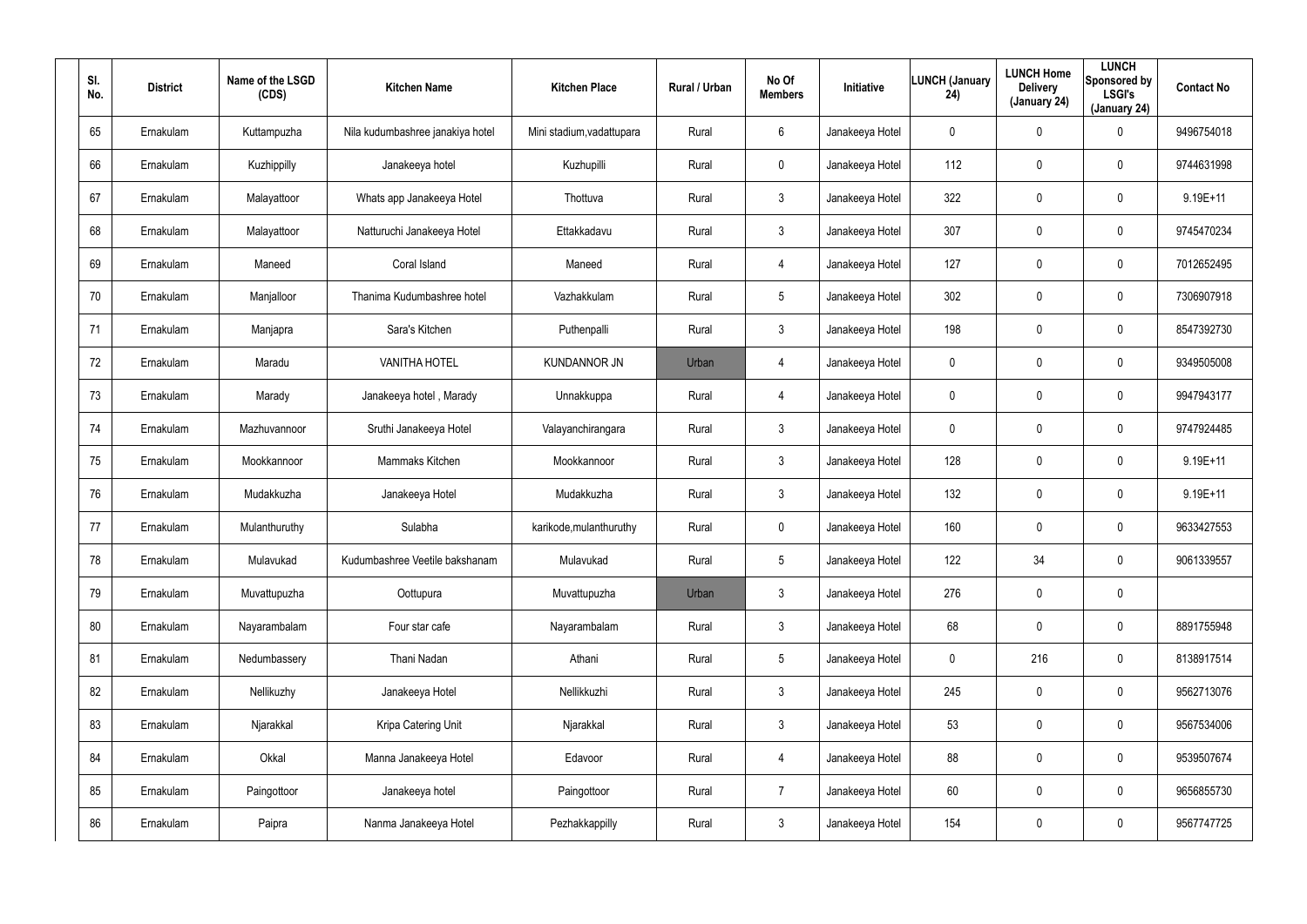| Sl. No. | District | Name of the LSGD (CDS) | Kitchen Name | Kitchen Place | Rural / Urban | No Of Members | Initiative | LUNCH (January 24) | LUNCH Home Delivery (January 24) | LUNCH Sponsored by LSGI's (January 24) | Contact No |
|---|---|---|---|---|---|---|---|---|---|---|---|
| 65 | Ernakulam | Kuttampuzha | Nila kudumbashree janakiya hotel | Mini stadium,vadattupara | Rural | 6 | Janakeeya Hotel | 0 | 0 | 0 | 9496754018 |
| 66 | Ernakulam | Kuzhippilly | Janakeeya hotel | Kuzhupilli | Rural | 0 | Janakeeya Hotel | 112 | 0 | 0 | 9744631998 |
| 67 | Ernakulam | Malayattoor | Whats app Janakeeya Hotel | Thottuva | Rural | 3 | Janakeeya Hotel | 322 | 0 | 0 | 9.19E+11 |
| 68 | Ernakulam | Malayattoor | Natturuchi Janakeeya Hotel | Ettakkadavu | Rural | 3 | Janakeeya Hotel | 307 | 0 | 0 | 9745470234 |
| 69 | Ernakulam | Maneed | Coral Island | Maneed | Rural | 4 | Janakeeya Hotel | 127 | 0 | 0 | 7012652495 |
| 70 | Ernakulam | Manjalloor | Thanima Kudumbashree hotel | Vazhakkulam | Rural | 5 | Janakeeya Hotel | 302 | 0 | 0 | 7306907918 |
| 71 | Ernakulam | Manjapra | Sara's Kitchen | Puthenpalli | Rural | 3 | Janakeeya Hotel | 198 | 0 | 0 | 8547392730 |
| 72 | Ernakulam | Maradu | VANITHA HOTEL | KUNDANNOR JN | Urban | 4 | Janakeeya Hotel | 0 | 0 | 0 | 9349505008 |
| 73 | Ernakulam | Marady | Janakeeya hotel , Marady | Unnakkuppa | Rural | 4 | Janakeeya Hotel | 0 | 0 | 0 | 9947943177 |
| 74 | Ernakulam | Mazhuvannoor | Sruthi Janakeeya Hotel | Valayanchirangara | Rural | 3 | Janakeeya Hotel | 0 | 0 | 0 | 9747924485 |
| 75 | Ernakulam | Mookkannoor | Mammaks Kitchen | Mookkannoor | Rural | 3 | Janakeeya Hotel | 128 | 0 | 0 | 9.19E+11 |
| 76 | Ernakulam | Mudakkuzha | Janakeeya Hotel | Mudakkuzha | Rural | 3 | Janakeeya Hotel | 132 | 0 | 0 | 9.19E+11 |
| 77 | Ernakulam | Mulanthuruthy | Sulabha | karikode,mulanthuruthy | Rural | 0 | Janakeeya Hotel | 160 | 0 | 0 | 9633427553 |
| 78 | Ernakulam | Mulavukad | Kudumbashree Veetile bakshanam | Mulavukad | Rural | 5 | Janakeeya Hotel | 122 | 34 | 0 | 9061339557 |
| 79 | Ernakulam | Muvattupuzha | Oottupura | Muvattupuzha | Urban | 3 | Janakeeya Hotel | 276 | 0 | 0 | |
| 80 | Ernakulam | Nayarambalam | Four star cafe | Nayarambalam | Rural | 3 | Janakeeya Hotel | 68 | 0 | 0 | 8891755948 |
| 81 | Ernakulam | Nedumbassery | Thani Nadan | Athani | Rural | 5 | Janakeeya Hotel | 0 | 216 | 0 | 8138917514 |
| 82 | Ernakulam | Nellikuzhy | Janakeeya Hotel | Nellikkuzhi | Rural | 3 | Janakeeya Hotel | 245 | 0 | 0 | 9562713076 |
| 83 | Ernakulam | Njarakkal | Kripa Catering Unit | Njarakkal | Rural | 3 | Janakeeya Hotel | 53 | 0 | 0 | 9567534006 |
| 84 | Ernakulam | Okkal | Manna Janakeeya Hotel | Edavoor | Rural | 4 | Janakeeya Hotel | 88 | 0 | 0 | 9539507674 |
| 85 | Ernakulam | Paingottoor | Janakeeya hotel | Paingottoor | Rural | 7 | Janakeeya Hotel | 60 | 0 | 0 | 9656855730 |
| 86 | Ernakulam | Paipra | Nanma Janakeeya Hotel | Pezhakkappilly | Rural | 3 | Janakeeya Hotel | 154 | 0 | 0 | 9567747725 |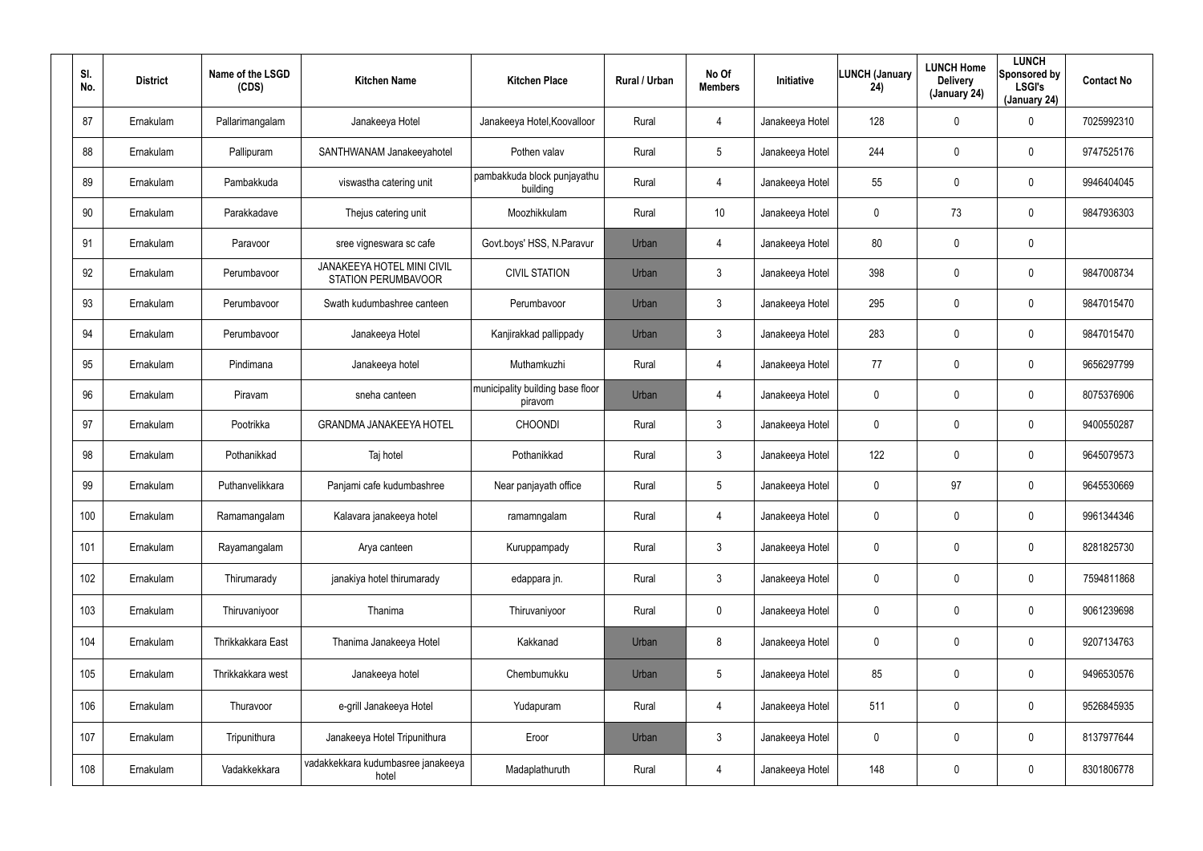| Sl. No. | District | Name of the LSGD (CDS) | Kitchen Name | Kitchen Place | Rural / Urban | No Of Members | Initiative | LUNCH (January 24) | LUNCH Home Delivery (January 24) | LUNCH Sponsored by LSGI's (January 24) | Contact No |
|---|---|---|---|---|---|---|---|---|---|---|---|
| 87 | Ernakulam | Pallarimangalam | Janakeeya Hotel | Janakeeya Hotel,Koovalloor | Rural | 4 | Janakeeya Hotel | 128 | 0 | 0 | 7025992310 |
| 88 | Ernakulam | Pallipuram | SANTHWANAM Janakeeyahotel | Pothen valav | Rural | 5 | Janakeeya Hotel | 244 | 0 | 0 | 9747525176 |
| 89 | Ernakulam | Pambakkuda | viswastha catering unit | pambakkuda block punjayathu building | Rural | 4 | Janakeeya Hotel | 55 | 0 | 0 | 9946404045 |
| 90 | Ernakulam | Parakkadave | Thejus catering unit | Moozhikkulam | Rural | 10 | Janakeeya Hotel | 0 | 73 | 0 | 9847936303 |
| 91 | Ernakulam | Paravoor | sree vigneswara sc cafe | Govt.boys' HSS, N.Paravur | Urban | 4 | Janakeeya Hotel | 80 | 0 | 0 | |
| 92 | Ernakulam | Perumbavoor | JANAKEEYA HOTEL MINI CIVIL STATION PERUMBAVOOR | CIVIL STATION | Urban | 3 | Janakeeya Hotel | 398 | 0 | 0 | 9847008734 |
| 93 | Ernakulam | Perumbavoor | Swath kudumbashree canteen | Perumbavoor | Urban | 3 | Janakeeya Hotel | 295 | 0 | 0 | 9847015470 |
| 94 | Ernakulam | Perumbavoor | Janakeeya Hotel | Kanjirakkad pallippady | Urban | 3 | Janakeeya Hotel | 283 | 0 | 0 | 9847015470 |
| 95 | Ernakulam | Pindimana | Janakeeya hotel | Muthamkuzhi | Rural | 4 | Janakeeya Hotel | 77 | 0 | 0 | 9656297799 |
| 96 | Ernakulam | Piravam | sneha canteen | municipality building base floor piravom | Urban | 4 | Janakeeya Hotel | 0 | 0 | 0 | 8075376906 |
| 97 | Ernakulam | Pootrikka | GRANDMA JANAKEEYA HOTEL | CHOONDI | Rural | 3 | Janakeeya Hotel | 0 | 0 | 0 | 9400550287 |
| 98 | Ernakulam | Pothanikkad | Taj hotel | Pothanikkad | Rural | 3 | Janakeeya Hotel | 122 | 0 | 0 | 9645079573 |
| 99 | Ernakulam | Puthanvelikkara | Panjami cafe kudumbashree | Near panjayath office | Rural | 5 | Janakeeya Hotel | 0 | 97 | 0 | 9645530669 |
| 100 | Ernakulam | Ramamangalam | Kalavara janakeeya hotel | ramamngalam | Rural | 4 | Janakeeya Hotel | 0 | 0 | 0 | 9961344346 |
| 101 | Ernakulam | Rayamangalam | Arya canteen | Kuruppampady | Rural | 3 | Janakeeya Hotel | 0 | 0 | 0 | 8281825730 |
| 102 | Ernakulam | Thirumarady | janakiya hotel thirumarady | edappara jn. | Rural | 3 | Janakeeya Hotel | 0 | 0 | 0 | 7594811868 |
| 103 | Ernakulam | Thiruvaniyoor | Thanima | Thiruvaniyoor | Rural | 0 | Janakeeya Hotel | 0 | 0 | 0 | 9061239698 |
| 104 | Ernakulam | Thrikkakkara East | Thanima Janakeeya Hotel | Kakkanad | Urban | 8 | Janakeeya Hotel | 0 | 0 | 0 | 9207134763 |
| 105 | Ernakulam | Thrikkakkara west | Janakeeya hotel | Chembumukku | Urban | 5 | Janakeeya Hotel | 85 | 0 | 0 | 9496530576 |
| 106 | Ernakulam | Thuravoor | e-grill Janakeeya Hotel | Yudapuram | Rural | 4 | Janakeeya Hotel | 511 | 0 | 0 | 9526845935 |
| 107 | Ernakulam | Tripunithura | Janakeeya Hotel Tripunithura | Eroor | Urban | 3 | Janakeeya Hotel | 0 | 0 | 0 | 8137977644 |
| 108 | Ernakulam | Vadakkekkara | vadakkekkara kudumbasree janakeeya hotel | Madaplathuruth | Rural | 4 | Janakeeya Hotel | 148 | 0 | 0 | 8301806778 |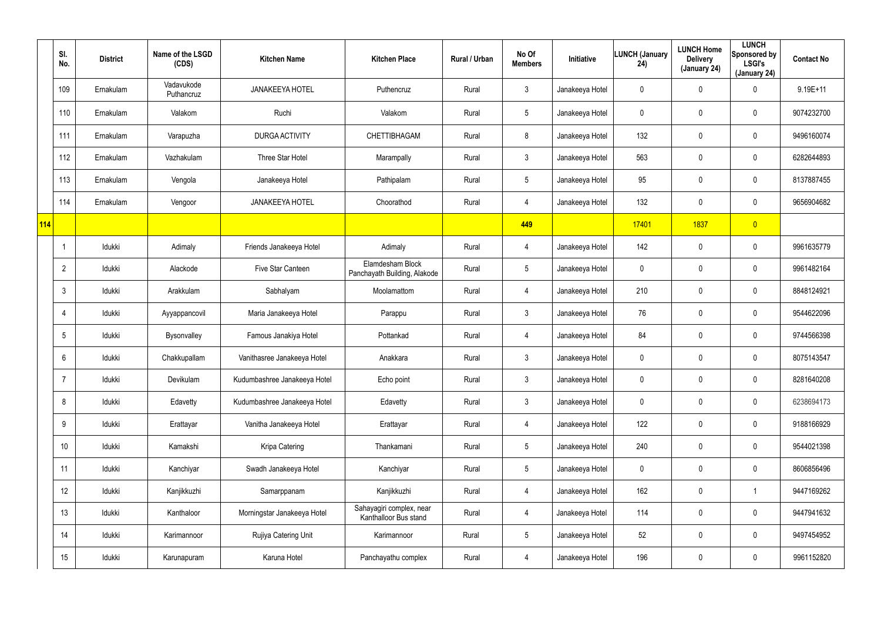| | Sl. No. | District | Name of the LSGD (CDS) | Kitchen Name | Kitchen Place | Rural / Urban | No Of Members | Initiative | LUNCH (January 24) | LUNCH Home Delivery (January 24) | LUNCH Sponsored by LSGI's (January 24) | Contact No |
|---|---|---|---|---|---|---|---|---|---|---|---|---|
| | 109 | Ernakulam | Vadavukode Puthancruz | JANAKEEYA HOTEL | Puthencruz | Rural | 3 | Janakeeya Hotel | 0 | 0 | 0 | 9.19E+11 |
| | 110 | Ernakulam | Valakom | Ruchi | Valakom | Rural | 5 | Janakeeya Hotel | 0 | 0 | 0 | 9074232700 |
| | 111 | Ernakulam | Varapuzha | DURGA ACTIVITY | CHETTIBHAGAM | Rural | 8 | Janakeeya Hotel | 132 | 0 | 0 | 9496160074 |
| | 112 | Ernakulam | Vazhakulam | Three Star Hotel | Marampally | Rural | 3 | Janakeeya Hotel | 563 | 0 | 0 | 6282644893 |
| | 113 | Ernakulam | Vengola | Janakeeya Hotel | Pathipalam | Rural | 5 | Janakeeya Hotel | 95 | 0 | 0 | 8137887455 |
| | 114 | Ernakulam | Vengoor | JANAKEEYA HOTEL | Choorathod | Rural | 4 | Janakeeya Hotel | 132 | 0 | 0 | 9656904682 |
| 114 | | | | | | | 449 | | 17401 | 1837 | 0 | |
| | 1 | Idukki | Adimaly | Friends Janakeeya Hotel | Adimaly | Rural | 4 | Janakeeya Hotel | 142 | 0 | 0 | 9961635779 |
| | 2 | Idukki | Alackode | Five Star Canteen | Elamdesham Block Panchayath Building, Alakode | Rural | 5 | Janakeeya Hotel | 0 | 0 | 0 | 9961482164 |
| | 3 | Idukki | Arakkulam | Sabhalyam | Moolamattom | Rural | 4 | Janakeeya Hotel | 210 | 0 | 0 | 8848124921 |
| | 4 | Idukki | Ayyappancovil | Maria Janakeeya Hotel | Parappu | Rural | 3 | Janakeeya Hotel | 76 | 0 | 0 | 9544622096 |
| | 5 | Idukki | Bysonvalley | Famous Janakiya Hotel | Pottankad | Rural | 4 | Janakeeya Hotel | 84 | 0 | 0 | 9744566398 |
| | 6 | Idukki | Chakkupallam | Vanithasree Janakeeya Hotel | Anakkara | Rural | 3 | Janakeeya Hotel | 0 | 0 | 0 | 8075143547 |
| | 7 | Idukki | Devikulam | Kudumbashree Janakeeya Hotel | Echo point | Rural | 3 | Janakeeya Hotel | 0 | 0 | 0 | 8281640208 |
| | 8 | Idukki | Edavetty | Kudumbashree Janakeeya Hotel | Edavetty | Rural | 3 | Janakeeya Hotel | 0 | 0 | 0 | 6238694173 |
| | 9 | Idukki | Erattayar | Vanitha Janakeeya Hotel | Erattayar | Rural | 4 | Janakeeya Hotel | 122 | 0 | 0 | 9188166929 |
| | 10 | Idukki | Kamakshi | Kripa Catering | Thankamani | Rural | 5 | Janakeeya Hotel | 240 | 0 | 0 | 9544021398 |
| | 11 | Idukki | Kanchiyar | Swadh Janakeeya Hotel | Kanchiyar | Rural | 5 | Janakeeya Hotel | 0 | 0 | 0 | 8606856496 |
| | 12 | Idukki | Kanjikkuzhi | Samarppanam | Kanjikkuzhi | Rural | 4 | Janakeeya Hotel | 162 | 0 | 1 | 9447169262 |
| | 13 | Idukki | Kanthaloor | Morningstar Janakeeya Hotel | Sahayagiri complex, near Kanthalloor Bus stand | Rural | 4 | Janakeeya Hotel | 114 | 0 | 0 | 9447941632 |
| | 14 | Idukki | Karimannoor | Rujiya Catering Unit | Karimannoor | Rural | 5 | Janakeeya Hotel | 52 | 0 | 0 | 9497454952 |
| | 15 | Idukki | Karunapuram | Karuna Hotel | Panchayathu complex | Rural | 4 | Janakeeya Hotel | 196 | 0 | 0 | 9961152820 |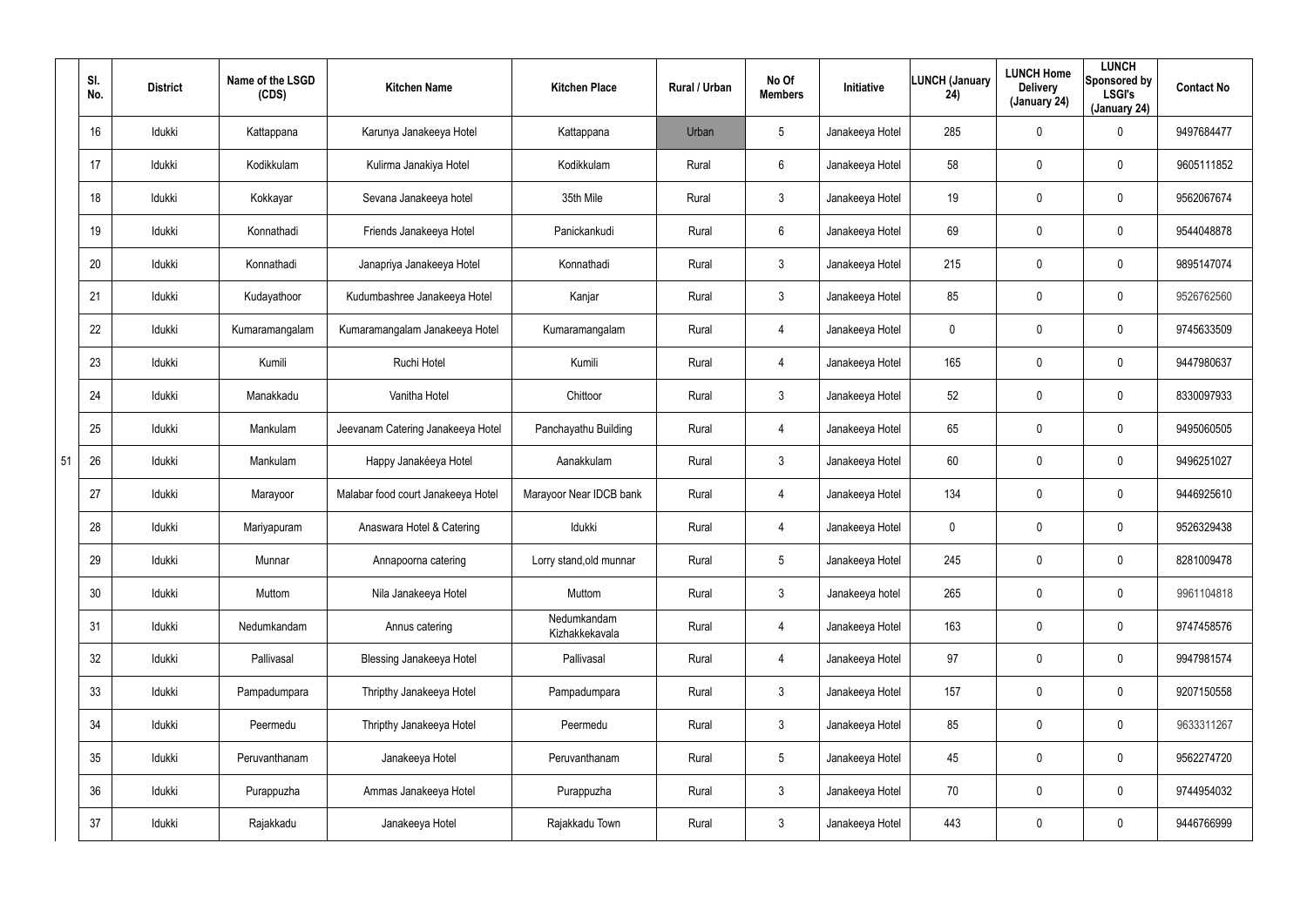| | Sl. No. | District | Name of the LSGD (CDS) | Kitchen Name | Kitchen Place | Rural / Urban | No Of Members | Initiative | LUNCH (January 24) | LUNCH Home Delivery (January 24) | LUNCH Sponsored by LSGI's (January 24) | Contact No |
|---|---|---|---|---|---|---|---|---|---|---|---|---|
| | 16 | Idukki | Kattappana | Karunya Janakeeya Hotel | Kattappana | Urban | 5 | Janakeeya Hotel | 285 | 0 | 0 | 9497684477 |
| | 17 | Idukki | Kodikkulam | Kulirma Janakiya Hotel | Kodikkulam | Rural | 6 | Janakeeya Hotel | 58 | 0 | 0 | 9605111852 |
| | 18 | Idukki | Kokkayar | Sevana Janakeeya hotel | 35th Mile | Rural | 3 | Janakeeya Hotel | 19 | 0 | 0 | 9562067674 |
| | 19 | Idukki | Konnathadi | Friends Janakeeya Hotel | Panickankudi | Rural | 6 | Janakeeya Hotel | 69 | 0 | 0 | 9544048878 |
| | 20 | Idukki | Konnathadi | Janapriya Janakeeya Hotel | Konnathadi | Rural | 3 | Janakeeya Hotel | 215 | 0 | 0 | 9895147074 |
| | 21 | Idukki | Kudayathoor | Kudumbashree Janakeeya Hotel | Kanjar | Rural | 3 | Janakeeya Hotel | 85 | 0 | 0 | 9526762560 |
| | 22 | Idukki | Kumaramangalam | Kumaramangalam Janakeeya Hotel | Kumaramangalam | Rural | 4 | Janakeeya Hotel | 0 | 0 | 0 | 9745633509 |
| | 23 | Idukki | Kumili | Ruchi Hotel | Kumili | Rural | 4 | Janakeeya Hotel | 165 | 0 | 0 | 9447980637 |
| | 24 | Idukki | Manakkadu | Vanitha Hotel | Chittoor | Rural | 3 | Janakeeya Hotel | 52 | 0 | 0 | 8330097933 |
| | 25 | Idukki | Mankulam | Jeevanam Catering Janakeeya Hotel | Panchayathu Building | Rural | 4 | Janakeeya Hotel | 65 | 0 | 0 | 9495060505 |
| 51 | 26 | Idukki | Mankulam | Happy Janakéeya Hotel | Aanakkulam | Rural | 3 | Janakeeya Hotel | 60 | 0 | 0 | 9496251027 |
| | 27 | Idukki | Marayoor | Malabar food court Janakeeya Hotel | Marayoor Near IDCB bank | Rural | 4 | Janakeeya Hotel | 134 | 0 | 0 | 9446925610 |
| | 28 | Idukki | Mariyapuram | Anaswara Hotel & Catering | Idukki | Rural | 4 | Janakeeya Hotel | 0 | 0 | 0 | 9526329438 |
| | 29 | Idukki | Munnar | Annapoorna catering | Lorry stand,old munnar | Rural | 5 | Janakeeya Hotel | 245 | 0 | 0 | 8281009478 |
| | 30 | Idukki | Muttom | Nila Janakeeya Hotel | Muttom | Rural | 3 | Janakeeya hotel | 265 | 0 | 0 | 9961104818 |
| | 31 | Idukki | Nedumkandam | Annus catering | Nedumkandam Kizhakkekavala | Rural | 4 | Janakeeya Hotel | 163 | 0 | 0 | 9747458576 |
| | 32 | Idukki | Pallivasal | Blessing Janakeeya Hotel | Pallivasal | Rural | 4 | Janakeeya Hotel | 97 | 0 | 0 | 9947981574 |
| | 33 | Idukki | Pampadumpara | Thripthy Janakeeya Hotel | Pampadumpara | Rural | 3 | Janakeeya Hotel | 157 | 0 | 0 | 9207150558 |
| | 34 | Idukki | Peermedu | Thripthy Janakeeya Hotel | Peermedu | Rural | 3 | Janakeeya Hotel | 85 | 0 | 0 | 9633311267 |
| | 35 | Idukki | Peruvanthanam | Janakeeya Hotel | Peruvanthanam | Rural | 5 | Janakeeya Hotel | 45 | 0 | 0 | 9562274720 |
| | 36 | Idukki | Purappuzha | Ammas Janakeeya Hotel | Purappuzha | Rural | 3 | Janakeeya Hotel | 70 | 0 | 0 | 9744954032 |
| | 37 | Idukki | Rajakkadu | Janakeeya Hotel | Rajakkadu Town | Rural | 3 | Janakeeya Hotel | 443 | 0 | 0 | 9446766999 |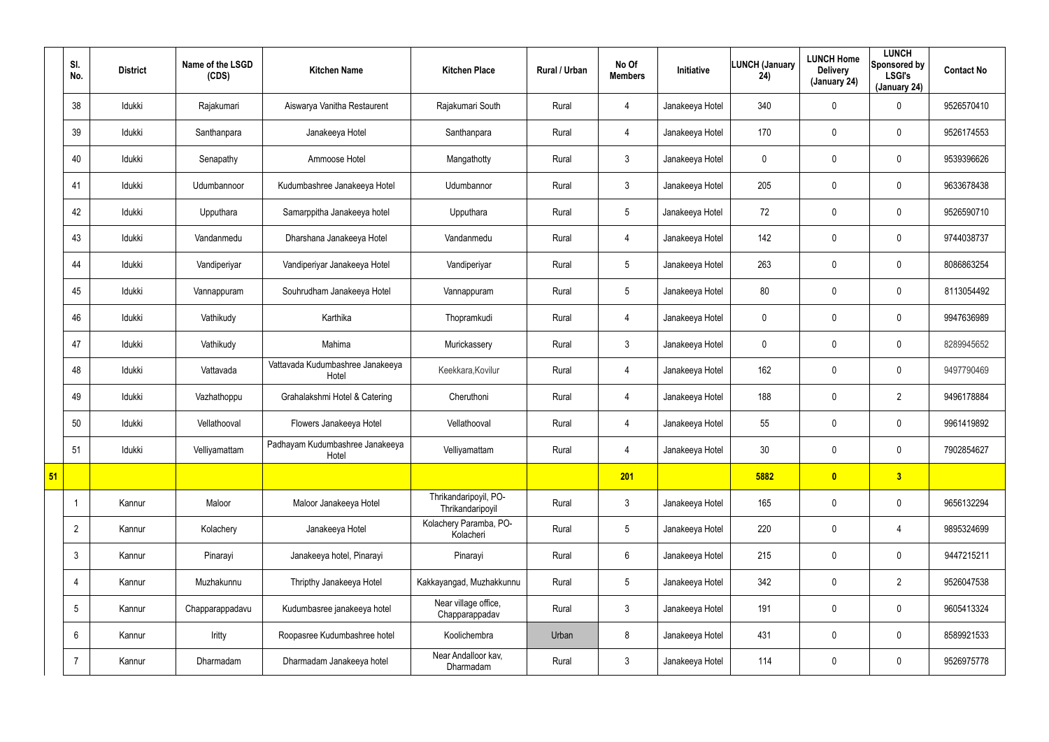|  | Sl. No. | District | Name of the LSGD (CDS) | Kitchen Name | Kitchen Place | Rural / Urban | No Of Members | Initiative | LUNCH (January 24) | LUNCH Home Delivery (January 24) | LUNCH Sponsored by LSGI's (January 24) | Contact No |
|---|---|---|---|---|---|---|---|---|---|---|---|---|
|  | 38 | Idukki | Rajakumari | Aiswarya Vanitha Restaurent | Rajakumari South | Rural | 4 | Janakeeya Hotel | 340 | 0 | 0 | 9526570410 |
|  | 39 | Idukki | Santhanpara | Janakeeya Hotel | Santhanpara | Rural | 4 | Janakeeya Hotel | 170 | 0 | 0 | 9526174553 |
|  | 40 | Idukki | Senapathy | Ammoose Hotel | Mangathotty | Rural | 3 | Janakeeya Hotel | 0 | 0 | 0 | 9539396626 |
|  | 41 | Idukki | Udumbannoor | Kudumbashree Janakeeya Hotel | Udumbannor | Rural | 3 | Janakeeya Hotel | 205 | 0 | 0 | 9633678438 |
|  | 42 | Idukki | Upputhara | Samarppitha Janakeeya hotel | Upputhara | Rural | 5 | Janakeeya Hotel | 72 | 0 | 0 | 9526590710 |
|  | 43 | Idukki | Vandanmedu | Dharshana Janakeeya Hotel | Vandanmedu | Rural | 4 | Janakeeya Hotel | 142 | 0 | 0 | 9744038737 |
|  | 44 | Idukki | Vandiperiyar | Vandiperiyar Janakeeya Hotel | Vandiperiyar | Rural | 5 | Janakeeya Hotel | 263 | 0 | 0 | 8086863254 |
|  | 45 | Idukki | Vannappuram | Souhrudham Janakeeya Hotel | Vannappuram | Rural | 5 | Janakeeya Hotel | 80 | 0 | 0 | 8113054492 |
|  | 46 | Idukki | Vathikudy | Karthika | Thopramkudi | Rural | 4 | Janakeeya Hotel | 0 | 0 | 0 | 9947636989 |
|  | 47 | Idukki | Vathikudy | Mahima | Murickassery | Rural | 3 | Janakeeya Hotel | 0 | 0 | 0 | 8289945652 |
|  | 48 | Idukki | Vattavada | Vattavada Kudumbashree Janakeeya Hotel | Keekkara,Kovilur | Rural | 4 | Janakeeya Hotel | 162 | 0 | 0 | 9497790469 |
|  | 49 | Idukki | Vazhathoppu | Grahalakshmi Hotel & Catering | Cheruthoni | Rural | 4 | Janakeeya Hotel | 188 | 0 | 2 | 9496178884 |
|  | 50 | Idukki | Vellathooval | Flowers Janakeeya Hotel | Vellathooval | Rural | 4 | Janakeeya Hotel | 55 | 0 | 0 | 9961419892 |
|  | 51 | Idukki | Velliyamattam | Padhayam Kudumbashree Janakeeya Hotel | Velliyamattam | Rural | 4 | Janakeeya Hotel | 30 | 0 | 0 | 7902854627 |
| **51** |  |  |  |  |  |  | **201** |  | **5882** | **0** | **3** |  |
|  | 1 | Kannur | Maloor | Maloor Janakeeya Hotel | Thrikandaripoyil, PO-Thrikandaripoyil | Rural | 3 | Janakeeya Hotel | 165 | 0 | 0 | 9656132294 |
|  | 2 | Kannur | Kolachery | Janakeeya Hotel | Kolachery Paramba, PO-Kolacheri | Rural | 5 | Janakeeya Hotel | 220 | 0 | 4 | 9895324699 |
|  | 3 | Kannur | Pinarayi | Janakeeya hotel, Pinarayi | Pinarayi | Rural | 6 | Janakeeya Hotel | 215 | 0 | 0 | 9447215211 |
|  | 4 | Kannur | Muzhakunnu | Thripthy Janakeeya Hotel | Kakkayangad, Muzhakkunnu | Rural | 5 | Janakeeya Hotel | 342 | 0 | 2 | 9526047538 |
|  | 5 | Kannur | Chapparappadavu | Kudumbasree janakeeya hotel | Near village office, Chapparappadav | Rural | 3 | Janakeeya Hotel | 191 | 0 | 0 | 9605413324 |
|  | 6 | Kannur | Iritty | Roopasree Kudumbashree hotel | Koolichembra | Urban | 8 | Janakeeya Hotel | 431 | 0 | 0 | 8589921533 |
|  | 7 | Kannur | Dharmadam | Dharmadam Janakeeya hotel | Near Andalloor kav, Dharmadam | Rural | 3 | Janakeeya Hotel | 114 | 0 | 0 | 9526975778 |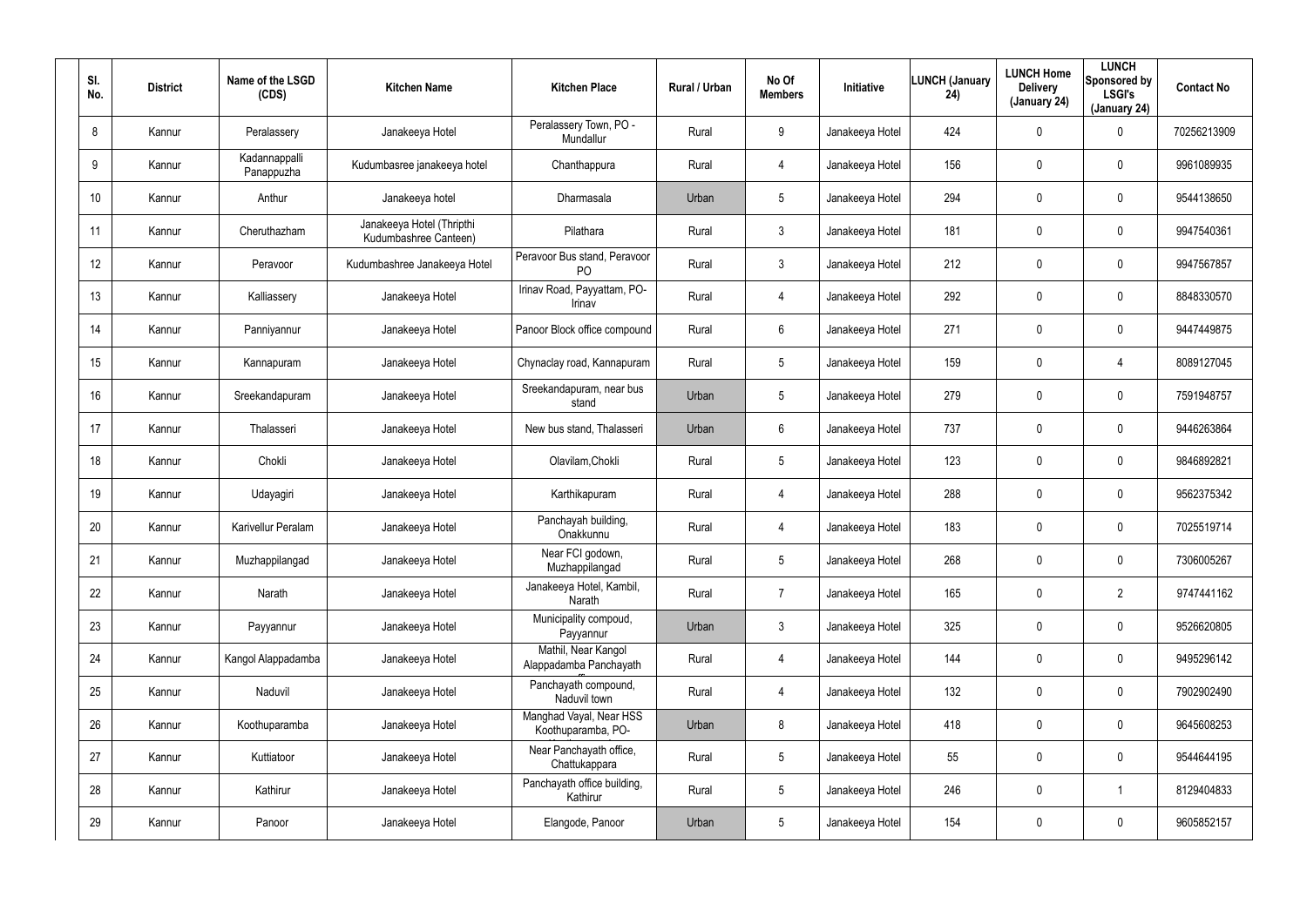| Sl. No. | District | Name of the LSGD (CDS) | Kitchen Name | Kitchen Place | Rural / Urban | No Of Members | Initiative | LUNCH (January 24) | LUNCH Home Delivery (January 24) | LUNCH Sponsored by LSGI's (January 24) | Contact No |
|---|---|---|---|---|---|---|---|---|---|---|---|
| 8 | Kannur | Peralassery | Janakeeya Hotel | Peralassery Town, PO - Mundallur | Rural | 9 | Janakeeya Hotel | 424 | 0 | 0 | 70256213909 |
| 9 | Kannur | Kadannappalli Panappuzha | Kudumbasree janakeeya hotel | Chanthappura | Rural | 4 | Janakeeya Hotel | 156 | 0 | 0 | 9961089935 |
| 10 | Kannur | Anthur | Janakeeya hotel | Dharmasala | Urban | 5 | Janakeeya Hotel | 294 | 0 | 0 | 9544138650 |
| 11 | Kannur | Cheruthazham | Janakeeya Hotel (Thripthi Kudumbashree Canteen) | Pilathara | Rural | 3 | Janakeeya Hotel | 181 | 0 | 0 | 9947540361 |
| 12 | Kannur | Peravoor | Kudumbashree Janakeeya Hotel | Peravoor Bus stand, Peravoor PO | Rural | 3 | Janakeeya Hotel | 212 | 0 | 0 | 9947567857 |
| 13 | Kannur | Kalliassery | Janakeeya Hotel | Irinav Road, Payyattam, PO-Irinav | Rural | 4 | Janakeeya Hotel | 292 | 0 | 0 | 8848330570 |
| 14 | Kannur | Panniyannur | Janakeeya Hotel | Panoor Block office compound | Rural | 6 | Janakeeya Hotel | 271 | 0 | 0 | 9447449875 |
| 15 | Kannur | Kannapuram | Janakeeya Hotel | Chynaclay road, Kannapuram | Rural | 5 | Janakeeya Hotel | 159 | 0 | 4 | 8089127045 |
| 16 | Kannur | Sreekandapuram | Janakeeya Hotel | Sreekandapuram, near bus stand | Urban | 5 | Janakeeya Hotel | 279 | 0 | 0 | 7591948757 |
| 17 | Kannur | Thalasseri | Janakeeya Hotel | New bus stand, Thalasseri | Urban | 6 | Janakeeya Hotel | 737 | 0 | 0 | 9446263864 |
| 18 | Kannur | Chokli | Janakeeya Hotel | Olavilam,Chokli | Rural | 5 | Janakeeya Hotel | 123 | 0 | 0 | 9846892821 |
| 19 | Kannur | Udayagiri | Janakeeya Hotel | Karthikapuram | Rural | 4 | Janakeeya Hotel | 288 | 0 | 0 | 9562375342 |
| 20 | Kannur | Karivellur Peralam | Janakeeya Hotel | Panchayah building, Onakkunnu | Rural | 4 | Janakeeya Hotel | 183 | 0 | 0 | 7025519714 |
| 21 | Kannur | Muzhappilangad | Janakeeya Hotel | Near FCI godown, Muzhappilangad | Rural | 5 | Janakeeya Hotel | 268 | 0 | 0 | 7306005267 |
| 22 | Kannur | Narath | Janakeeya Hotel | Janakeeya Hotel, Kambil, Narath | Rural | 7 | Janakeeya Hotel | 165 | 0 | 2 | 9747441162 |
| 23 | Kannur | Payyannur | Janakeeya Hotel | Municipality compoud, Payyannur | Urban | 3 | Janakeeya Hotel | 325 | 0 | 0 | 9526620805 |
| 24 | Kannur | Kangol Alappadamba | Janakeeya Hotel | Mathil, Near Kangol Alappadamba Panchayath | Rural | 4 | Janakeeya Hotel | 144 | 0 | 0 | 9495296142 |
| 25 | Kannur | Naduvil | Janakeeya Hotel | Panchayath compound, Naduvil town | Rural | 4 | Janakeeya Hotel | 132 | 0 | 0 | 7902902490 |
| 26 | Kannur | Koothuparamba | Janakeeya Hotel | Manghad Vayal, Near HSS Koothuparamba, PO- | Urban | 8 | Janakeeya Hotel | 418 | 0 | 0 | 9645608253 |
| 27 | Kannur | Kuttiatoor | Janakeeya Hotel | Near Panchayath office, Chattukappara | Rural | 5 | Janakeeya Hotel | 55 | 0 | 0 | 9544644195 |
| 28 | Kannur | Kathirur | Janakeeya Hotel | Panchayath office building, Kathirur | Rural | 5 | Janakeeya Hotel | 246 | 0 | 1 | 8129404833 |
| 29 | Kannur | Panoor | Janakeeya Hotel | Elangode, Panoor | Urban | 5 | Janakeeya Hotel | 154 | 0 | 0 | 9605852157 |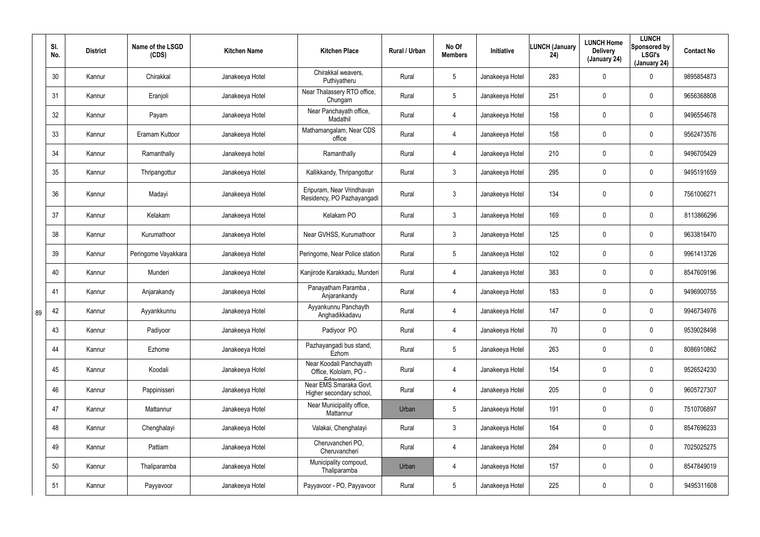| | Sl. No. | District | Name of the LSGD (CDS) | Kitchen Name | Kitchen Place | Rural / Urban | No Of Members | Initiative | LUNCH (January 24) | LUNCH Home Delivery (January 24) | LUNCH Sponsored by LSGI's (January 24) | Contact No |
|---|---|---|---|---|---|---|---|---|---|---|---|---|
| | 30 | Kannur | Chirakkal | Janakeeya Hotel | Chirakkal weavers, Puthiyatheru | Rural | 5 | Janakeeya Hotel | 283 | 0 | 0 | 9895854873 |
| | 31 | Kannur | Eranjoli | Janakeeya Hotel | Near Thalassery RTO office, Chungam | Rural | 5 | Janakeeya Hotel | 251 | 0 | 0 | 9656368808 |
| | 32 | Kannur | Payam | Janakeeya Hotel | Near Panchayath office, Madathil | Rural | 4 | Janakeeya Hotel | 158 | 0 | 0 | 9496554678 |
| | 33 | Kannur | Eramam Kuttoor | Janakeeya Hotel | Mathamangalam, Near CDS office | Rural | 4 | Janakeeya Hotel | 158 | 0 | 0 | 9562473576 |
| | 34 | Kannur | Ramanthally | Janakeeya hotel | Ramanthally | Rural | 4 | Janakeeya Hotel | 210 | 0 | 0 | 9496705429 |
| | 35 | Kannur | Thripangottur | Janakeeya Hotel | Kallikkandy, Thripangottur | Rural | 3 | Janakeeya Hotel | 295 | 0 | 0 | 9495191659 |
| | 36 | Kannur | Madayi | Janakeeya Hotel | Eripuram, Near Vrindhavan Residency, PO Pazhayangadi | Rural | 3 | Janakeeya Hotel | 134 | 0 | 0 | 7561006271 |
| | 37 | Kannur | Kelakam | Janakeeya Hotel | Kelakam PO | Rural | 3 | Janakeeya Hotel | 169 | 0 | 0 | 8113866296 |
| | 38 | Kannur | Kurumathoor | Janakeeya Hotel | Near GVHSS, Kurumathoor | Rural | 3 | Janakeeya Hotel | 125 | 0 | 0 | 9633816470 |
| | 39 | Kannur | Peringome Vayakkara | Janakeeya Hotel | Peringome, Near Police station | Rural | 5 | Janakeeya Hotel | 102 | 0 | 0 | 9961413726 |
| | 40 | Kannur | Munderi | Janakeeya Hotel | Kanjirode Karakkadu, Munderi | Rural | 4 | Janakeeya Hotel | 383 | 0 | 0 | 8547609196 |
| | 41 | Kannur | Anjarakandy | Janakeeya Hotel | Panayatham Paramba , Anjarankandy | Rural | 4 | Janakeeya Hotel | 183 | 0 | 0 | 9496900755 |
| 89 | 42 | Kannur | Ayyankkunnu | Janakeeya Hotel | Ayyankunnu Panchayth Anghadikkadavu | Rural | 4 | Janakeeya Hotel | 147 | 0 | 0 | 9946734976 |
| | 43 | Kannur | Padiyoor | Janakeeya Hotel | Padiyoor PO | Rural | 4 | Janakeeya Hotel | 70 | 0 | 0 | 9539028498 |
| | 44 | Kannur | Ezhome | Janakeeya Hotel | Pazhayangadi bus stand, Ezhom | Rural | 5 | Janakeeya Hotel | 263 | 0 | 0 | 8086910862 |
| | 45 | Kannur | Koodali | Janakeeya Hotel | Near Koodali Panchayath Office, Kololam, PO - Edavannoor | Rural | 4 | Janakeeya Hotel | 154 | 0 | 0 | 9526524230 |
| | 46 | Kannur | Pappinisseri | Janakeeya Hotel | Near EMS Smaraka Govt. Higher secondary school, Pappinisseri | Rural | 4 | Janakeeya Hotel | 205 | 0 | 0 | 9605727307 |
| | 47 | Kannur | Mattannur | Janakeeya Hotel | Near Municipality office, Mattannur | Urban | 5 | Janakeeya Hotel | 191 | 0 | 0 | 7510706897 |
| | 48 | Kannur | Chenghalayi | Janakeeya Hotel | Valakai, Chenghalayi | Rural | 3 | Janakeeya Hotel | 164 | 0 | 0 | 8547696233 |
| | 49 | Kannur | Pattiam | Janakeeya Hotel | Cheruvancheri PO, Cheruvancheri | Rural | 4 | Janakeeya Hotel | 284 | 0 | 0 | 7025025275 |
| | 50 | Kannur | Thaliparamba | Janakeeya Hotel | Municipality compoud, Thaliparamba | Urban | 4 | Janakeeya Hotel | 157 | 0 | 0 | 8547849019 |
| | 51 | Kannur | Payyavoor | Janakeeya Hotel | Payyavoor - PO, Payyavoor | Rural | 5 | Janakeeya Hotel | 225 | 0 | 0 | 9495311608 |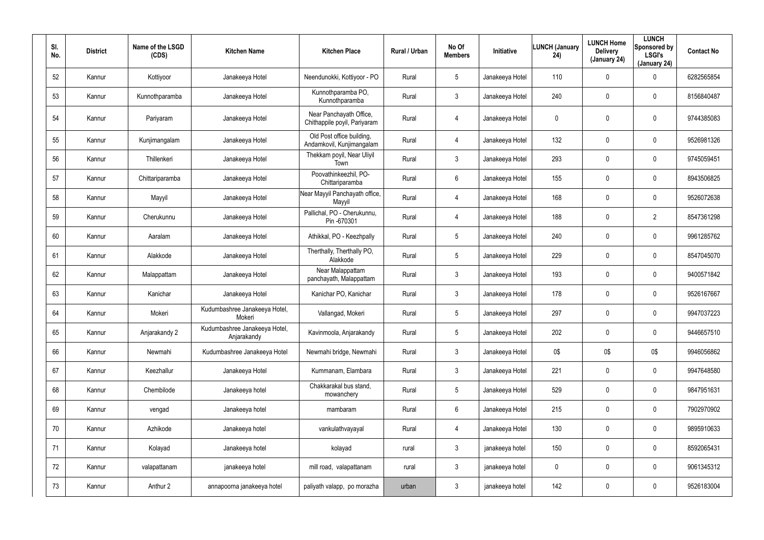| Sl. No. | District | Name of the LSGD (CDS) | Kitchen Name | Kitchen Place | Rural / Urban | No Of Members | Initiative | LUNCH (January 24) | LUNCH Home Delivery (January 24) | LUNCH Sponsored by LSGI's (January 24) | Contact No |
|---|---|---|---|---|---|---|---|---|---|---|---|
| 52 | Kannur | Kottiyoor | Janakeeya Hotel | Neendunokki, Kottiyoor - PO | Rural | 5 | Janakeeya Hotel | 110 | 0 | 0 | 6282565854 |
| 53 | Kannur | Kunnothparamba | Janakeeya Hotel | Kunnothparamba PO, Kunnothparamba | Rural | 3 | Janakeeya Hotel | 240 | 0 | 0 | 8156840487 |
| 54 | Kannur | Pariyaram | Janakeeya Hotel | Near Panchayath Office, Chithappile poyil, Pariyaram | Rural | 4 | Janakeeya Hotel | 0 | 0 | 0 | 9744385083 |
| 55 | Kannur | Kunjimangalam | Janakeeya Hotel | Old Post office building, Andamkovil, Kunjimangalam | Rural | 4 | Janakeeya Hotel | 132 | 0 | 0 | 9526981326 |
| 56 | Kannur | Thillenkeri | Janakeeya Hotel | Thekkam poyil, Near Uliyil Town | Rural | 3 | Janakeeya Hotel | 293 | 0 | 0 | 9745059451 |
| 57 | Kannur | Chittariparamba | Janakeeya Hotel | Poovathinkeezhil, PO-Chittariparamba | Rural | 6 | Janakeeya Hotel | 155 | 0 | 0 | 8943506825 |
| 58 | Kannur | Mayyil | Janakeeya Hotel | Near Mayyil Panchayath office, Mayyil | Rural | 4 | Janakeeya Hotel | 168 | 0 | 0 | 9526072638 |
| 59 | Kannur | Cherukunnu | Janakeeya Hotel | Pallichal, PO - Cherukunnu, Pin -670301 | Rural | 4 | Janakeeya Hotel | 188 | 0 | 2 | 8547361298 |
| 60 | Kannur | Aaralam | Janakeeya Hotel | Athikkal, PO - Keezhpally | Rural | 5 | Janakeeya Hotel | 240 | 0 | 0 | 9961285762 |
| 61 | Kannur | Alakkode | Janakeeya Hotel | Therthally, Therthally PO, Alakkode | Rural | 5 | Janakeeya Hotel | 229 | 0 | 0 | 8547045070 |
| 62 | Kannur | Malappattam | Janakeeya Hotel | Near Malappattam panchayath, Malappattam | Rural | 3 | Janakeeya Hotel | 193 | 0 | 0 | 9400571842 |
| 63 | Kannur | Kanichar | Janakeeya Hotel | Kanichar PO, Kanichar | Rural | 3 | Janakeeya Hotel | 178 | 0 | 0 | 9526167667 |
| 64 | Kannur | Mokeri | Kudumbashree Janakeeya Hotel, Mokeri | Vallangad, Mokeri | Rural | 5 | Janakeeya Hotel | 297 | 0 | 0 | 9947037223 |
| 65 | Kannur | Anjarakandy 2 | Kudumbashree Janakeeya Hotel, Anjarakandy | Kavinmoola, Anjarakandy | Rural | 5 | Janakeeya Hotel | 202 | 0 | 0 | 9446657510 |
| 66 | Kannur | Newmahi | Kudumbashree Janakeeya Hotel | Newmahi bridge, Newmahi | Rural | 3 | Janakeeya Hotel | 0$ | 0$ | 0$ | 9946056862 |
| 67 | Kannur | Keezhallur | Janakeeya Hotel | Kummanam, Elambara | Rural | 3 | Janakeeya Hotel | 221 | 0 | 0 | 9947648580 |
| 68 | Kannur | Chembilode | Janakeeya hotel | Chakkarakal bus stand, mowanchery | Rural | 5 | Janakeeya Hotel | 529 | 0 | 0 | 9847951631 |
| 69 | Kannur | vengad | Janakeeya hotel | mambaram | Rural | 6 | Janakeeya Hotel | 215 | 0 | 0 | 7902970902 |
| 70 | Kannur | Azhikode | Janakeeya hotel | vankulathvayayal | Rural | 4 | Janakeeya Hotel | 130 | 0 | 0 | 9895910633 |
| 71 | Kannur | Kolayad | Janakeeya hotel | kolayad | rural | 3 | janakeeya hotel | 150 | 0 | 0 | 8592065431 |
| 72 | Kannur | valapattanam | janakeeya hotel | mill road, valapattanam | rural | 3 | janakeeya hotel | 0 | 0 | 0 | 9061345312 |
| 73 | Kannur | Anthur 2 | annapoorna janakeeya hotel | paliyath valapp, po morazha | urban | 3 | janakeeya hotel | 142 | 0 | 0 | 9526183004 |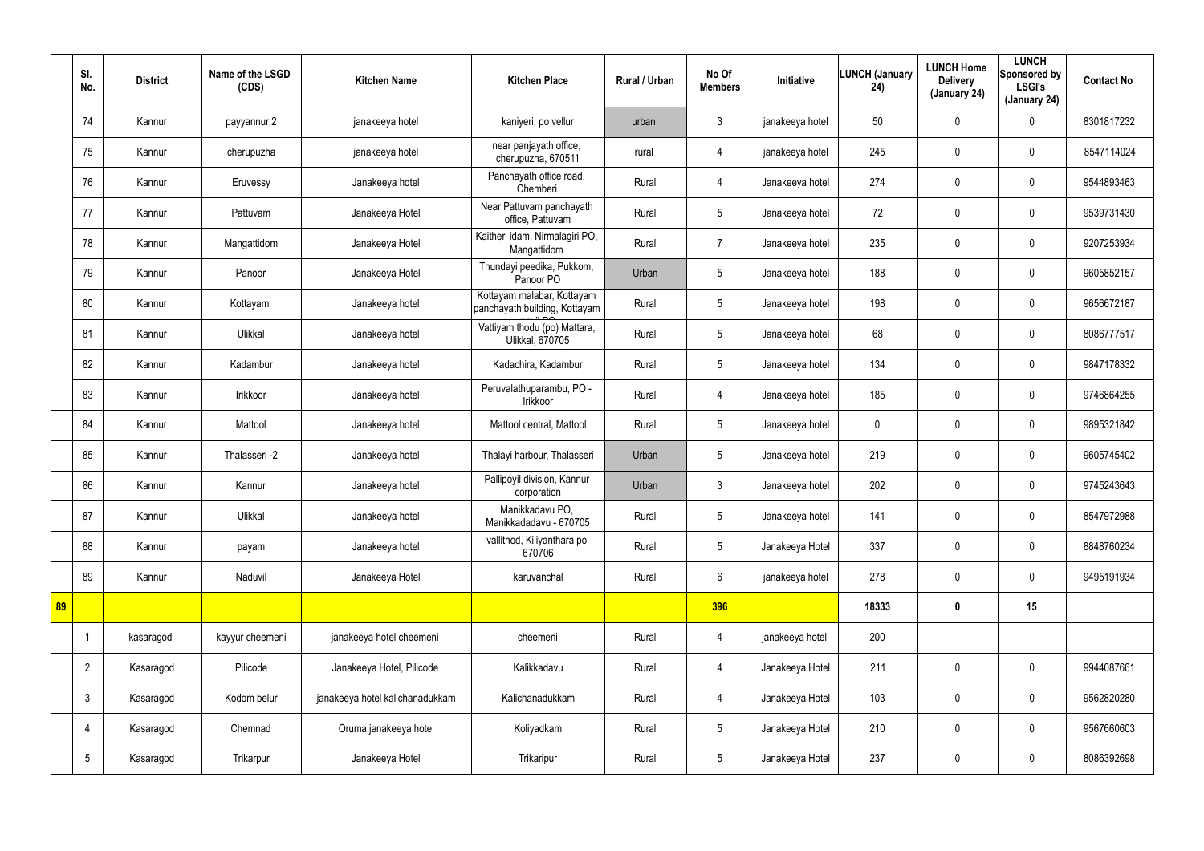| | Sl. No. | District | Name of the LSGD (CDS) | Kitchen Name | Kitchen Place | Rural / Urban | No Of Members | Initiative | LUNCH (January 24) | LUNCH Home Delivery (January 24) | LUNCH Sponsored by LSGI's (January 24) | Contact No |
|---|---|---|---|---|---|---|---|---|---|---|---|---|
| | 74 | Kannur | payyannur 2 | janakeeya hotel | kaniyeri, po vellur | urban | 3 | janakeeya hotel | 50 | 0 | 0 | 8301817232 |
| | 75 | Kannur | cherupuzha | janakeeya hotel | near panjayath office, cherupuzha, 670511 | rural | 4 | janakeeya hotel | 245 | 0 | 0 | 8547114024 |
| | 76 | Kannur | Eruvessy | Janakeeya hotel | Panchayath office road, Chemberi | Rural | 4 | Janakeeya hotel | 274 | 0 | 0 | 9544893463 |
| | 77 | Kannur | Pattuvam | Janakeeya Hotel | Near Pattuvam panchayath office, Pattuvam | Rural | 5 | Janakeeya hotel | 72 | 0 | 0 | 9539731430 |
| | 78 | Kannur | Mangattidom | Janakeeya Hotel | Kaitheri idam, Nirmalagiri PO, Mangattidom | Rural | 7 | Janakeeya hotel | 235 | 0 | 0 | 9207253934 |
| | 79 | Kannur | Panoor | Janakeeya Hotel | Thundayi peedika, Pukkom, Panoor PO | Urban | 5 | Janakeeya hotel | 188 | 0 | 0 | 9605852157 |
| | 80 | Kannur | Kottayam | Janakeeya hotel | Kottayam malabar, Kottayam panchayath building, Kottayam | Rural | 5 | Janakeeya hotel | 198 | 0 | 0 | 9656672187 |
| | 81 | Kannur | Ulikkal | Janakeeya hotel | Vattiyam thodu (po) Mattara, Ulikkal, 670705 | Rural | 5 | Janakeeya hotel | 68 | 0 | 0 | 8086777517 |
| | 82 | Kannur | Kadambur | Janakeeya hotel | Kadachira, Kadambur | Rural | 5 | Janakeeya hotel | 134 | 0 | 0 | 9847178332 |
| | 83 | Kannur | Irikkoor | Janakeeya hotel | Peruvalathuparambu, PO - Irikkoor | Rural | 4 | Janakeeya hotel | 185 | 0 | 0 | 9746864255 |
| | 84 | Kannur | Mattool | Janakeeya hotel | Mattool central, Mattool | Rural | 5 | Janakeeya hotel | 0 | 0 | 0 | 9895321842 |
| | 85 | Kannur | Thalasseri -2 | Janakeeya hotel | Thalayi harbour, Thalasseri | Urban | 5 | Janakeeya hotel | 219 | 0 | 0 | 9605745402 |
| | 86 | Kannur | Kannur | Janakeeya hotel | Pallipoyil division, Kannur corporation | Urban | 3 | Janakeeya hotel | 202 | 0 | 0 | 9745243643 |
| | 87 | Kannur | Ulikkal | Janakeeya hotel | Manikkadavu PO, Manikkadadavu - 670705 | Rural | 5 | Janakeeya hotel | 141 | 0 | 0 | 8547972988 |
| | 88 | Kannur | payam | Janakeeya hotel | vallithod, Kiliyanthara po 670706 | Rural | 5 | Janakeeya Hotel | 337 | 0 | 0 | 8848760234 |
| | 89 | Kannur | Naduvil | Janakeeya Hotel | karuvanchal | Rural | 6 | janakeeya hotel | 278 | 0 | 0 | 9495191934 |
| **89** | | | | | | | **396** | | **18333** | **0** | **15** | |
| | 1 | kasaragod | kayyur cheemeni | janakeeya hotel cheemeni | cheemeni | Rural | 4 | janakeeya hotel | 200 | | | |
| | 2 | Kasaragod | Pilicode | Janakeeya Hotel, Pilicode | Kalikkadavu | Rural | 4 | Janakeeya Hotel | 211 | 0 | 0 | 9944087661 |
| | 3 | Kasaragod | Kodom belur | janakeeya hotel kalichanadukkam | Kalichanadukkam | Rural | 4 | Janakeeya Hotel | 103 | 0 | 0 | 9562820280 |
| | 4 | Kasaragod | Chemnad | Oruma janakeeya hotel | Koliyadkam | Rural | 5 | Janakeeya Hotel | 210 | 0 | 0 | 9567660603 |
| | 5 | Kasaragod | Trikarpur | Janakeeya Hotel | Trikaripur | Rural | 5 | Janakeeya Hotel | 237 | 0 | 0 | 8086392698 |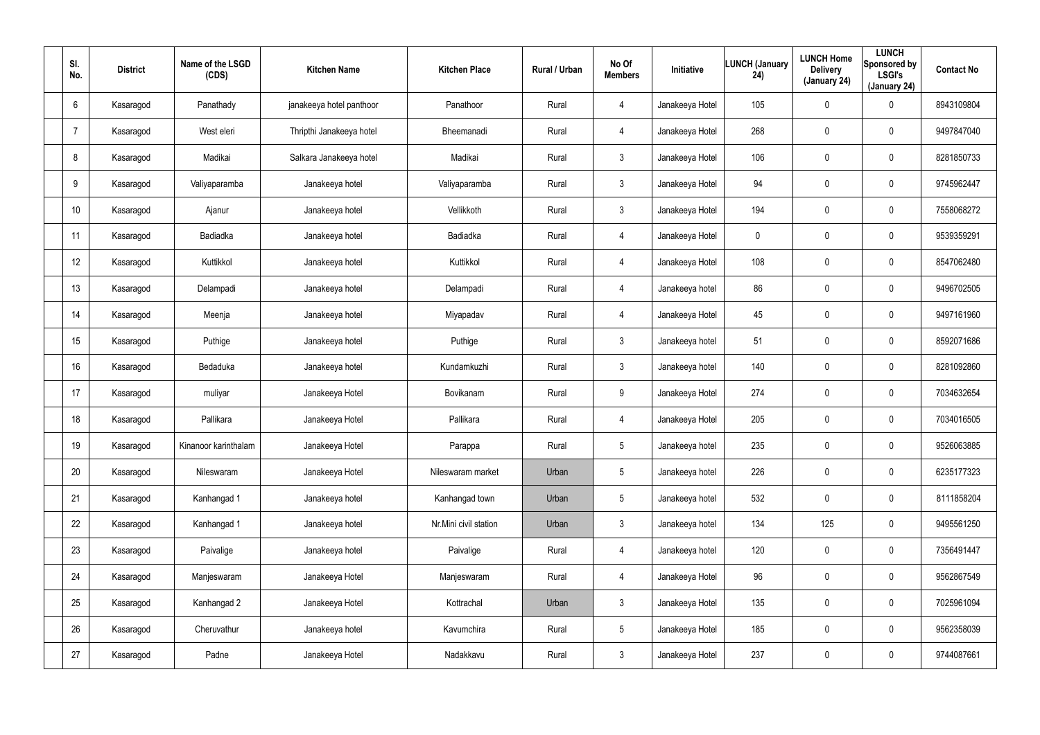| Sl. No. | District | Name of the LSGD (CDS) | Kitchen Name | Kitchen Place | Rural / Urban | No Of Members | Initiative | LUNCH (January 24) | LUNCH Home Delivery (January 24) | LUNCH Sponsored by LSGI's (January 24) | Contact No |
|---|---|---|---|---|---|---|---|---|---|---|---|
| 6 | Kasaragod | Panathady | janakeeya hotel panthoor | Panathoor | Rural | 4 | Janakeeya Hotel | 105 | 0 | 0 | 8943109804 |
| 7 | Kasaragod | West eleri | Thripthi Janakeeya hotel | Bheemanadi | Rural | 4 | Janakeeya Hotel | 268 | 0 | 0 | 9497847040 |
| 8 | Kasaragod | Madikai | Salkara Janakeeya hotel | Madikai | Rural | 3 | Janakeeya Hotel | 106 | 0 | 0 | 8281850733 |
| 9 | Kasaragod | Valiyaparamba | Janakeeya hotel | Valiyaparamba | Rural | 3 | Janakeeya Hotel | 94 | 0 | 0 | 9745962447 |
| 10 | Kasaragod | Ajanur | Janakeeya hotel | Vellikkoth | Rural | 3 | Janakeeya Hotel | 194 | 0 | 0 | 7558068272 |
| 11 | Kasaragod | Badiadka | Janakeeya hotel | Badiadka | Rural | 4 | Janakeeya Hotel | 0 | 0 | 0 | 9539359291 |
| 12 | Kasaragod | Kuttikkol | Janakeeya hotel | Kuttikkol | Rural | 4 | Janakeeya Hotel | 108 | 0 | 0 | 8547062480 |
| 13 | Kasaragod | Delampadi | Janakeeya hotel | Delampadi | Rural | 4 | Janakeeya hotel | 86 | 0 | 0 | 9496702505 |
| 14 | Kasaragod | Meenja | Janakeeya hotel | Miyapadav | Rural | 4 | Janakeeya Hotel | 45 | 0 | 0 | 9497161960 |
| 15 | Kasaragod | Puthige | Janakeeya hotel | Puthige | Rural | 3 | Janakeeya hotel | 51 | 0 | 0 | 8592071686 |
| 16 | Kasaragod | Bedaduka | Janakeeya hotel | Kundamkuzhi | Rural | 3 | Janakeeya hotel | 140 | 0 | 0 | 8281092860 |
| 17 | Kasaragod | muliyar | Janakeeya Hotel | Bovikanam | Rural | 9 | Janakeeya Hotel | 274 | 0 | 0 | 7034632654 |
| 18 | Kasaragod | Pallikara | Janakeeya Hotel | Pallikara | Rural | 4 | Janakeeya Hotel | 205 | 0 | 0 | 7034016505 |
| 19 | Kasaragod | Kinanoor karinthalam | Janakeeya Hotel | Parappa | Rural | 5 | Janakeeya hotel | 235 | 0 | 0 | 9526063885 |
| 20 | Kasaragod | Nileswaram | Janakeeya Hotel | Nileswaram market | Urban | 5 | Janakeeya hotel | 226 | 0 | 0 | 6235177323 |
| 21 | Kasaragod | Kanhangad 1 | Janakeeya hotel | Kanhangad town | Urban | 5 | Janakeeya hotel | 532 | 0 | 0 | 8111858204 |
| 22 | Kasaragod | Kanhangad 1 | Janakeeya hotel | Nr.Mini civil station | Urban | 3 | Janakeeya hotel | 134 | 125 | 0 | 9495561250 |
| 23 | Kasaragod | Paivalige | Janakeeya hotel | Paivalige | Rural | 4 | Janakeeya hotel | 120 | 0 | 0 | 7356491447 |
| 24 | Kasaragod | Manjeswaram | Janakeeya Hotel | Manjeswaram | Rural | 4 | Janakeeya Hotel | 96 | 0 | 0 | 9562867549 |
| 25 | Kasaragod | Kanhangad 2 | Janakeeya Hotel | Kottrachal | Urban | 3 | Janakeeya Hotel | 135 | 0 | 0 | 7025961094 |
| 26 | Kasaragod | Cheruvathur | Janakeeya hotel | Kavumchira | Rural | 5 | Janakeeya Hotel | 185 | 0 | 0 | 9562358039 |
| 27 | Kasaragod | Padne | Janakeeya Hotel | Nadakkavu | Rural | 3 | Janakeeya Hotel | 237 | 0 | 0 | 9744087661 |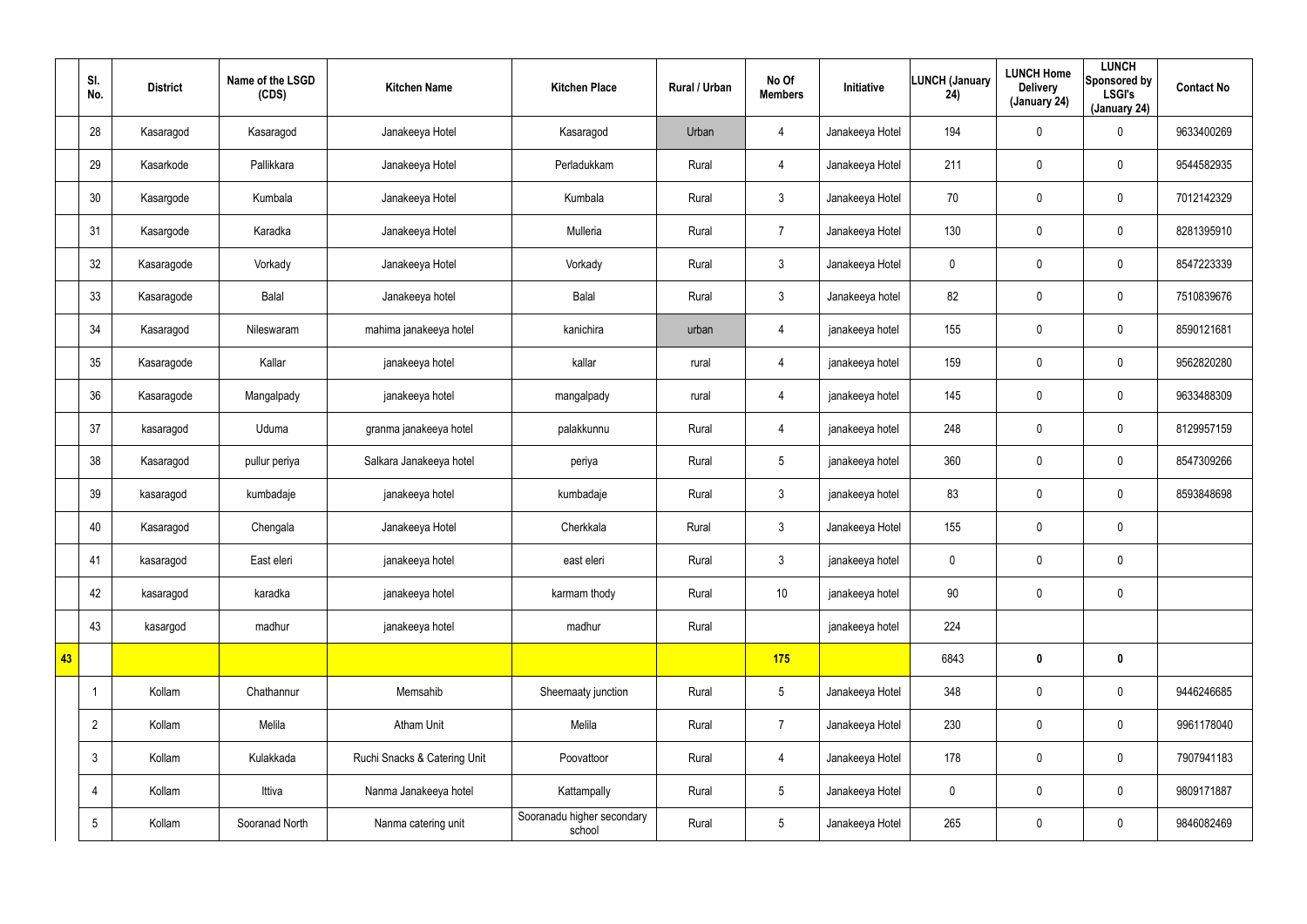|  | Sl. No. | District | Name of the LSGD (CDS) | Kitchen Name | Kitchen Place | Rural / Urban | No Of Members | Initiative | LUNCH (January 24) | LUNCH Home Delivery (January 24) | LUNCH Sponsored by LSGI's (January 24) | Contact No |
|---|---|---|---|---|---|---|---|---|---|---|---|---|
|  | 28 | Kasaragod | Kasaragod | Janakeeya Hotel | Kasaragod | Urban | 4 | Janakeeya Hotel | 194 | 0 | 0 | 9633400269 |
|  | 29 | Kasarkode | Pallikkara | Janakeeya Hotel | Perladukkam | Rural | 4 | Janakeeya Hotel | 211 | 0 | 0 | 9544582935 |
|  | 30 | Kasargode | Kumbala | Janakeeya Hotel | Kumbala | Rural | 3 | Janakeeya Hotel | 70 | 0 | 0 | 7012142329 |
|  | 31 | Kasargode | Karadka | Janakeeya Hotel | Mulleria | Rural | 7 | Janakeeya Hotel | 130 | 0 | 0 | 8281395910 |
|  | 32 | Kasaragode | Vorkady | Janakeeya Hotel | Vorkady | Rural | 3 | Janakeeya Hotel | 0 | 0 | 0 | 8547223339 |
|  | 33 | Kasaragode | Balal | Janakeeya hotel | Balal | Rural | 3 | Janakeeya hotel | 82 | 0 | 0 | 7510839676 |
|  | 34 | Kasaragod | Nileswaram | mahima janakeeya hotel | kanichira | urban | 4 | janakeeya hotel | 155 | 0 | 0 | 8590121681 |
|  | 35 | Kasaragode | Kallar | janakeeya hotel | kallar | rural | 4 | janakeeya hotel | 159 | 0 | 0 | 9562820280 |
|  | 36 | Kasaragode | Mangalpady | janakeeya hotel | mangalpady | rural | 4 | janakeeya hotel | 145 | 0 | 0 | 9633488309 |
|  | 37 | kasaragod | Uduma | granma janakeeya hotel | palakkunnu | Rural | 4 | janakeeya hotel | 248 | 0 | 0 | 8129957159 |
|  | 38 | Kasaragod | pullur periya | Salkara Janakeeya hotel | periya | Rural | 5 | janakeeya hotel | 360 | 0 | 0 | 8547309266 |
|  | 39 | kasaragod | kumbadaje | janakeeya hotel | kumbadaje | Rural | 3 | janakeeya hotel | 83 | 0 | 0 | 8593848698 |
|  | 40 | Kasaragod | Chengala | Janakeeya Hotel | Cherkkala | Rural | 3 | Janakeeya Hotel | 155 | 0 | 0 |  |
|  | 41 | kasaragod | East eleri | janakeeya hotel | east eleri | Rural | 3 | janakeeya hotel | 0 | 0 | 0 |  |
|  | 42 | kasaragod | karadka | janakeeya hotel | karmam thody | Rural | 10 | janakeeya hotel | 90 | 0 | 0 |  |
|  | 43 | kasargod | madhur | janakeeya hotel | madhur | Rural |  | janakeeya hotel | 224 |  |  |  |
| **43** |  |  |  |  |  |  | **175** |  | 6843 | **0** | **0** |  |
|  | 1 | Kollam | Chathannur | Memsahib | Sheemaaty junction | Rural | 5 | Janakeeya Hotel | 348 | 0 | 0 | 9446246685 |
|  | 2 | Kollam | Melila | Atham Unit | Melila | Rural | 7 | Janakeeya Hotel | 230 | 0 | 0 | 9961178040 |
|  | 3 | Kollam | Kulakkada | Ruchi Snacks & Catering Unit | Poovattoor | Rural | 4 | Janakeeya Hotel | 178 | 0 | 0 | 7907941183 |
|  | 4 | Kollam | Ittiva | Nanma Janakeeya hotel | Kattampally | Rural | 5 | Janakeeya Hotel | 0 | 0 | 0 | 9809171887 |
|  | 5 | Kollam | Sooranad North | Nanma catering unit | Sooranadu higher secondary school | Rural | 5 | Janakeeya Hotel | 265 | 0 | 0 | 9846082469 |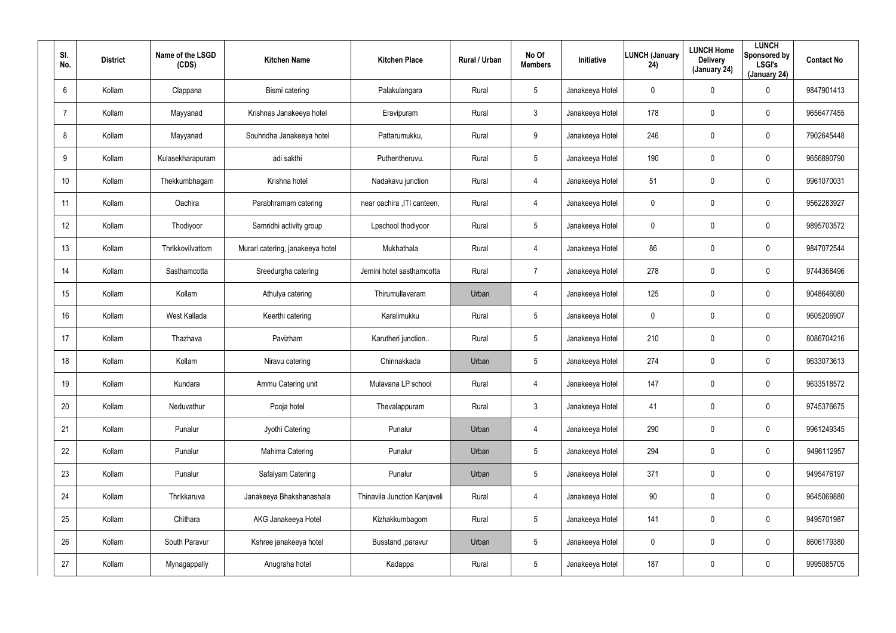| Sl. No. | District | Name of the LSGD (CDS) | Kitchen Name | Kitchen Place | Rural / Urban | No Of Members | Initiative | LUNCH (January 24) | LUNCH Home Delivery (January 24) | LUNCH Sponsored by LSGI's (January 24) | Contact No |
|---|---|---|---|---|---|---|---|---|---|---|---|
| 6 | Kollam | Clappana | Bismi catering | Palakulangara | Rural | 5 | Janakeeya Hotel | 0 | 0 | 0 | 9847901413 |
| 7 | Kollam | Mayyanad | Krishnas Janakeeya hotel | Eravipuram | Rural | 3 | Janakeeya Hotel | 178 | 0 | 0 | 9656477455 |
| 8 | Kollam | Mayyanad | Souhridha Janakeeya hotel | Pattarumukku, | Rural | 9 | Janakeeya Hotel | 246 | 0 | 0 | 7902645448 |
| 9 | Kollam | Kulasekharapuram | adi sakthi | Puthentheruvu. | Rural | 5 | Janakeeya Hotel | 190 | 0 | 0 | 9656890790 |
| 10 | Kollam | Thekkumbhagam | Krishna hotel | Nadakavu junction | Rural | 4 | Janakeeya Hotel | 51 | 0 | 0 | 9961070031 |
| 11 | Kollam | Oachira | Parabhramam catering | near oachira ,ITI canteen, | Rural | 4 | Janakeeya Hotel | 0 | 0 | 0 | 9562283927 |
| 12 | Kollam | Thodiyoor | Samridhi activity group | Lpschool thodiyoor | Rural | 5 | Janakeeya Hotel | 0 | 0 | 0 | 9895703572 |
| 13 | Kollam | Thrikkovilvattom | Murari catering, janakeeya hotel | Mukhathala | Rural | 4 | Janakeeya Hotel | 86 | 0 | 0 | 9847072544 |
| 14 | Kollam | Sasthamcotta | Sreedurgha catering | Jemini hotel sasthamcotta | Rural | 7 | Janakeeya Hotel | 278 | 0 | 0 | 9744368496 |
| 15 | Kollam | Kollam | Athulya catering | Thirumullavaram | Urban | 4 | Janakeeya Hotel | 125 | 0 | 0 | 9048646080 |
| 16 | Kollam | West Kallada | Keerthi catering | Karalimukku | Rural | 5 | Janakeeya Hotel | 0 | 0 | 0 | 9605206907 |
| 17 | Kollam | Thazhava | Pavizham | Karutheri junction.. | Rural | 5 | Janakeeya Hotel | 210 | 0 | 0 | 8086704216 |
| 18 | Kollam | Kollam | Niravu catering | Chinnakkada | Urban | 5 | Janakeeya Hotel | 274 | 0 | 0 | 9633073613 |
| 19 | Kollam | Kundara | Ammu Catering unit | Mulavana LP school | Rural | 4 | Janakeeya Hotel | 147 | 0 | 0 | 9633518572 |
| 20 | Kollam | Neduvathur | Pooja hotel | Thevalappuram | Rural | 3 | Janakeeya Hotel | 41 | 0 | 0 | 9745376675 |
| 21 | Kollam | Punalur | Jyothi Catering | Punalur | Urban | 4 | Janakeeya Hotel | 290 | 0 | 0 | 9961249345 |
| 22 | Kollam | Punalur | Mahima Catering | Punalur | Urban | 5 | Janakeeya Hotel | 294 | 0 | 0 | 9496112957 |
| 23 | Kollam | Punalur | Safalyam Catering | Punalur | Urban | 5 | Janakeeya Hotel | 371 | 0 | 0 | 9495476197 |
| 24 | Kollam | Thrikkaruva | Janakeeya Bhakshanashala | Thinavila Junction Kanjaveli | Rural | 4 | Janakeeya Hotel | 90 | 0 | 0 | 9645069880 |
| 25 | Kollam | Chithara | AKG Janakeeya Hotel | Kizhakkumbagom | Rural | 5 | Janakeeya Hotel | 141 | 0 | 0 | 9495701987 |
| 26 | Kollam | South Paravur | Kshree janakeeya hotel | Busstand ,paravur | Urban | 5 | Janakeeya Hotel | 0 | 0 | 0 | 8606179380 |
| 27 | Kollam | Mynagappally | Anugraha hotel | Kadappa | Rural | 5 | Janakeeya Hotel | 187 | 0 | 0 | 9995085705 |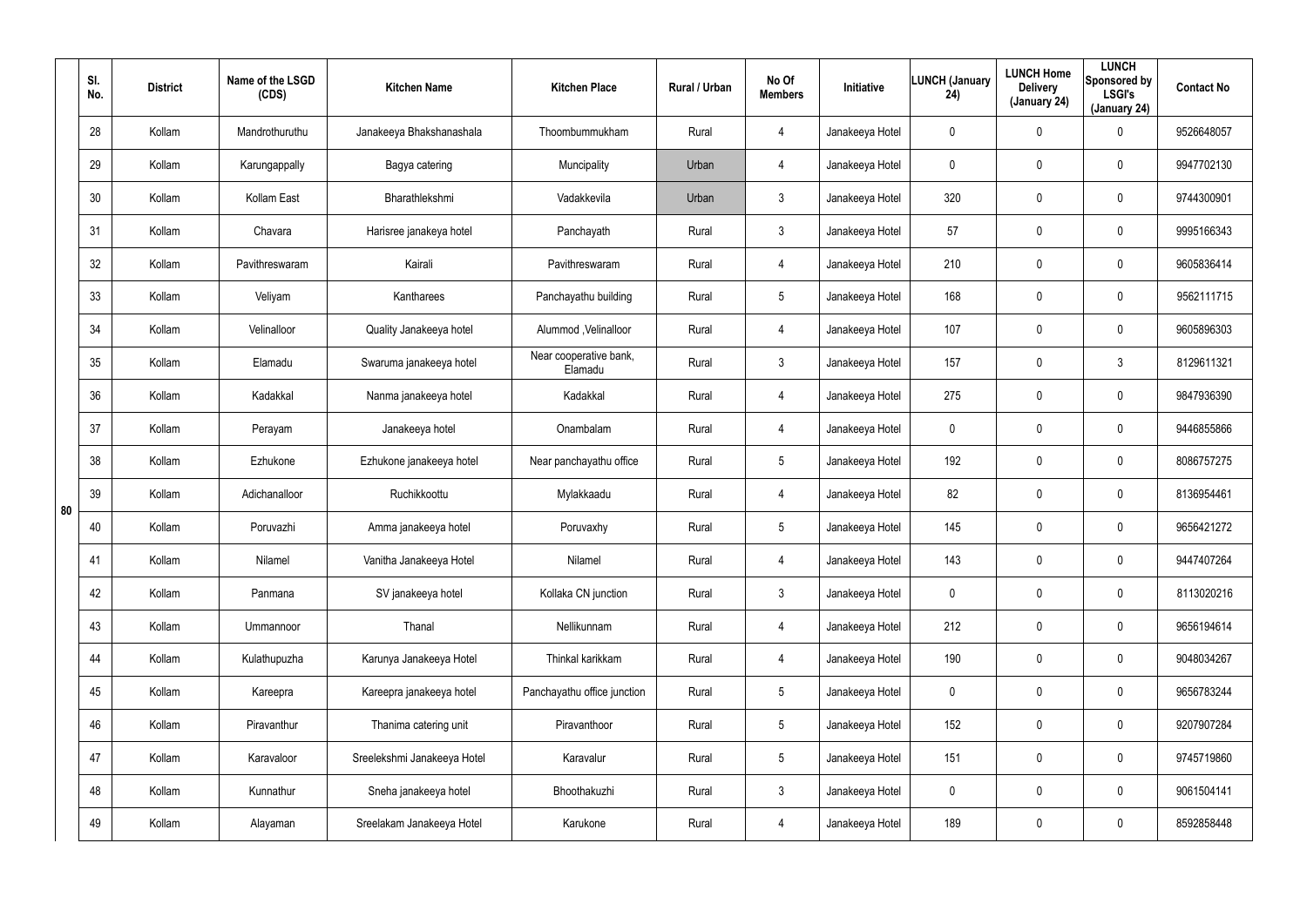|  | Sl. No. | District | Name of the LSGD (CDS) | Kitchen Name | Kitchen Place | Rural / Urban | No Of Members | Initiative | LUNCH (January 24) | LUNCH Home Delivery (January 24) | LUNCH Sponsored by LSGI's (January 24) | Contact No |
|---|---|---|---|---|---|---|---|---|---|---|---|---|
| 80 | 28 | Kollam | Mandrothuruthu | Janakeeya Bhakshanashala | Thoombummukham | Rural | 4 | Janakeeya Hotel | 0 | 0 | 0 | 9526648057 |
|  | 29 | Kollam | Karungappally | Bagya catering | Muncipality | Urban | 4 | Janakeeya Hotel | 0 | 0 | 0 | 9947702130 |
|  | 30 | Kollam | Kollam East | Bharathlekshmi | Vadakkevila | Urban | 3 | Janakeeya Hotel | 320 | 0 | 0 | 9744300901 |
|  | 31 | Kollam | Chavara | Harisree janakeya hotel | Panchayath | Rural | 3 | Janakeeya Hotel | 57 | 0 | 0 | 9995166343 |
|  | 32 | Kollam | Pavithreswaram | Kairali | Pavithreswaram | Rural | 4 | Janakeeya Hotel | 210 | 0 | 0 | 9605836414 |
|  | 33 | Kollam | Veliyam | Kantharees | Panchayathu building | Rural | 5 | Janakeeya Hotel | 168 | 0 | 0 | 9562111715 |
|  | 34 | Kollam | Velinalloor | Quality Janakeeya hotel | Alummod ,Velinalloor | Rural | 4 | Janakeeya Hotel | 107 | 0 | 0 | 9605896303 |
|  | 35 | Kollam | Elamadu | Swaruma janakeeya hotel | Near cooperative bank, Elamadu | Rural | 3 | Janakeeya Hotel | 157 | 0 | 3 | 8129611321 |
|  | 36 | Kollam | Kadakkal | Nanma janakeeya hotel | Kadakkal | Rural | 4 | Janakeeya Hotel | 275 | 0 | 0 | 9847936390 |
|  | 37 | Kollam | Perayam | Janakeeya hotel | Onambalam | Rural | 4 | Janakeeya Hotel | 0 | 0 | 0 | 9446855866 |
|  | 38 | Kollam | Ezhukone | Ezhukone janakeeya hotel | Near panchayathu office | Rural | 5 | Janakeeya Hotel | 192 | 0 | 0 | 8086757275 |
|  | 39 | Kollam | Adichanalloor | Ruchikkoottu | Mylakkaadu | Rural | 4 | Janakeeya Hotel | 82 | 0 | 0 | 8136954461 |
|  | 40 | Kollam | Poruvazhi | Amma janakeeya hotel | Poruvaxhy | Rural | 5 | Janakeeya Hotel | 145 | 0 | 0 | 9656421272 |
|  | 41 | Kollam | Nilamel | Vanitha Janakeeya Hotel | Nilamel | Rural | 4 | Janakeeya Hotel | 143 | 0 | 0 | 9447407264 |
|  | 42 | Kollam | Panmana | SV janakeeya hotel | Kollaka CN junction | Rural | 3 | Janakeeya Hotel | 0 | 0 | 0 | 8113020216 |
|  | 43 | Kollam | Ummannoor | Thanal | Nellikunnam | Rural | 4 | Janakeeya Hotel | 212 | 0 | 0 | 9656194614 |
|  | 44 | Kollam | Kulathupuzha | Karunya Janakeeya Hotel | Thinkal karikkam | Rural | 4 | Janakeeya Hotel | 190 | 0 | 0 | 9048034267 |
|  | 45 | Kollam | Kareepra | Kareepra janakeeya hotel | Panchayathu office junction | Rural | 5 | Janakeeya Hotel | 0 | 0 | 0 | 9656783244 |
|  | 46 | Kollam | Piravanthur | Thanima catering unit | Piravanthoor | Rural | 5 | Janakeeya Hotel | 152 | 0 | 0 | 9207907284 |
|  | 47 | Kollam | Karavaloor | Sreelekshmi Janakeeya Hotel | Karavalur | Rural | 5 | Janakeeya Hotel | 151 | 0 | 0 | 9745719860 |
|  | 48 | Kollam | Kunnathur | Sneha janakeeya hotel | Bhoothakuzhi | Rural | 3 | Janakeeya Hotel | 0 | 0 | 0 | 9061504141 |
|  | 49 | Kollam | Alayaman | Sreelakam Janakeeya Hotel | Karukone | Rural | 4 | Janakeeya Hotel | 189 | 0 | 0 | 8592858448 |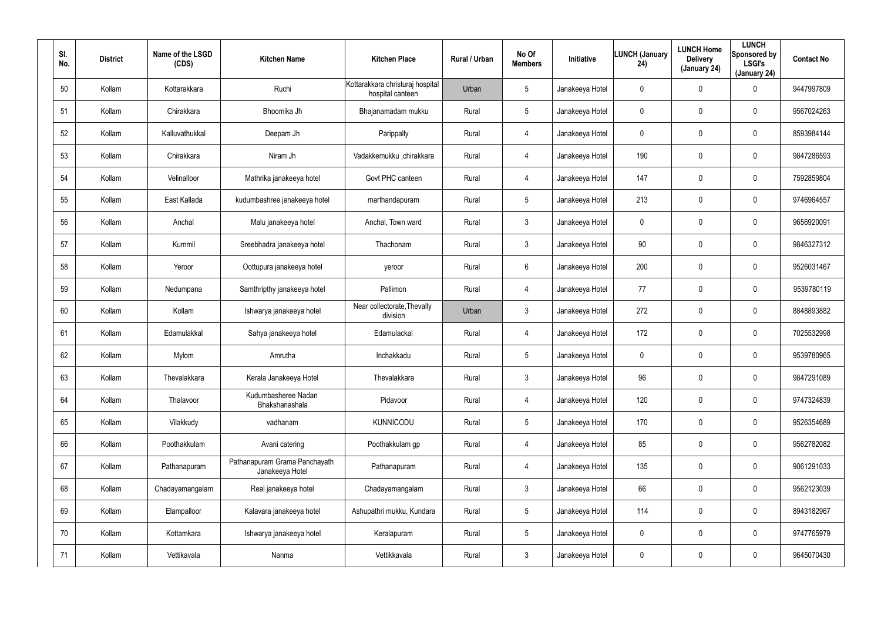| Sl. No. | District | Name of the LSGD (CDS) | Kitchen Name | Kitchen Place | Rural / Urban | No Of Members | Initiative | LUNCH (January 24) | LUNCH Home Delivery (January 24) | LUNCH Sponsored by LSGI's (January 24) | Contact No |
|---|---|---|---|---|---|---|---|---|---|---|---|
| 50 | Kollam | Kottarakkara | Ruchi | Kottarakkara christuraj hospital hospital canteen | Urban | 5 | Janakeeya Hotel | 0 | 0 | 0 | 9447997809 |
| 51 | Kollam | Chirakkara | Bhoomika Jh | Bhajanamadam mukku | Rural | 5 | Janakeeya Hotel | 0 | 0 | 0 | 9567024263 |
| 52 | Kollam | Kalluvathukkal | Deepam Jh | Parippally | Rural | 4 | Janakeeya Hotel | 0 | 0 | 0 | 8593984144 |
| 53 | Kollam | Chirakkara | Niram Jh | Vadakkemukku ,chirakkara | Rural | 4 | Janakeeya Hotel | 190 | 0 | 0 | 9847286593 |
| 54 | Kollam | Velinalloor | Mathrika janakeeya hotel | Govt PHC canteen | Rural | 4 | Janakeeya Hotel | 147 | 0 | 0 | 7592859804 |
| 55 | Kollam | East Kallada | kudumbashree janakeeya hotel | marthandapuram | Rural | 5 | Janakeeya Hotel | 213 | 0 | 0 | 9746964557 |
| 56 | Kollam | Anchal | Malu janakeeya hotel | Anchal, Town ward | Rural | 3 | Janakeeya Hotel | 0 | 0 | 0 | 9656920091 |
| 57 | Kollam | Kummil | Sreebhadra janakeeya hotel | Thachonam | Rural | 3 | Janakeeya Hotel | 90 | 0 | 0 | 9846327312 |
| 58 | Kollam | Yeroor | Oottupura janakeeya hotel | yeroor | Rural | 6 | Janakeeya Hotel | 200 | 0 | 0 | 9526031467 |
| 59 | Kollam | Nedumpana | Samthripthy janakeeya hotel | Pallimon | Rural | 4 | Janakeeya Hotel | 77 | 0 | 0 | 9539780119 |
| 60 | Kollam | Kollam | Ishwarya janakeeya hotel | Near collectorate,Thevally division | Urban | 3 | Janakeeya Hotel | 272 | 0 | 0 | 8848893882 |
| 61 | Kollam | Edamulakkal | Sahya janakeeya hotel | Edamulackal | Rural | 4 | Janakeeya Hotel | 172 | 0 | 0 | 7025532998 |
| 62 | Kollam | Mylom | Amrutha | Inchakkadu | Rural | 5 | Janakeeya Hotel | 0 | 0 | 0 | 9539780965 |
| 63 | Kollam | Thevalakkara | Kerala Janakeeya Hotel | Thevalakkara | Rural | 3 | Janakeeya Hotel | 96 | 0 | 0 | 9847291089 |
| 64 | Kollam | Thalavoor | Kudumbasheree Nadan Bhakshanashala | Pidavoor | Rural | 4 | Janakeeya Hotel | 120 | 0 | 0 | 9747324839 |
| 65 | Kollam | Vilakkudy | vadhanam | KUNNICODU | Rural | 5 | Janakeeya Hotel | 170 | 0 | 0 | 9526354689 |
| 66 | Kollam | Poothakkulam | Avani catering | Poothakkulam gp | Rural | 4 | Janakeeya Hotel | 85 | 0 | 0 | 9562782082 |
| 67 | Kollam | Pathanapuram | Pathanapuram Grama Panchayath Janakeeya Hotel | Pathanapuram | Rural | 4 | Janakeeya Hotel | 135 | 0 | 0 | 9061291033 |
| 68 | Kollam | Chadayamangalam | Real janakeeya hotel | Chadayamangalam | Rural | 3 | Janakeeya Hotel | 66 | 0 | 0 | 9562123039 |
| 69 | Kollam | Elampalloor | Kalavara janakeeya hotel | Ashupathri mukku, Kundara | Rural | 5 | Janakeeya Hotel | 114 | 0 | 0 | 8943182967 |
| 70 | Kollam | Kottamkara | Ishwarya janakeeya hotel | Keralapuram | Rural | 5 | Janakeeya Hotel | 0 | 0 | 0 | 9747765979 |
| 71 | Kollam | Vettikavala | Nanma | Vettikkavala | Rural | 3 | Janakeeya Hotel | 0 | 0 | 0 | 9645070430 |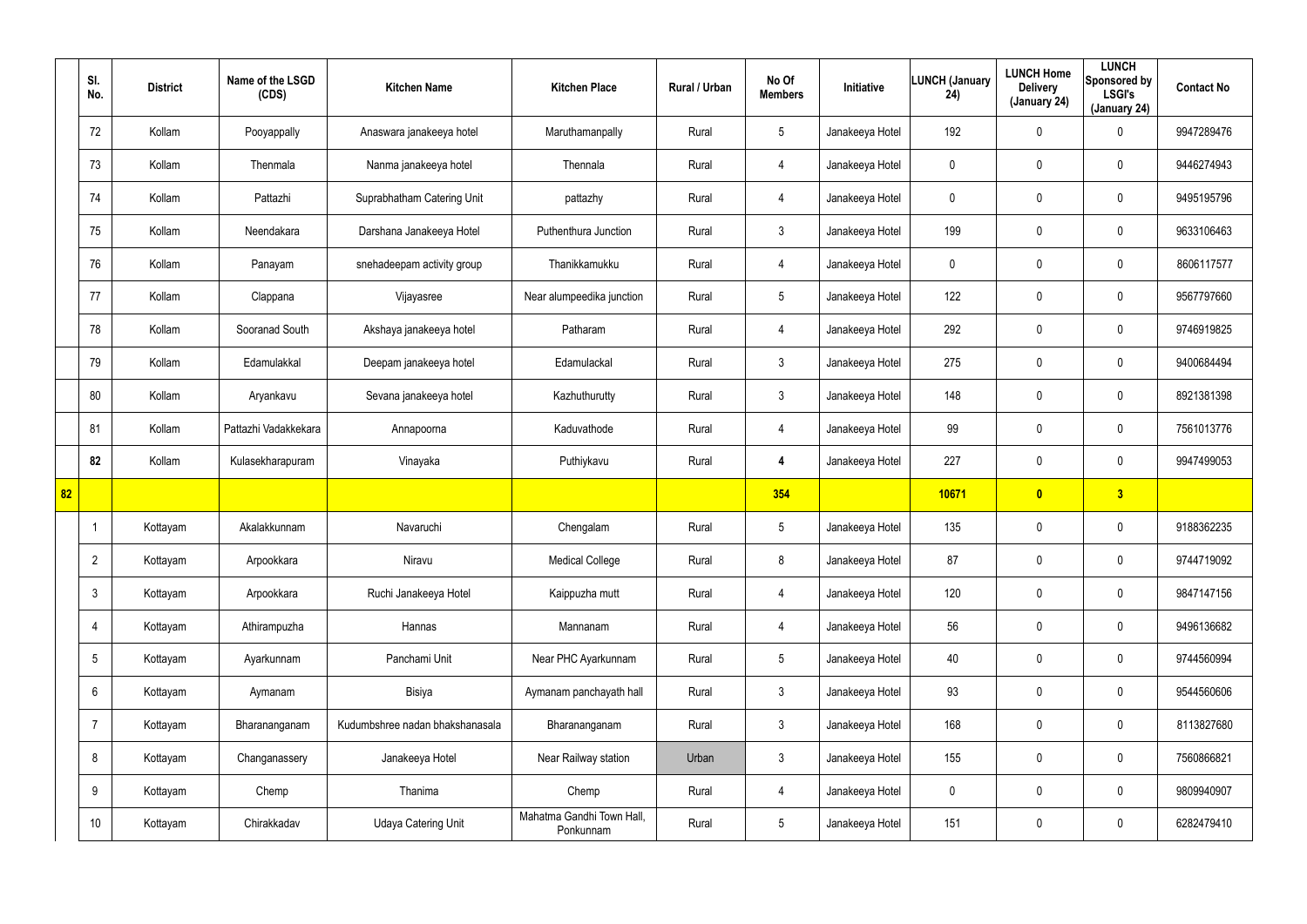| | Sl. No. | District | Name of the LSGD (CDS) | Kitchen Name | Kitchen Place | Rural / Urban | No Of Members | Initiative | LUNCH (January 24) | LUNCH Home Delivery (January 24) | LUNCH Sponsored by LSGI's (January 24) | Contact No |
|---|---|---|---|---|---|---|---|---|---|---|---|---|
| | 72 | Kollam | Pooyappally | Anaswara janakeeya hotel | Maruthamanpally | Rural | 5 | Janakeeya Hotel | 192 | 0 | 0 | 9947289476 |
| | 73 | Kollam | Thenmala | Nanma janakeeya hotel | Thennala | Rural | 4 | Janakeeya Hotel | 0 | 0 | 0 | 9446274943 |
| | 74 | Kollam | Pattazhi | Suprabhatham Catering Unit | pattazhy | Rural | 4 | Janakeeya Hotel | 0 | 0 | 0 | 9495195796 |
| | 75 | Kollam | Neendakara | Darshana Janakeeya Hotel | Puthenthura Junction | Rural | 3 | Janakeeya Hotel | 199 | 0 | 0 | 9633106463 |
| | 76 | Kollam | Panayam | snehadeepam activity group | Thanikkamukku | Rural | 4 | Janakeeya Hotel | 0 | 0 | 0 | 8606117577 |
| | 77 | Kollam | Clappana | Vijayasree | Near alumpeedika junction | Rural | 5 | Janakeeya Hotel | 122 | 0 | 0 | 9567797660 |
| | 78 | Kollam | Sooranad South | Akshaya janakeeya hotel | Patharam | Rural | 4 | Janakeeya Hotel | 292 | 0 | 0 | 9746919825 |
| | 79 | Kollam | Edamulakkal | Deepam janakeeya hotel | Edamulackal | Rural | 3 | Janakeeya Hotel | 275 | 0 | 0 | 9400684494 |
| | 80 | Kollam | Aryankavu | Sevana janakeeya hotel | Kazhuthurutty | Rural | 3 | Janakeeya Hotel | 148 | 0 | 0 | 8921381398 |
| | 81 | Kollam | Pattazhi Vadakkekara | Annapoorna | Kaduvathode | Rural | 4 | Janakeeya Hotel | 99 | 0 | 0 | 7561013776 |
| | **82** | Kollam | Kulasekharapuram | Vinayaka | Puthiykavu | Rural | **4** | Janakeeya Hotel | 227 | 0 | 0 | 9947499053 |
| **82** | | | | | | | **354** | | **10671** | **0** | **3** | |
| | 1 | Kottayam | Akalakkunnam | Navaruchi | Chengalam | Rural | 5 | Janakeeya Hotel | 135 | 0 | 0 | 9188362235 |
| | 2 | Kottayam | Arpookkara | Niravu | Medical College | Rural | 8 | Janakeeya Hotel | 87 | 0 | 0 | 9744719092 |
| | 3 | Kottayam | Arpookkara | Ruchi Janakeeya Hotel | Kaippuzha mutt | Rural | 4 | Janakeeya Hotel | 120 | 0 | 0 | 9847147156 |
| | 4 | Kottayam | Athirampuzha | Hannas | Mannanam | Rural | 4 | Janakeeya Hotel | 56 | 0 | 0 | 9496136682 |
| | 5 | Kottayam | Ayarkunnam | Panchami Unit | Near PHC Ayarkunnam | Rural | 5 | Janakeeya Hotel | 40 | 0 | 0 | 9744560994 |
| | 6 | Kottayam | Aymanam | Bisiya | Aymanam panchayath hall | Rural | 3 | Janakeeya Hotel | 93 | 0 | 0 | 9544560606 |
| | 7 | Kottayam | Bharananganam | Kudumbshree nadan bhakshanasala | Bharananganam | Rural | 3 | Janakeeya Hotel | 168 | 0 | 0 | 8113827680 |
| | 8 | Kottayam | Changanassery | Janakeeya Hotel | Near Railway station | Urban | 3 | Janakeeya Hotel | 155 | 0 | 0 | 7560866821 |
| | 9 | Kottayam | Chemp | Thanima | Chemp | Rural | 4 | Janakeeya Hotel | 0 | 0 | 0 | 9809940907 |
| | 10 | Kottayam | Chirakkadav | Udaya Catering Unit | Mahatma Gandhi Town Hall, Ponkunnam | Rural | 5 | Janakeeya Hotel | 151 | 0 | 0 | 6282479410 |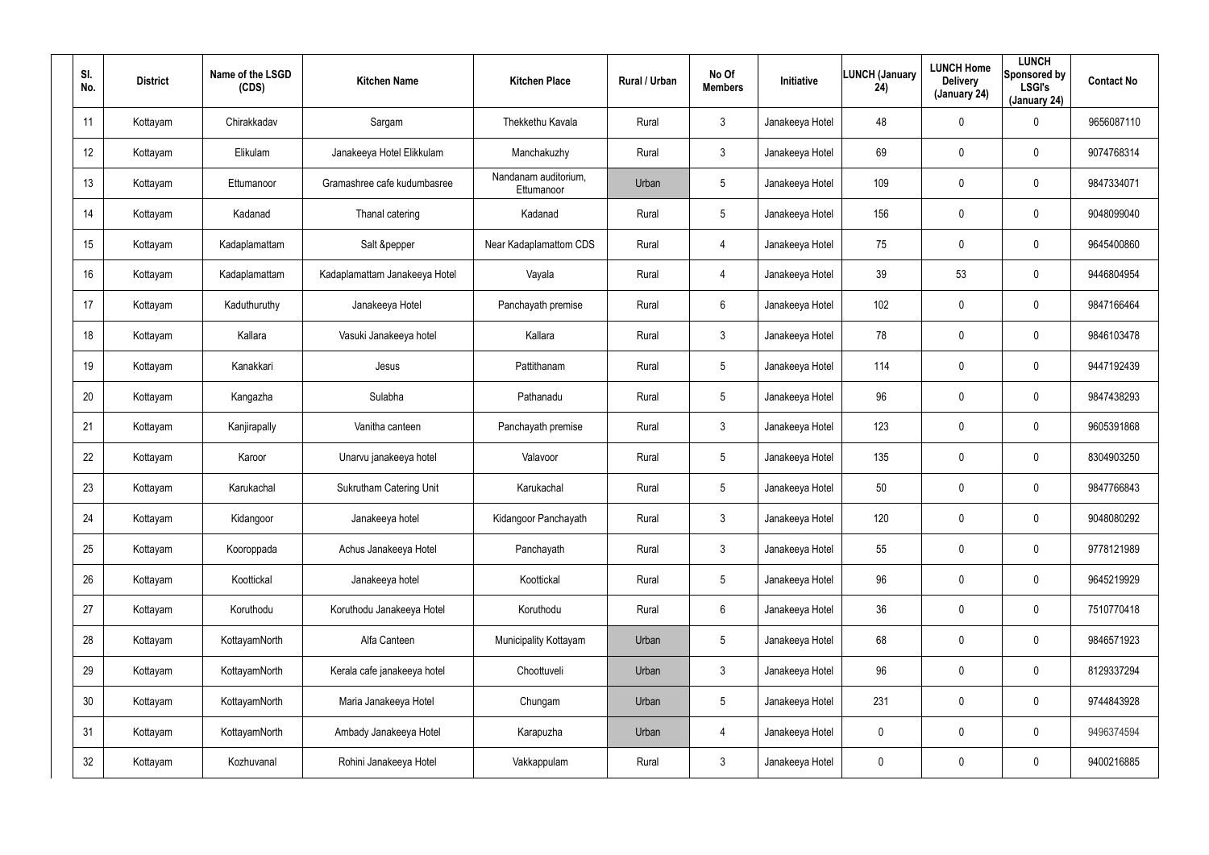| Sl. No. | District | Name of the LSGD (CDS) | Kitchen Name | Kitchen Place | Rural / Urban | No Of Members | Initiative | LUNCH (January 24) | LUNCH Home Delivery (January 24) | LUNCH Sponsored by LSGI's (January 24) | Contact No |
|---|---|---|---|---|---|---|---|---|---|---|---|
| 11 | Kottayam | Chirakkadav | Sargam | Thekkethu Kavala | Rural | 3 | Janakeeya Hotel | 48 | 0 | 0 | 9656087110 |
| 12 | Kottayam | Elikulam | Janakeeya Hotel Elikkulam | Manchakuzhy | Rural | 3 | Janakeeya Hotel | 69 | 0 | 0 | 9074768314 |
| 13 | Kottayam | Ettumanoor | Gramashree cafe kudumbasree | Nandanam auditorium, Ettumanoor | Urban | 5 | Janakeeya Hotel | 109 | 0 | 0 | 9847334071 |
| 14 | Kottayam | Kadanad | Thanal catering | Kadanad | Rural | 5 | Janakeeya Hotel | 156 | 0 | 0 | 9048099040 |
| 15 | Kottayam | Kadaplamattam | Salt &pepper | Near Kadaplamattom CDS | Rural | 4 | Janakeeya Hotel | 75 | 0 | 0 | 9645400860 |
| 16 | Kottayam | Kadaplamattam | Kadaplamattam Janakeeya Hotel | Vayala | Rural | 4 | Janakeeya Hotel | 39 | 53 | 0 | 9446804954 |
| 17 | Kottayam | Kaduthuruthy | Janakeeya Hotel | Panchayath premise | Rural | 6 | Janakeeya Hotel | 102 | 0 | 0 | 9847166464 |
| 18 | Kottayam | Kallara | Vasuki Janakeeya hotel | Kallara | Rural | 3 | Janakeeya Hotel | 78 | 0 | 0 | 9846103478 |
| 19 | Kottayam | Kanakkari | Jesus | Pattithanam | Rural | 5 | Janakeeya Hotel | 114 | 0 | 0 | 9447192439 |
| 20 | Kottayam | Kangazha | Sulabha | Pathanadu | Rural | 5 | Janakeeya Hotel | 96 | 0 | 0 | 9847438293 |
| 21 | Kottayam | Kanjirapally | Vanitha canteen | Panchayath premise | Rural | 3 | Janakeeya Hotel | 123 | 0 | 0 | 9605391868 |
| 22 | Kottayam | Karoor | Unarvu janakeeya hotel | Valavoor | Rural | 5 | Janakeeya Hotel | 135 | 0 | 0 | 8304903250 |
| 23 | Kottayam | Karukachal | Sukrutham Catering Unit | Karukachal | Rural | 5 | Janakeeya Hotel | 50 | 0 | 0 | 9847766843 |
| 24 | Kottayam | Kidangoor | Janakeeya hotel | Kidangoor Panchayath | Rural | 3 | Janakeeya Hotel | 120 | 0 | 0 | 9048080292 |
| 25 | Kottayam | Kooroppada | Achus Janakeeya Hotel | Panchayath | Rural | 3 | Janakeeya Hotel | 55 | 0 | 0 | 9778121989 |
| 26 | Kottayam | Koottickal | Janakeeya hotel | Koottickal | Rural | 5 | Janakeeya Hotel | 96 | 0 | 0 | 9645219929 |
| 27 | Kottayam | Koruthodu | Koruthodu Janakeeya Hotel | Koruthodu | Rural | 6 | Janakeeya Hotel | 36 | 0 | 0 | 7510770418 |
| 28 | Kottayam | KottayamNorth | Alfa Canteen | Municipality Kottayam | Urban | 5 | Janakeeya Hotel | 68 | 0 | 0 | 9846571923 |
| 29 | Kottayam | KottayamNorth | Kerala cafe janakeeya hotel | Choottuveli | Urban | 3 | Janakeeya Hotel | 96 | 0 | 0 | 8129337294 |
| 30 | Kottayam | KottayamNorth | Maria Janakeeya Hotel | Chungam | Urban | 5 | Janakeeya Hotel | 231 | 0 | 0 | 9744843928 |
| 31 | Kottayam | KottayamNorth | Ambady Janakeeya Hotel | Karapuzha | Urban | 4 | Janakeeya Hotel | 0 | 0 | 0 | 9496374594 |
| 32 | Kottayam | Kozhuvanal | Rohini Janakeeya Hotel | Vakkappulam | Rural | 3 | Janakeeya Hotel | 0 | 0 | 0 | 9400216885 |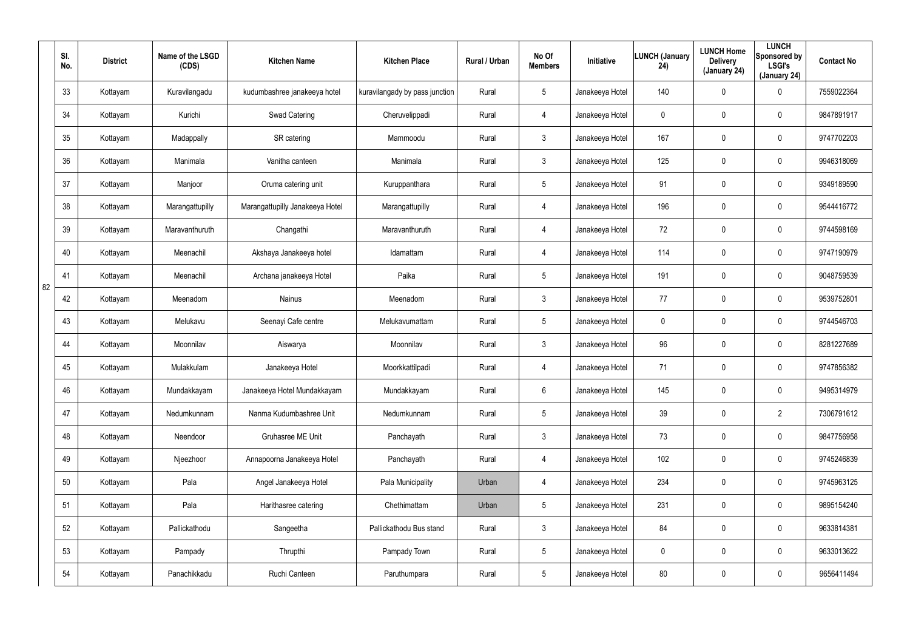| | Sl. No. | District | Name of the LSGD (CDS) | Kitchen Name | Kitchen Place | Rural / Urban | No Of Members | Initiative | LUNCH (January 24) | LUNCH Home Delivery (January 24) | LUNCH Sponsored by LSGI's (January 24) | Contact No |
|---|---|---|---|---|---|---|---|---|---|---|---|---|
| 82 | 33 | Kottayam | Kuravilangadu | kudumbashree janakeeya hotel | kuravilangady by pass junction | Rural | 5 | Janakeeya Hotel | 140 | 0 | 0 | 7559022364 |
| | 34 | Kottayam | Kurichi | Swad Catering | Cheruvelippadi | Rural | 4 | Janakeeya Hotel | 0 | 0 | 0 | 9847891917 |
| | 35 | Kottayam | Madappally | SR catering | Mammoodu | Rural | 3 | Janakeeya Hotel | 167 | 0 | 0 | 9747702203 |
| | 36 | Kottayam | Manimala | Vanitha canteen | Manimala | Rural | 3 | Janakeeya Hotel | 125 | 0 | 0 | 9946318069 |
| | 37 | Kottayam | Manjoor | Oruma catering unit | Kuruppanthara | Rural | 5 | Janakeeya Hotel | 91 | 0 | 0 | 9349189590 |
| | 38 | Kottayam | Marangattupilly | Marangattupilly Janakeeya Hotel | Marangattupilly | Rural | 4 | Janakeeya Hotel | 196 | 0 | 0 | 9544416772 |
| | 39 | Kottayam | Maravanthuruth | Changathi | Maravanthuruth | Rural | 4 | Janakeeya Hotel | 72 | 0 | 0 | 9744598169 |
| | 40 | Kottayam | Meenachil | Akshaya Janakeeya hotel | Idamattam | Rural | 4 | Janakeeya Hotel | 114 | 0 | 0 | 9747190979 |
| | 41 | Kottayam | Meenachil | Archana janakeeya Hotel | Paika | Rural | 5 | Janakeeya Hotel | 191 | 0 | 0 | 9048759539 |
| | 42 | Kottayam | Meenadom | Nainus | Meenadom | Rural | 3 | Janakeeya Hotel | 77 | 0 | 0 | 9539752801 |
| | 43 | Kottayam | Melukavu | Seenayi Cafe centre | Melukavumattam | Rural | 5 | Janakeeya Hotel | 0 | 0 | 0 | 9744546703 |
| | 44 | Kottayam | Moonnilav | Aiswarya | Moonnilav | Rural | 3 | Janakeeya Hotel | 96 | 0 | 0 | 8281227689 |
| | 45 | Kottayam | Mulakkulam | Janakeeya Hotel | Moorkkattilpadi | Rural | 4 | Janakeeya Hotel | 71 | 0 | 0 | 9747856382 |
| | 46 | Kottayam | Mundakkayam | Janakeeya Hotel Mundakkayam | Mundakkayam | Rural | 6 | Janakeeya Hotel | 145 | 0 | 0 | 9495314979 |
| | 47 | Kottayam | Nedumkunnam | Nanma Kudumbashree Unit | Nedumkunnam | Rural | 5 | Janakeeya Hotel | 39 | 0 | 2 | 7306791612 |
| | 48 | Kottayam | Neendoor | Gruhasree ME Unit | Panchayath | Rural | 3 | Janakeeya Hotel | 73 | 0 | 0 | 9847756958 |
| | 49 | Kottayam | Njeezhoor | Annapoorna Janakeeya Hotel | Panchayath | Rural | 4 | Janakeeya Hotel | 102 | 0 | 0 | 9745246839 |
| | 50 | Kottayam | Pala | Angel Janakeeya Hotel | Pala Municipality | Urban | 4 | Janakeeya Hotel | 234 | 0 | 0 | 9745963125 |
| | 51 | Kottayam | Pala | Harithasree catering | Chethimattam | Urban | 5 | Janakeeya Hotel | 231 | 0 | 0 | 9895154240 |
| | 52 | Kottayam | Pallickathodu | Sangeetha | Pallickathodu Bus stand | Rural | 3 | Janakeeya Hotel | 84 | 0 | 0 | 9633814381 |
| | 53 | Kottayam | Pampady | Thrupthi | Pampady Town | Rural | 5 | Janakeeya Hotel | 0 | 0 | 0 | 9633013622 |
| | 54 | Kottayam | Panachikkadu | Ruchi Canteen | Paruthumpara | Rural | 5 | Janakeeya Hotel | 80 | 0 | 0 | 9656411494 |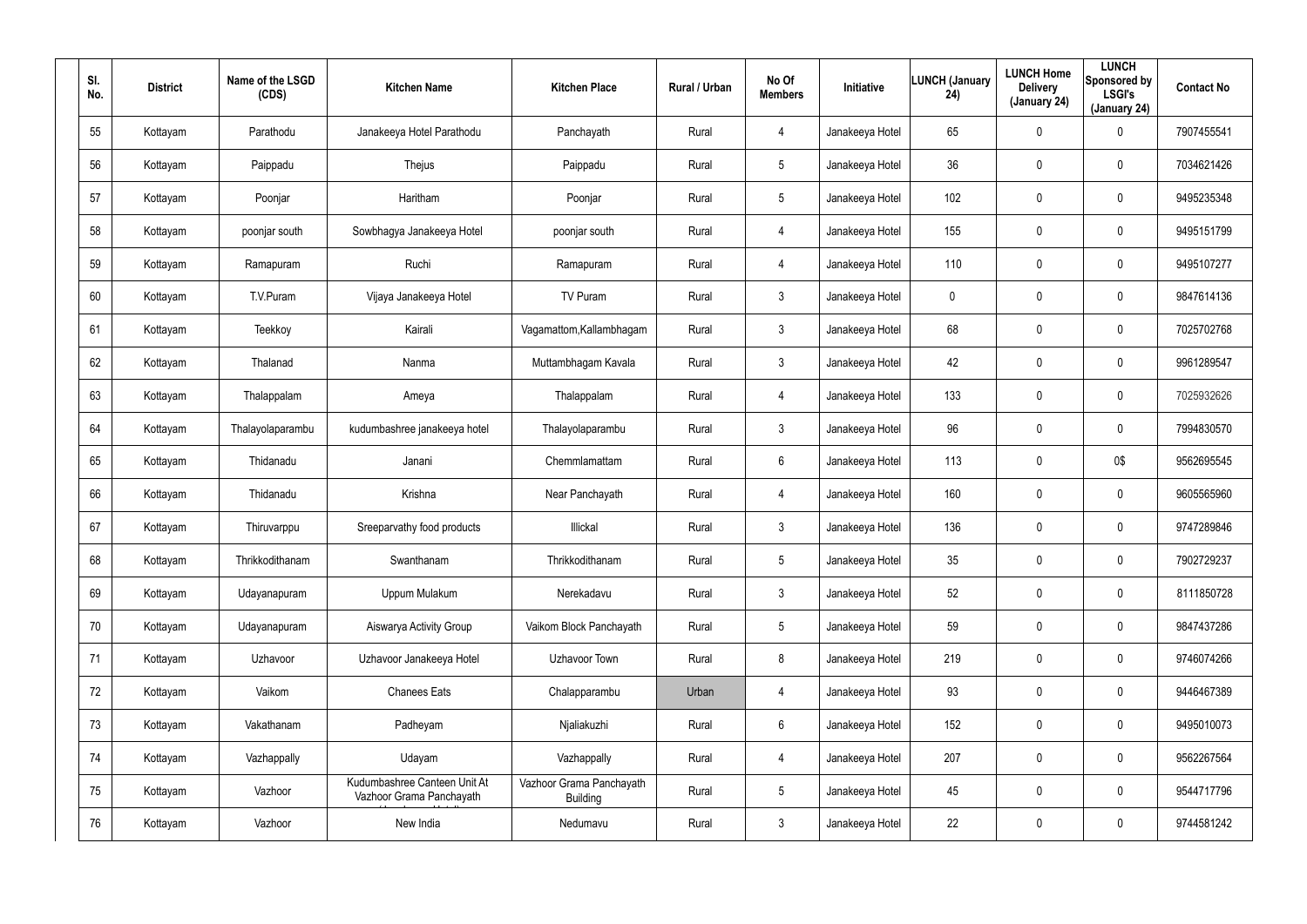| Sl. No. | District | Name of the LSGD (CDS) | Kitchen Name | Kitchen Place | Rural / Urban | No Of Members | Initiative | LUNCH (January 24) | LUNCH Home Delivery (January 24) | LUNCH Sponsored by LSGI's (January 24) | Contact No |
|---|---|---|---|---|---|---|---|---|---|---|---|
| 55 | Kottayam | Parathodu | Janakeeya Hotel Parathodu | Panchayath | Rural | 4 | Janakeeya Hotel | 65 | 0 | 0 | 7907455541 |
| 56 | Kottayam | Paippadu | Thejus | Paippadu | Rural | 5 | Janakeeya Hotel | 36 | 0 | 0 | 7034621426 |
| 57 | Kottayam | Poonjar | Haritham | Poonjar | Rural | 5 | Janakeeya Hotel | 102 | 0 | 0 | 9495235348 |
| 58 | Kottayam | poonjar south | Sowbhagya Janakeeya Hotel | poonjar south | Rural | 4 | Janakeeya Hotel | 155 | 0 | 0 | 9495151799 |
| 59 | Kottayam | Ramapuram | Ruchi | Ramapuram | Rural | 4 | Janakeeya Hotel | 110 | 0 | 0 | 9495107277 |
| 60 | Kottayam | T.V.Puram | Vijaya Janakeeya Hotel | TV Puram | Rural | 3 | Janakeeya Hotel | 0 | 0 | 0 | 9847614136 |
| 61 | Kottayam | Teekkoy | Kairali | Vagamattom,Kallambhagam | Rural | 3 | Janakeeya Hotel | 68 | 0 | 0 | 7025702768 |
| 62 | Kottayam | Thalanad | Nanma | Muttambhagam Kavala | Rural | 3 | Janakeeya Hotel | 42 | 0 | 0 | 9961289547 |
| 63 | Kottayam | Thalappalam | Ameya | Thalappalam | Rural | 4 | Janakeeya Hotel | 133 | 0 | 0 | 7025932626 |
| 64 | Kottayam | Thalayolaparambu | kudumbashree janakeeya hotel | Thalayolaparambu | Rural | 3 | Janakeeya Hotel | 96 | 0 | 0 | 7994830570 |
| 65 | Kottayam | Thidanadu | Janani | Chemmlamattam | Rural | 6 | Janakeeya Hotel | 113 | 0 | 0$ | 9562695545 |
| 66 | Kottayam | Thidanadu | Krishna | Near Panchayath | Rural | 4 | Janakeeya Hotel | 160 | 0 | 0 | 9605565960 |
| 67 | Kottayam | Thiruvarppu | Sreeparvathy food products | Illickal | Rural | 3 | Janakeeya Hotel | 136 | 0 | 0 | 9747289846 |
| 68 | Kottayam | Thrikkodithanam | Swanthanam | Thrikkodithanam | Rural | 5 | Janakeeya Hotel | 35 | 0 | 0 | 7902729237 |
| 69 | Kottayam | Udayanapuram | Uppum Mulakum | Nerekadavu | Rural | 3 | Janakeeya Hotel | 52 | 0 | 0 | 8111850728 |
| 70 | Kottayam | Udayanapuram | Aiswarya Activity Group | Vaikom Block Panchayath | Rural | 5 | Janakeeya Hotel | 59 | 0 | 0 | 9847437286 |
| 71 | Kottayam | Uzhavoor | Uzhavoor Janakeeya Hotel | Uzhavoor Town | Rural | 8 | Janakeeya Hotel | 219 | 0 | 0 | 9746074266 |
| 72 | Kottayam | Vaikom | Chanees Eats | Chalapparambu | Urban | 4 | Janakeeya Hotel | 93 | 0 | 0 | 9446467389 |
| 73 | Kottayam | Vakathanam | Padheyam | Njaliakuzhi | Rural | 6 | Janakeeya Hotel | 152 | 0 | 0 | 9495010073 |
| 74 | Kottayam | Vazhappally | Udayam | Vazhappally | Rural | 4 | Janakeeya Hotel | 207 | 0 | 0 | 9562267564 |
| 75 | Kottayam | Vazhoor | Kudumbashree Canteen Unit At Vazhoor Grama Panchayath | Vazhoor Grama Panchayath Building | Rural | 5 | Janakeeya Hotel | 45 | 0 | 0 | 9544717796 |
| 76 | Kottayam | Vazhoor | New India | Nedumavu | Rural | 3 | Janakeeya Hotel | 22 | 0 | 0 | 9744581242 |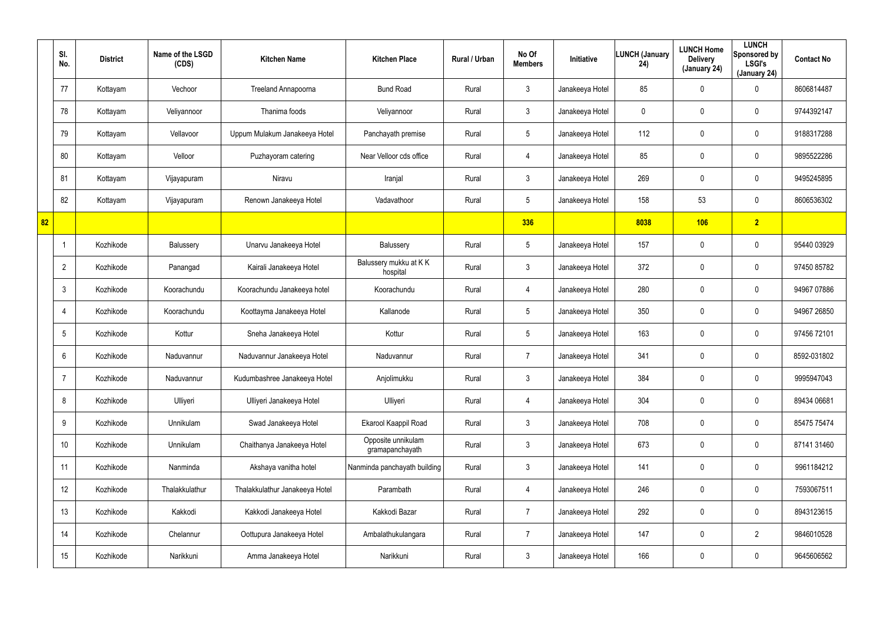| | Sl. No. | District | Name of the LSGD (CDS) | Kitchen Name | Kitchen Place | Rural / Urban | No Of Members | Initiative | LUNCH (January 24) | LUNCH Home Delivery (January 24) | LUNCH Sponsored by LSGI's (January 24) | Contact No |
|---|---|---|---|---|---|---|---|---|---|---|---|---|
| | 77 | Kottayam | Vechoor | Treeland Annapoorna | Bund Road | Rural | 3 | Janakeeya Hotel | 85 | 0 | 0 | 8606814487 |
| | 78 | Kottayam | Veliyannoor | Thanima foods | Veliyannoor | Rural | 3 | Janakeeya Hotel | 0 | 0 | 0 | 9744392147 |
| | 79 | Kottayam | Vellavoor | Uppum Mulakum Janakeeya Hotel | Panchayath premise | Rural | 5 | Janakeeya Hotel | 112 | 0 | 0 | 9188317288 |
| | 80 | Kottayam | Velloor | Puzhayoram catering | Near Velloor cds office | Rural | 4 | Janakeeya Hotel | 85 | 0 | 0 | 9895522286 |
| | 81 | Kottayam | Vijayapuram | Niravu | Iranjal | Rural | 3 | Janakeeya Hotel | 269 | 0 | 0 | 9495245895 |
| | 82 | Kottayam | Vijayapuram | Renown Janakeeya Hotel | Vadavathoor | Rural | 5 | Janakeeya Hotel | 158 | 53 | 0 | 8606536302 |
| 82 | | | | | | | 336 | | 8038 | 106 | 2 | |
| | 1 | Kozhikode | Balussery | Unarvu Janakeeya Hotel | Balussery | Rural | 5 | Janakeeya Hotel | 157 | 0 | 0 | 95440 03929 |
| | 2 | Kozhikode | Panangad | Kairali Janakeeya Hotel | Balussery mukku at K K hospital | Rural | 3 | Janakeeya Hotel | 372 | 0 | 0 | 97450 85782 |
| | 3 | Kozhikode | Koorachundu | Koorachundu Janakeeya hotel | Koorachundu | Rural | 4 | Janakeeya Hotel | 280 | 0 | 0 | 94967 07886 |
| | 4 | Kozhikode | Koorachundu | Koottayma Janakeeya Hotel | Kallanode | Rural | 5 | Janakeeya Hotel | 350 | 0 | 0 | 94967 26850 |
| | 5 | Kozhikode | Kottur | Sneha Janakeeya Hotel | Kottur | Rural | 5 | Janakeeya Hotel | 163 | 0 | 0 | 97456 72101 |
| | 6 | Kozhikode | Naduvannur | Naduvannur Janakeeya Hotel | Naduvannur | Rural | 7 | Janakeeya Hotel | 341 | 0 | 0 | 8592-031802 |
| | 7 | Kozhikode | Naduvannur | Kudumbashree Janakeeya Hotel | Anjolimukku | Rural | 3 | Janakeeya Hotel | 384 | 0 | 0 | 9995947043 |
| | 8 | Kozhikode | Ulliyeri | Ulliyeri Janakeeya Hotel | Ulliyeri | Rural | 4 | Janakeeya Hotel | 304 | 0 | 0 | 89434 06681 |
| | 9 | Kozhikode | Unnikulam | Swad Janakeeya Hotel | Ekarool Kaappil Road | Rural | 3 | Janakeeya Hotel | 708 | 0 | 0 | 85475 75474 |
| | 10 | Kozhikode | Unnikulam | Chaithanya Janakeeya Hotel | Opposite unnikulam gramapanchayath | Rural | 3 | Janakeeya Hotel | 673 | 0 | 0 | 87141 31460 |
| | 11 | Kozhikode | Nanminda | Akshaya vanitha hotel | Nanminda panchayath building | Rural | 3 | Janakeeya Hotel | 141 | 0 | 0 | 9961184212 |
| | 12 | Kozhikode | Thalakkulathur | Thalakkulathur Janakeeya Hotel | Parambath | Rural | 4 | Janakeeya Hotel | 246 | 0 | 0 | 7593067511 |
| | 13 | Kozhikode | Kakkodi | Kakkodi Janakeeya Hotel | Kakkodi Bazar | Rural | 7 | Janakeeya Hotel | 292 | 0 | 0 | 8943123615 |
| | 14 | Kozhikode | Chelannur | Oottupura Janakeeya Hotel | Ambalathukulangara | Rural | 7 | Janakeeya Hotel | 147 | 0 | 2 | 9846010528 |
| | 15 | Kozhikode | Narikkuni | Amma Janakeeya Hotel | Narikkuni | Rural | 3 | Janakeeya Hotel | 166 | 0 | 0 | 9645606562 |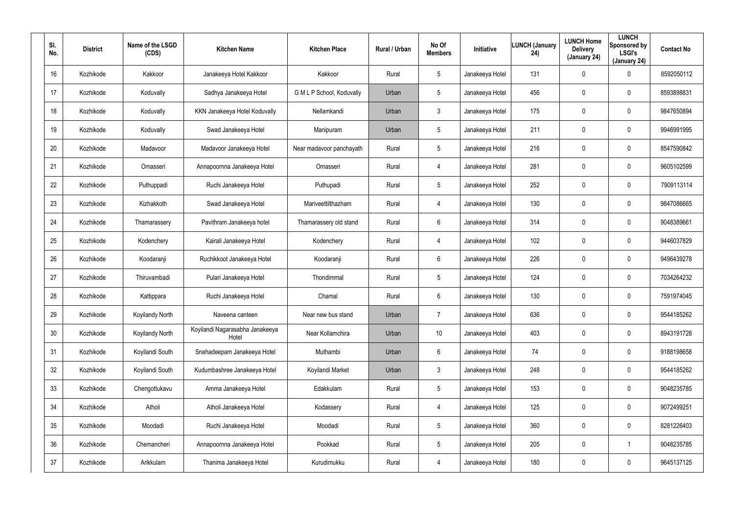| Sl. No. | District | Name of the LSGD (CDS) | Kitchen Name | Kitchen Place | Rural / Urban | No Of Members | Initiative | LUNCH (January 24) | LUNCH Home Delivery (January 24) | LUNCH Sponsored by LSGI's (January 24) | Contact No |
|---|---|---|---|---|---|---|---|---|---|---|---|
| 16 | Kozhikode | Kakkoor | Janakeeya Hotel Kakkoor | Kakkoor | Rural | 5 | Janakeeya Hotel | 131 | 0 | 0 | 8592050112 |
| 17 | Kozhikode | Koduvally | Sadhya Janakeeya Hotel | G M L P School, Koduvally | Urban | 5 | Janakeeya Hotel | 456 | 0 | 0 | 8593898831 |
| 18 | Kozhikode | Koduvally | KKN Janakeeya Hotel Koduvally | Nellamkandi | Urban | 3 | Janakeeya Hotel | 175 | 0 | 0 | 9847650894 |
| 19 | Kozhikode | Koduvally | Swad Janakeeya Hotel | Manipuram | Urban | 5 | Janakeeya Hotel | 211 | 0 | 0 | 9946991995 |
| 20 | Kozhikode | Madavoor | Madavoor Janakeeya Hotel | Near madavoor panchayath | Rural | 5 | Janakeeya Hotel | 216 | 0 | 0 | 8547590842 |
| 21 | Kozhikode | Omasseri | Annapoornna Janakeeya Hotel | Omasseri | Rural | 4 | Janakeeya Hotel | 281 | 0 | 0 | 9605102599 |
| 22 | Kozhikode | Puthuppadi | Ruchi Janakeeya Hotel | Puthupadi | Rural | 5 | Janakeeya Hotel | 252 | 0 | 0 | 7909113114 |
| 23 | Kozhikode | Kizhakkoth | Swad Janakeeya Hotel | Mariveettilthazham | Rural | 4 | Janakeeya Hotel | 130 | 0 | 0 | 9847086665 |
| 24 | Kozhikode | Thamarassery | Pavithram Janakeeya hotel | Thamarassery old stand | Rural | 6 | Janakeeya Hotel | 314 | 0 | 0 | 9048389661 |
| 25 | Kozhikode | Kodenchery | Kairali Janakeeya Hotel | Kodenchery | Rural | 4 | Janakeeya Hotel | 102 | 0 | 0 | 9446037829 |
| 26 | Kozhikode | Koodaranji | Ruchikkoot Janakeeya Hotel | Koodaranji | Rural | 6 | Janakeeya Hotel | 226 | 0 | 0 | 9496439278 |
| 27 | Kozhikode | Thiruvambadi | Pulari Janakeeya Hotel | Thondimmal | Rural | 5 | Janakeeya Hotel | 124 | 0 | 0 | 7034264232 |
| 28 | Kozhikode | Kattippara | Ruchi Janakeeya Hotel | Chamal | Rural | 6 | Janakeeya Hotel | 130 | 0 | 0 | 7591974045 |
| 29 | Kozhikode | Koyilandy North | Naveena canteen | Near new bus stand | Urban | 7 | Janakeeya Hotel | 636 | 0 | 0 | 9544185262 |
| 30 | Kozhikode | Koyilandy North | Koyilandi Nagarasabha Janakeeya Hotel | Near Kollamchira | Urban | 10 | Janakeeya Hotel | 403 | 0 | 0 | 8943191728 |
| 31 | Kozhikode | Koyilandi South | Snehadeepam Janakeeya Hotel | Muthambi | Urban | 6 | Janakeeya Hotel | 74 | 0 | 0 | 9188198658 |
| 32 | Kozhikode | Koyilandi South | Kudumbashree Janakeeya Hotel | Koyilandi Market | Urban | 3 | Janakeeya Hotel | 248 | 0 | 0 | 9544185262 |
| 33 | Kozhikode | Chengottukavu | Amma Janakeeya Hotel | Edakkulam | Rural | 5 | Janakeeya Hotel | 153 | 0 | 0 | 9048235785 |
| 34 | Kozhikode | Atholi | Atholi Janakeeya Hotel | Kodassery | Rural | 4 | Janakeeya Hotel | 125 | 0 | 0 | 9072499251 |
| 35 | Kozhikode | Moodadi | Ruchi Janakeeya Hotel | Moodadi | Rural | 5 | Janakeeya Hotel | 360 | 0 | 0 | 8281226403 |
| 36 | Kozhikode | Chemancheri | Annapoornna Janakeeya Hotel | Pookkad | Rural | 5 | Janakeeya Hotel | 205 | 0 | 1 | 9048235785 |
| 37 | Kozhikode | Arikkulam | Thanima Janakeeya Hotel | Kurudimukku | Rural | 4 | Janakeeya Hotel | 180 | 0 | 0 | 9645137125 |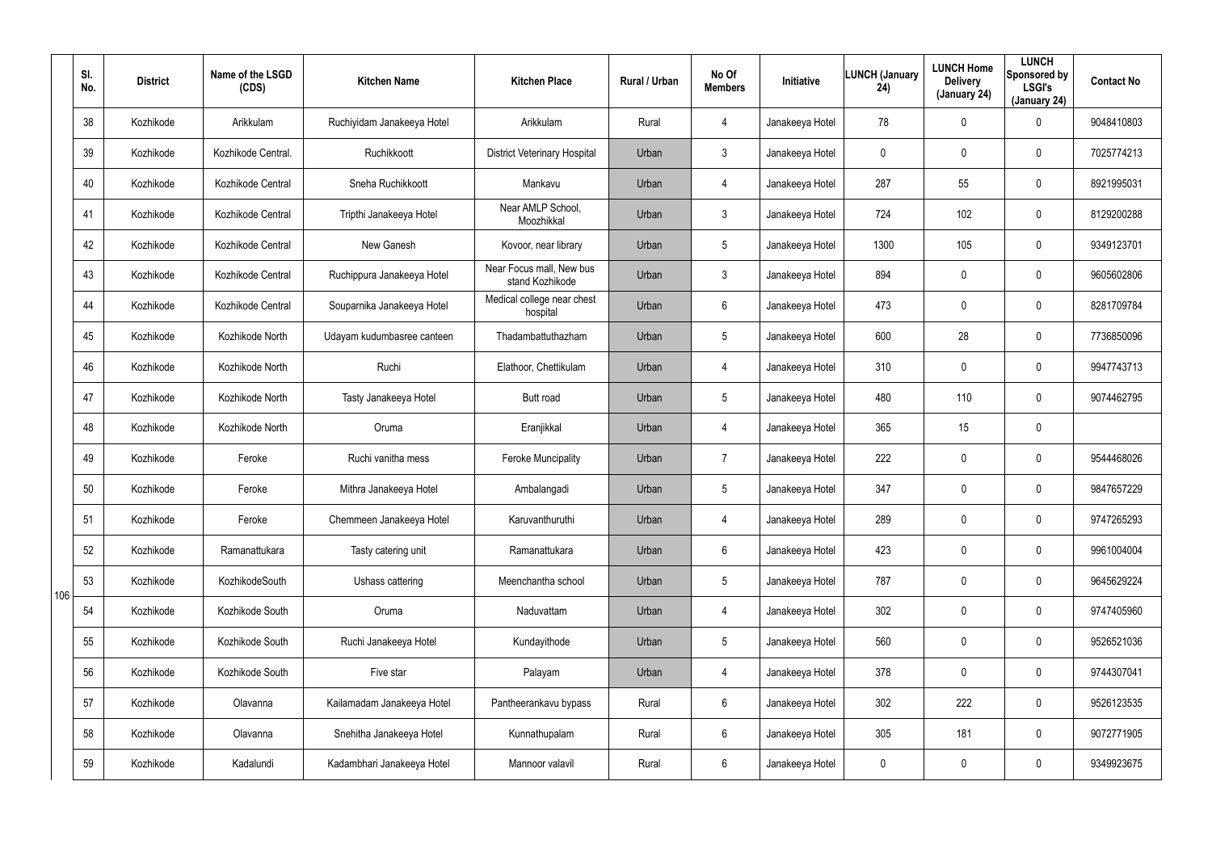| Sl. No. | District | Name of the LSGD (CDS) | Kitchen Name | Kitchen Place | Rural / Urban | No Of Members | Initiative | LUNCH (January 24) | LUNCH Home Delivery (January 24) | LUNCH Sponsored by LSGI's (January 24) | Contact No |
|---|---|---|---|---|---|---|---|---|---|---|---|
| 38 | Kozhikode | Arikkulam | Ruchiyidam Janakeeya Hotel | Arikkulam | Rural | 4 | Janakeeya Hotel | 78 | 0 | 0 | 9048410803 |
| 39 | Kozhikode | Kozhikode Central. | Ruchikkoott | District Veterinary Hospital | Urban | 3 | Janakeeya Hotel | 0 | 0 | 0 | 7025774213 |
| 40 | Kozhikode | Kozhikode Central | Sneha Ruchikkoott | Mankavu | Urban | 4 | Janakeeya Hotel | 287 | 55 | 0 | 8921995031 |
| 41 | Kozhikode | Kozhikode Central | Tripthi Janakeeya Hotel | Near AMLP School, Moozhikkal | Urban | 3 | Janakeeya Hotel | 724 | 102 | 0 | 8129200288 |
| 42 | Kozhikode | Kozhikode Central | New Ganesh | Kovoor, near library | Urban | 5 | Janakeeya Hotel | 1300 | 105 | 0 | 9349123701 |
| 43 | Kozhikode | Kozhikode Central | Ruchippura Janakeeya Hotel | Near Focus mall, New bus stand Kozhikode | Urban | 3 | Janakeeya Hotel | 894 | 0 | 0 | 9605602806 |
| 44 | Kozhikode | Kozhikode Central | Souparnika Janakeeya Hotel | Medical college near chest hospital | Urban | 6 | Janakeeya Hotel | 473 | 0 | 0 | 8281709784 |
| 45 | Kozhikode | Kozhikode North | Udayam kudumbasree canteen | Thadambattuthazham | Urban | 5 | Janakeeya Hotel | 600 | 28 | 0 | 7736850096 |
| 46 | Kozhikode | Kozhikode North | Ruchi | Elathoor, Chettikulam | Urban | 4 | Janakeeya Hotel | 310 | 0 | 0 | 9947743713 |
| 47 | Kozhikode | Kozhikode North | Tasty Janakeeya Hotel | Butt road | Urban | 5 | Janakeeya Hotel | 480 | 110 | 0 | 9074462795 |
| 48 | Kozhikode | Kozhikode North | Oruma | Eranjikkal | Urban | 4 | Janakeeya Hotel | 365 | 15 | 0 | |
| 49 | Kozhikode | Feroke | Ruchi vanitha mess | Feroke Muncipality | Urban | 7 | Janakeeya Hotel | 222 | 0 | 0 | 9544468026 |
| 50 | Kozhikode | Feroke | Mithra Janakeeya Hotel | Ambalangadi | Urban | 5 | Janakeeya Hotel | 347 | 0 | 0 | 9847657229 |
| 51 | Kozhikode | Feroke | Chemmeen Janakeeya Hotel | Karuvanthuruthi | Urban | 4 | Janakeeya Hotel | 289 | 0 | 0 | 9747265293 |
| 52 | Kozhikode | Ramanattukara | Tasty catering unit | Ramanattukara | Urban | 6 | Janakeeya Hotel | 423 | 0 | 0 | 9961004004 |
| 53 | Kozhikode | KozhikodeSouth | Ushass cattering | Meenchantha school | Urban | 5 | Janakeeya Hotel | 787 | 0 | 0 | 9645629224 |
| 54 | Kozhikode | Kozhikode South | Oruma | Naduvattam | Urban | 4 | Janakeeya Hotel | 302 | 0 | 0 | 9747405960 |
| 55 | Kozhikode | Kozhikode South | Ruchi Janakeeya Hotel | Kundayithode | Urban | 5 | Janakeeya Hotel | 560 | 0 | 0 | 9526521036 |
| 56 | Kozhikode | Kozhikode South | Five star | Palayam | Urban | 4 | Janakeeya Hotel | 378 | 0 | 0 | 9744307041 |
| 57 | Kozhikode | Olavanna | Kailamadam Janakeeya Hotel | Pantheerankavu bypass | Rural | 6 | Janakeeya Hotel | 302 | 222 | 0 | 9526123535 |
| 58 | Kozhikode | Olavanna | Snehitha Janakeeya Hotel | Kunnathupalam | Rural | 6 | Janakeeya Hotel | 305 | 181 | 0 | 9072771905 |
| 59 | Kozhikode | Kadalundi | Kadambhari Janakeeya Hotel | Mannoor valavil | Rural | 6 | Janakeeya Hotel | 0 | 0 | 0 | 9349923675 |

106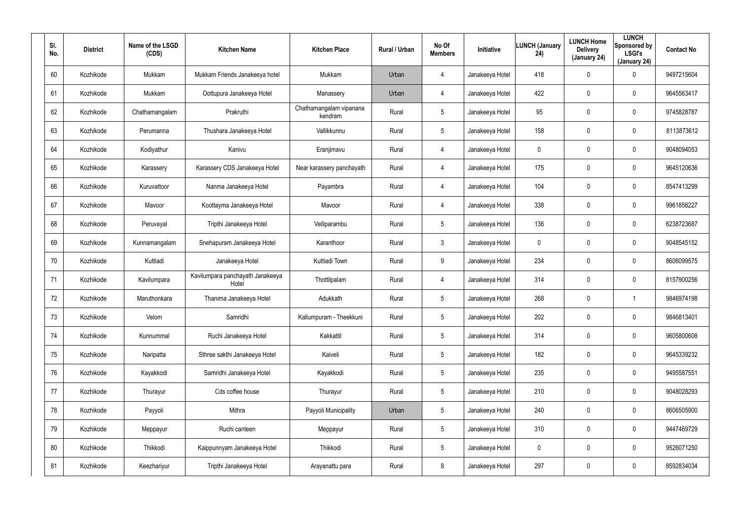| Sl. No. | District | Name of the LSGD (CDS) | Kitchen Name | Kitchen Place | Rural / Urban | No Of Members | Initiative | LUNCH (January 24) | LUNCH Home Delivery (January 24) | LUNCH Sponsored by LSGI's (January 24) | Contact No |
|---|---|---|---|---|---|---|---|---|---|---|---|
| 60 | Kozhikode | Mukkam | Mukkam Friends Janakeeya hotel | Mukkam | Urban | 4 | Janakeeya Hotel | 418 | 0 | 0 | 9497215604 |
| 61 | Kozhikode | Mukkam | Oottupura Janakeeya Hotel | Manassery | Urban | 4 | Janakeeya Hotel | 422 | 0 | 0 | 9645563417 |
| 62 | Kozhikode | Chathamangalam | Prakruthi | Chathamangalam vipanana kendram | Rural | 5 | Janakeeya Hotel | 95 | 0 | 0 | 9745828787 |
| 63 | Kozhikode | Perumanna | Thushara Janakeeya Hotel | Vallikkunnu | Rural | 5 | Janakeeya Hotel | 158 | 0 | 0 | 8113873612 |
| 64 | Kozhikode | Kodiyathur | Kanivu | Eranjimavu | Rural | 4 | Janakeeya Hotel | 0 | 0 | 0 | 9048094053 |
| 65 | Kozhikode | Karassery | Karassery CDS Janakeeya Hotel | Near karassery panchayath | Rural | 4 | Janakeeya Hotel | 175 | 0 | 0 | 9645120636 |
| 66 | Kozhikode | Kuruvattoor | Nanma Janakeeya Hotel | Payambra | Rural | 4 | Janakeeya Hotel | 104 | 0 | 0 | 8547413299 |
| 67 | Kozhikode | Mavoor | Koottayma Janakeeya Hotel | Mavoor | Rural | 4 | Janakeeya Hotel | 338 | 0 | 0 | 9961856227 |
| 68 | Kozhikode | Peruvayal | Tripthi Janakeeya Hotel | Velliparambu | Rural | 5 | Janakeeya Hotel | 136 | 0 | 0 | 6238723687 |
| 69 | Kozhikode | Kunnamangalam | Snehapuram Janakeeya Hotel | Karanthoor | Rural | 3 | Janakeeya Hotel | 0 | 0 | 0 | 9048545152 |
| 70 | Kozhikode | Kuttiadi | Janakeeya Hotel | Kuttiadi Town | Rural | 9 | Janakeeya Hotel | 234 | 0 | 0 | 8606099575 |
| 71 | Kozhikode | Kavilumpara | Kavilumpara panchayath Janakeeya Hotel | Thottilpalam | Rural | 4 | Janakeeya Hotel | 314 | 0 | 0 | 8157900256 |
| 72 | Kozhikode | Maruthonkara | Thanima Janakeeya Hotel | Adukkath | Rural | 5 | Janakeeya Hotel | 268 | 0 | 1 | 9846974198 |
| 73 | Kozhikode | Velom | Samridhi | Kallumpuram - Theekkuni | Rural | 5 | Janakeeya Hotel | 202 | 0 | 0 | 9846813401 |
| 74 | Kozhikode | Kunnummal | Ruchi Janakeeya Hotel | Kakkattil | Rural | 5 | Janakeeya Hotel | 314 | 0 | 0 | 9605800608 |
| 75 | Kozhikode | Naripatta | Sthree sakthi Janakeeya Hotel | Kaiveli | Rural | 5 | Janakeeya Hotel | 182 | 0 | 0 | 9645339232 |
| 76 | Kozhikode | Kayakkodi | Samridhi Janakeeya Hotel | Kayakkodi | Rural | 5 | Janakeeya Hotel | 235 | 0 | 0 | 9495587551 |
| 77 | Kozhikode | Thurayur | Cds coffee house | Thurayur | Rural | 5 | Janakeeya Hotel | 210 | 0 | 0 | 9048028293 |
| 78 | Kozhikode | Payyoli | Mithra | Payyoli Municipality | Urban | 5 | Janakeeya Hotel | 240 | 0 | 0 | 8606505900 |
| 79 | Kozhikode | Meppayur | Ruchi canteen | Meppayur | Rural | 5 | Janakeeya Hotel | 310 | 0 | 0 | 9447469729 |
| 80 | Kozhikode | Thikkodi | Kaippunnyam Janakeeya Hotel | Thikkodi | Rural | 5 | Janakeeya Hotel | 0 | 0 | 0 | 9526071250 |
| 81 | Kozhikode | Keezhariyur | Tripthi Janakeeya Hotel | Arayanattu para | Rural | 8 | Janakeeya Hotel | 297 | 0 | 0 | 8592834034 |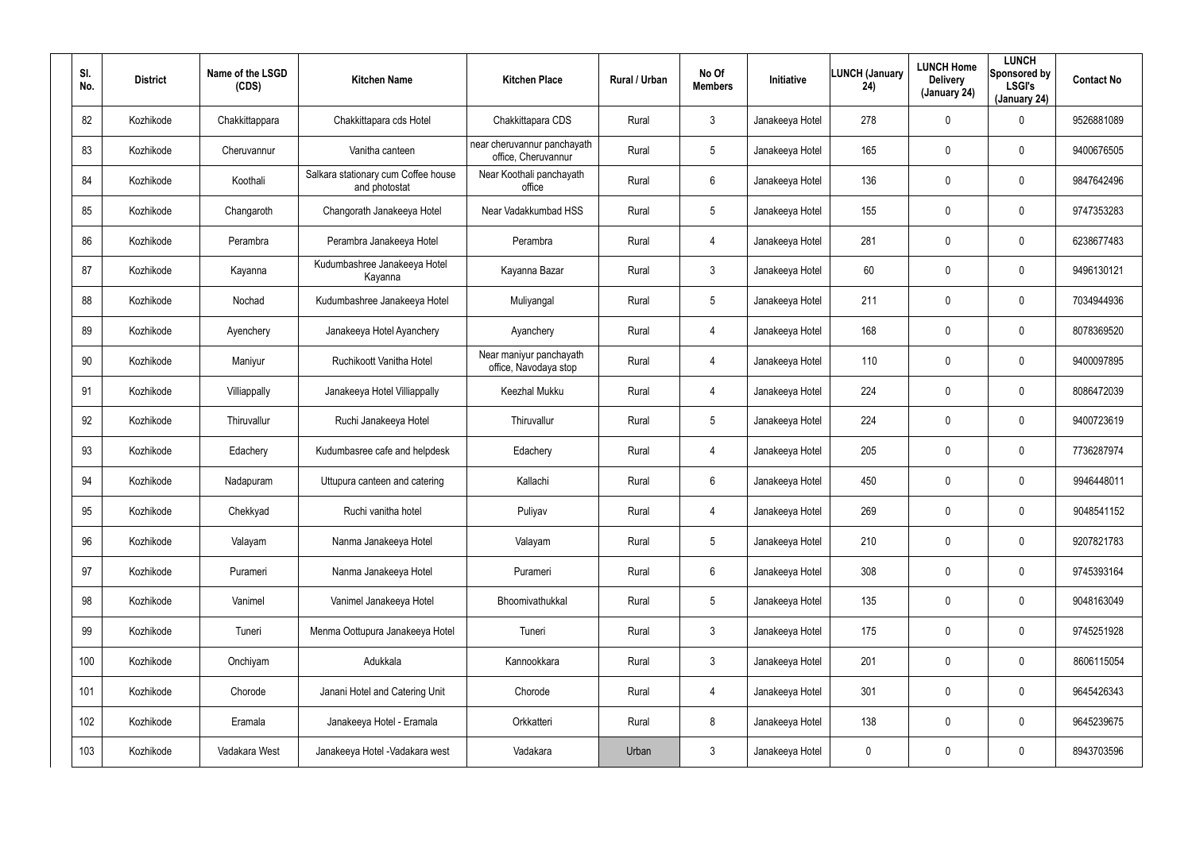| Sl. No. | District | Name of the LSGD (CDS) | Kitchen Name | Kitchen Place | Rural / Urban | No Of Members | Initiative | LUNCH (January 24) | LUNCH Home Delivery (January 24) | LUNCH Sponsored by LSGI's (January 24) | Contact No |
|---|---|---|---|---|---|---|---|---|---|---|---|
| 82 | Kozhikode | Chakkittappara | Chakkittapara cds Hotel | Chakkittapara CDS | Rural | 3 | Janakeeya Hotel | 278 | 0 | 0 | 9526881089 |
| 83 | Kozhikode | Cheruvannur | Vanitha canteen | near cheruvannur panchayath office, Cheruvannur | Rural | 5 | Janakeeya Hotel | 165 | 0 | 0 | 9400676505 |
| 84 | Kozhikode | Koothali | Salkara stationary cum Coffee house and photostat | Near Koothali panchayath office | Rural | 6 | Janakeeya Hotel | 136 | 0 | 0 | 9847642496 |
| 85 | Kozhikode | Changaroth | Changorath Janakeeya Hotel | Near Vadakkumbad HSS | Rural | 5 | Janakeeya Hotel | 155 | 0 | 0 | 9747353283 |
| 86 | Kozhikode | Perambra | Perambra Janakeeya Hotel | Perambra | Rural | 4 | Janakeeya Hotel | 281 | 0 | 0 | 6238677483 |
| 87 | Kozhikode | Kayanna | Kudumbashree Janakeeya Hotel Kayanna | Kayanna Bazar | Rural | 3 | Janakeeya Hotel | 60 | 0 | 0 | 9496130121 |
| 88 | Kozhikode | Nochad | Kudumbashree Janakeeya Hotel | Muliyangal | Rural | 5 | Janakeeya Hotel | 211 | 0 | 0 | 7034944936 |
| 89 | Kozhikode | Ayenchery | Janakeeya Hotel Ayanchery | Ayanchery | Rural | 4 | Janakeeya Hotel | 168 | 0 | 0 | 8078369520 |
| 90 | Kozhikode | Maniyur | Ruchikoott Vanitha Hotel | Near maniyur panchayath office, Navodaya stop | Rural | 4 | Janakeeya Hotel | 110 | 0 | 0 | 9400097895 |
| 91 | Kozhikode | Villiappally | Janakeeya Hotel Villiappally | Keezhal Mukku | Rural | 4 | Janakeeya Hotel | 224 | 0 | 0 | 8086472039 |
| 92 | Kozhikode | Thiruvallur | Ruchi Janakeeya Hotel | Thiruvallur | Rural | 5 | Janakeeya Hotel | 224 | 0 | 0 | 9400723619 |
| 93 | Kozhikode | Edachery | Kudumbasree cafe and helpdesk | Edachery | Rural | 4 | Janakeeya Hotel | 205 | 0 | 0 | 7736287974 |
| 94 | Kozhikode | Nadapuram | Uttupura canteen and catering | Kallachi | Rural | 6 | Janakeeya Hotel | 450 | 0 | 0 | 9946448011 |
| 95 | Kozhikode | Chekkyad | Ruchi vanitha hotel | Puliyav | Rural | 4 | Janakeeya Hotel | 269 | 0 | 0 | 9048541152 |
| 96 | Kozhikode | Valayam | Nanma Janakeeya Hotel | Valayam | Rural | 5 | Janakeeya Hotel | 210 | 0 | 0 | 9207821783 |
| 97 | Kozhikode | Purameri | Nanma Janakeeya Hotel | Purameri | Rural | 6 | Janakeeya Hotel | 308 | 0 | 0 | 9745393164 |
| 98 | Kozhikode | Vanimel | Vanimel Janakeeya Hotel | Bhoomivathukkal | Rural | 5 | Janakeeya Hotel | 135 | 0 | 0 | 9048163049 |
| 99 | Kozhikode | Tuneri | Menma Oottupura Janakeeya Hotel | Tuneri | Rural | 3 | Janakeeya Hotel | 175 | 0 | 0 | 9745251928 |
| 100 | Kozhikode | Onchiyam | Adukkala | Kannookkara | Rural | 3 | Janakeeya Hotel | 201 | 0 | 0 | 8606115054 |
| 101 | Kozhikode | Chorode | Janani Hotel and Catering Unit | Chorode | Rural | 4 | Janakeeya Hotel | 301 | 0 | 0 | 9645426343 |
| 102 | Kozhikode | Eramala | Janakeeya Hotel - Eramala | Orkkatteri | Rural | 8 | Janakeeya Hotel | 138 | 0 | 0 | 9645239675 |
| 103 | Kozhikode | Vadakara West | Janakeeya Hotel -Vadakara west | Vadakara | Urban | 3 | Janakeeya Hotel | 0 | 0 | 0 | 8943703596 |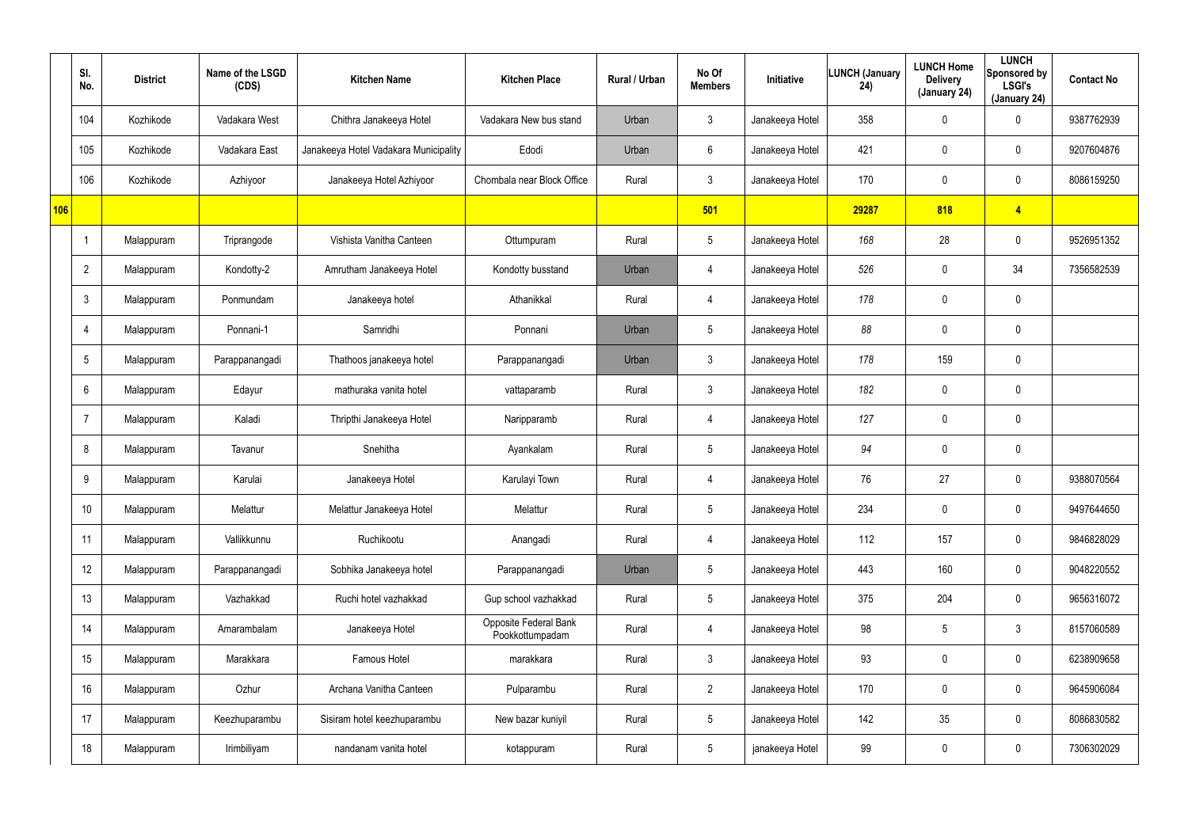| | Sl. No. | District | Name of the LSGD (CDS) | Kitchen Name | Kitchen Place | Rural / Urban | No Of Members | Initiative | LUNCH (January 24) | LUNCH Home Delivery (January 24) | LUNCH Sponsored by LSGI's (January 24) | Contact No |
|---|---|---|---|---|---|---|---|---|---|---|---|---|
| | 104 | Kozhikode | Vadakara West | Chithra Janakeeya Hotel | Vadakara New bus stand | Urban | 3 | Janakeeya Hotel | 358 | 0 | 0 | 9387762939 |
| | 105 | Kozhikode | Vadakara East | Janakeeya Hotel Vadakara Municipality | Edodi | Urban | 6 | Janakeeya Hotel | 421 | 0 | 0 | 9207604876 |
| | 106 | Kozhikode | Azhiyoor | Janakeeya Hotel Azhiyoor | Chombala near Block Office | Rural | 3 | Janakeeya Hotel | 170 | 0 | 0 | 8086159250 |
| 106 | | | | | | | 501 | | 29287 | 818 | 4 | |
| | 1 | Malappuram | Triprangode | Vishista Vanitha Canteen | Ottumpuram | Rural | 5 | Janakeeya Hotel | 168 | 28 | 0 | 9526951352 |
| | 2 | Malappuram | Kondotty-2 | Amrutham Janakeeya Hotel | Kondotty busstand | Urban | 4 | Janakeeya Hotel | 526 | 0 | 34 | 7356582539 |
| | 3 | Malappuram | Ponmundam | Janakeeya hotel | Athanikkal | Rural | 4 | Janakeeya Hotel | 178 | 0 | 0 | |
| | 4 | Malappuram | Ponnani-1 | Samridhi | Ponnani | Urban | 5 | Janakeeya Hotel | 88 | 0 | 0 | |
| | 5 | Malappuram | Parappanangadi | Thathoos janakeeya hotel | Parappanangadi | Urban | 3 | Janakeeya Hotel | 178 | 159 | 0 | |
| | 6 | Malappuram | Edayur | mathuraka vanita hotel | vattaparamb | Rural | 3 | Janakeeya Hotel | 182 | 0 | 0 | |
| | 7 | Malappuram | Kaladi | Thripthi Janakeeya Hotel | Naripparamb | Rural | 4 | Janakeeya Hotel | 127 | 0 | 0 | |
| | 8 | Malappuram | Tavanur | Snehitha | Ayankalam | Rural | 5 | Janakeeya Hotel | 94 | 0 | 0 | |
| | 9 | Malappuram | Karulai | Janakeeya Hotel | Karulayi Town | Rural | 4 | Janakeeya Hotel | 76 | 27 | 0 | 9388070564 |
| | 10 | Malappuram | Melattur | Melattur Janakeeya Hotel | Melattur | Rural | 5 | Janakeeya Hotel | 234 | 0 | 0 | 9497644650 |
| | 11 | Malappuram | Vallikkunnu | Ruchikootu | Anangadi | Rural | 4 | Janakeeya Hotel | 112 | 157 | 0 | 9846828029 |
| | 12 | Malappuram | Parappanangadi | Sobhika Janakeeya hotel | Parappanangadi | Urban | 5 | Janakeeya Hotel | 443 | 160 | 0 | 9048220552 |
| | 13 | Malappuram | Vazhakkad | Ruchi hotel vazhakkad | Gup school vazhakkad | Rural | 5 | Janakeeya Hotel | 375 | 204 | 0 | 9656316072 |
| | 14 | Malappuram | Amarambalam | Janakeeya Hotel | Opposite Federal Bank Pookkottumpadam | Rural | 4 | Janakeeya Hotel | 98 | 5 | 3 | 8157060589 |
| | 15 | Malappuram | Marakkara | Famous Hotel | marakkara | Rural | 3 | Janakeeya Hotel | 93 | 0 | 0 | 6238909658 |
| | 16 | Malappuram | Ozhur | Archana Vanitha Canteen | Pulparambu | Rural | 2 | Janakeeya Hotel | 170 | 0 | 0 | 9645906084 |
| | 17 | Malappuram | Keezhuparambu | Sisiram hotel keezhuparambu | New bazar kuniyil | Rural | 5 | Janakeeya Hotel | 142 | 35 | 0 | 8086830582 |
| | 18 | Malappuram | Irimbiliyam | nandanam vanita hotel | kotappuram | Rural | 5 | janakeeya Hotel | 99 | 0 | 0 | 7306302029 |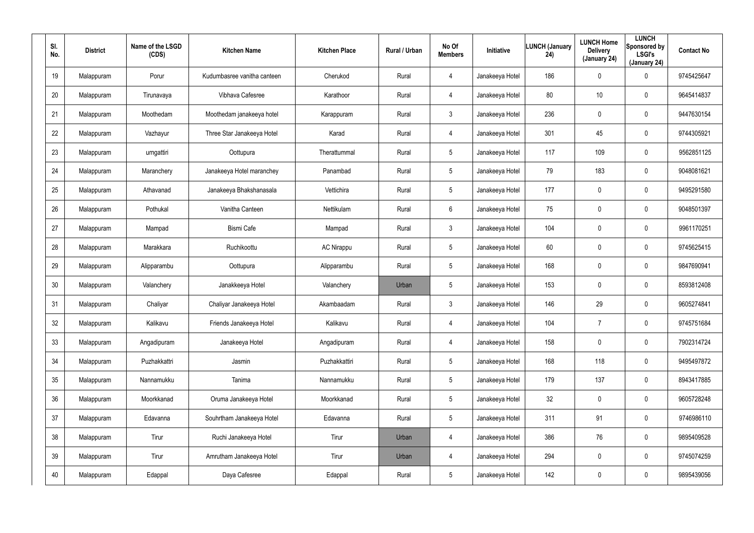| Sl. No. | District | Name of the LSGD (CDS) | Kitchen Name | Kitchen Place | Rural / Urban | No Of Members | Initiative | LUNCH (January 24) | LUNCH Home Delivery (January 24) | LUNCH Sponsored by LSGI's (January 24) | Contact No |
|---|---|---|---|---|---|---|---|---|---|---|---|
| 19 | Malappuram | Porur | Kudumbasree vanitha canteen | Cherukod | Rural | 4 | Janakeeya Hotel | 186 | 0 | 0 | 9745425647 |
| 20 | Malappuram | Tirunavaya | Vibhava Cafesree | Karathoor | Rural | 4 | Janakeeya Hotel | 80 | 10 | 0 | 9645414837 |
| 21 | Malappuram | Moothedam | Moothedam janakeeya hotel | Karappuram | Rural | 3 | Janakeeya Hotel | 236 | 0 | 0 | 9447630154 |
| 22 | Malappuram | Vazhayur | Three Star Janakeeya Hotel | Karad | Rural | 4 | Janakeeya Hotel | 301 | 45 | 0 | 9744305921 |
| 23 | Malappuram | urngattiri | Oottupura | Therattummal | Rural | 5 | Janakeeya Hotel | 117 | 109 | 0 | 9562851125 |
| 24 | Malappuram | Maranchery | Janakeeya Hotel maranchey | Panambad | Rural | 5 | Janakeeya Hotel | 79 | 183 | 0 | 9048081621 |
| 25 | Malappuram | Athavanad | Janakeeya Bhakshanasala | Vettichira | Rural | 5 | Janakeeya Hotel | 177 | 0 | 0 | 9495291580 |
| 26 | Malappuram | Pothukal | Vanitha Canteen | Nettikulam | Rural | 6 | Janakeeya Hotel | 75 | 0 | 0 | 9048501397 |
| 27 | Malappuram | Mampad | Bismi Cafe | Mampad | Rural | 3 | Janakeeya Hotel | 104 | 0 | 0 | 9961170251 |
| 28 | Malappuram | Marakkara | Ruchikoottu | AC Nirappu | Rural | 5 | Janakeeya Hotel | 60 | 0 | 0 | 9745625415 |
| 29 | Malappuram | Alipparambu | Oottupura | Alipparambu | Rural | 5 | Janakeeya Hotel | 168 | 0 | 0 | 9847690941 |
| 30 | Malappuram | Valanchery | Janakkeeya Hotel | Valanchery | Urban | 5 | Janakeeya Hotel | 153 | 0 | 0 | 8593812408 |
| 31 | Malappuram | Chaliyar | Chaliyar Janakeeya Hotel | Akambaadam | Rural | 3 | Janakeeya Hotel | 146 | 29 | 0 | 9605274841 |
| 32 | Malappuram | Kalikavu | Friends Janakeeya Hotel | Kalikavu | Rural | 4 | Janakeeya Hotel | 104 | 7 | 0 | 9745751684 |
| 33 | Malappuram | Angadipuram | Janakeeya Hotel | Angadipuram | Rural | 4 | Janakeeya Hotel | 158 | 0 | 0 | 7902314724 |
| 34 | Malappuram | Puzhakkattri | Jasmin | Puzhakkattiri | Rural | 5 | Janakeeya Hotel | 168 | 118 | 0 | 9495497872 |
| 35 | Malappuram | Nannamukku | Tanima | Nannamukku | Rural | 5 | Janakeeya Hotel | 179 | 137 | 0 | 8943417885 |
| 36 | Malappuram | Moorkkanad | Oruma Janakeeya Hotel | Moorkkanad | Rural | 5 | Janakeeya Hotel | 32 | 0 | 0 | 9605728248 |
| 37 | Malappuram | Edavanna | Souhrtham Janakeeya Hotel | Edavanna | Rural | 5 | Janakeeya Hotel | 311 | 91 | 0 | 9746986110 |
| 38 | Malappuram | Tirur | Ruchi Janakeeya Hotel | Tirur | Urban | 4 | Janakeeya Hotel | 386 | 76 | 0 | 9895409528 |
| 39 | Malappuram | Tirur | Amrutham Janakeeya Hotel | Tirur | Urban | 4 | Janakeeya Hotel | 294 | 0 | 0 | 9745074259 |
| 40 | Malappuram | Edappal | Daya Cafesree | Edappal | Rural | 5 | Janakeeya Hotel | 142 | 0 | 0 | 9895439056 |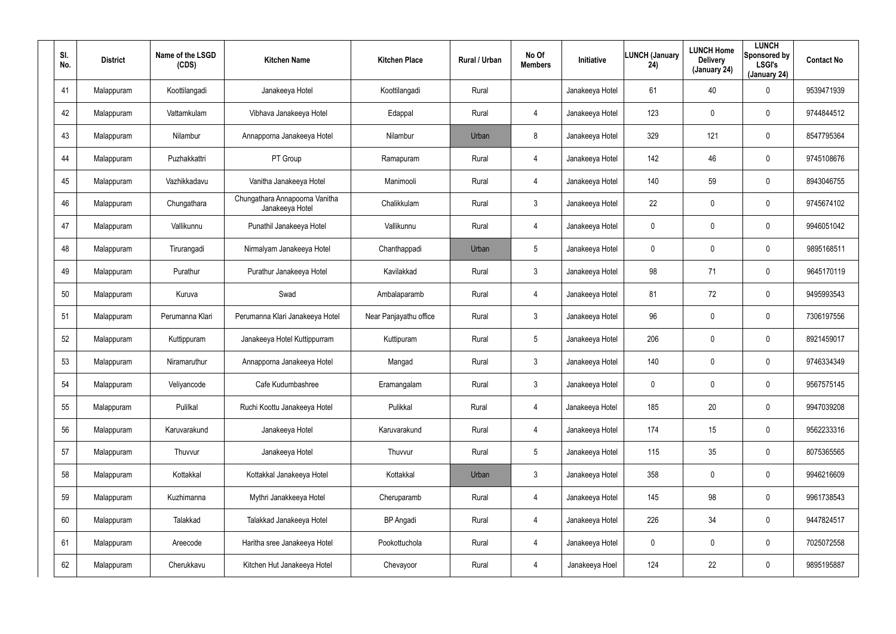| Sl. No. | District | Name of the LSGD (CDS) | Kitchen Name | Kitchen Place | Rural / Urban | No Of Members | Initiative | LUNCH (January 24) | LUNCH Home Delivery (January 24) | LUNCH Sponsored by LSGI's (January 24) | Contact No |
|---|---|---|---|---|---|---|---|---|---|---|---|
| 41 | Malappuram | Koottilangadi | Janakeeya Hotel | Koottilangadi | Rural | | Janakeeya Hotel | 61 | 40 | 0 | 9539471939 |
| 42 | Malappuram | Vattamkulam | Vibhava Janakeeya Hotel | Edappal | Rural | 4 | Janakeeya Hotel | 123 | 0 | 0 | 9744844512 |
| 43 | Malappuram | Nilambur | Annapporna Janakeeya Hotel | Nilambur | Urban | 8 | Janakeeya Hotel | 329 | 121 | 0 | 8547795364 |
| 44 | Malappuram | Puzhakkattri | PT Group | Ramapuram | Rural | 4 | Janakeeya Hotel | 142 | 46 | 0 | 9745108676 |
| 45 | Malappuram | Vazhikkadavu | Vanitha Janakeeya Hotel | Manimooli | Rural | 4 | Janakeeya Hotel | 140 | 59 | 0 | 8943046755 |
| 46 | Malappuram | Chungathara | Chungathara Annapoorna Vanitha Janakeeya Hotel | Chalikkulam | Rural | 3 | Janakeeya Hotel | 22 | 0 | 0 | 9745674102 |
| 47 | Malappuram | Vallikunnu | Punathil Janakeeya Hotel | Vallikunnu | Rural | 4 | Janakeeya Hotel | 0 | 0 | 0 | 9946051042 |
| 48 | Malappuram | Tirurangadi | Nirmalyam Janakeeya Hotel | Chanthappadi | Urban | 5 | Janakeeya Hotel | 0 | 0 | 0 | 9895168511 |
| 49 | Malappuram | Purathur | Purathur Janakeeya Hotel | Kavilakkad | Rural | 3 | Janakeeya Hotel | 98 | 71 | 0 | 9645170119 |
| 50 | Malappuram | Kuruva | Swad | Ambalaparamb | Rural | 4 | Janakeeya Hotel | 81 | 72 | 0 | 9495993543 |
| 51 | Malappuram | Perumanna Klari | Perumanna Klari Janakeeya Hotel | Near Panjayathu office | Rural | 3 | Janakeeya Hotel | 96 | 0 | 0 | 7306197556 |
| 52 | Malappuram | Kuttippuram | Janakeeya Hotel Kuttippurram | Kuttipuram | Rural | 5 | Janakeeya Hotel | 206 | 0 | 0 | 8921459017 |
| 53 | Malappuram | Niramaruthur | Annapporna Janakeeya Hotel | Mangad | Rural | 3 | Janakeeya Hotel | 140 | 0 | 0 | 9746334349 |
| 54 | Malappuram | Veliyancode | Cafe Kudumbashree | Eramangalam | Rural | 3 | Janakeeya Hotel | 0 | 0 | 0 | 9567575145 |
| 55 | Malappuram | Pulilkal | Ruchi Koottu Janakeeya Hotel | Pulikkal | Rural | 4 | Janakeeya Hotel | 185 | 20 | 0 | 9947039208 |
| 56 | Malappuram | Karuvarakund | Janakeeya Hotel | Karuvarakund | Rural | 4 | Janakeeya Hotel | 174 | 15 | 0 | 9562233316 |
| 57 | Malappuram | Thuvvur | Janakeeya Hotel | Thuvvur | Rural | 5 | Janakeeya Hotel | 115 | 35 | 0 | 8075365565 |
| 58 | Malappuram | Kottakkal | Kottakkal Janakeeya Hotel | Kottakkal | Urban | 3 | Janakeeya Hotel | 358 | 0 | 0 | 9946216609 |
| 59 | Malappuram | Kuzhimanna | Mythri Janakkeeya Hotel | Cheruparamb | Rural | 4 | Janakeeya Hotel | 145 | 98 | 0 | 9961738543 |
| 60 | Malappuram | Talakkad | Talakkad Janakeeya Hotel | BP Angadi | Rural | 4 | Janakeeya Hotel | 226 | 34 | 0 | 9447824517 |
| 61 | Malappuram | Areecode | Haritha sree Janakeeya Hotel | Pookottuchola | Rural | 4 | Janakeeya Hotel | 0 | 0 | 0 | 7025072558 |
| 62 | Malappuram | Cherukkavu | Kitchen Hut Janakeeya Hotel | Chevayoor | Rural | 4 | Janakeeya Hoel | 124 | 22 | 0 | 9895195887 |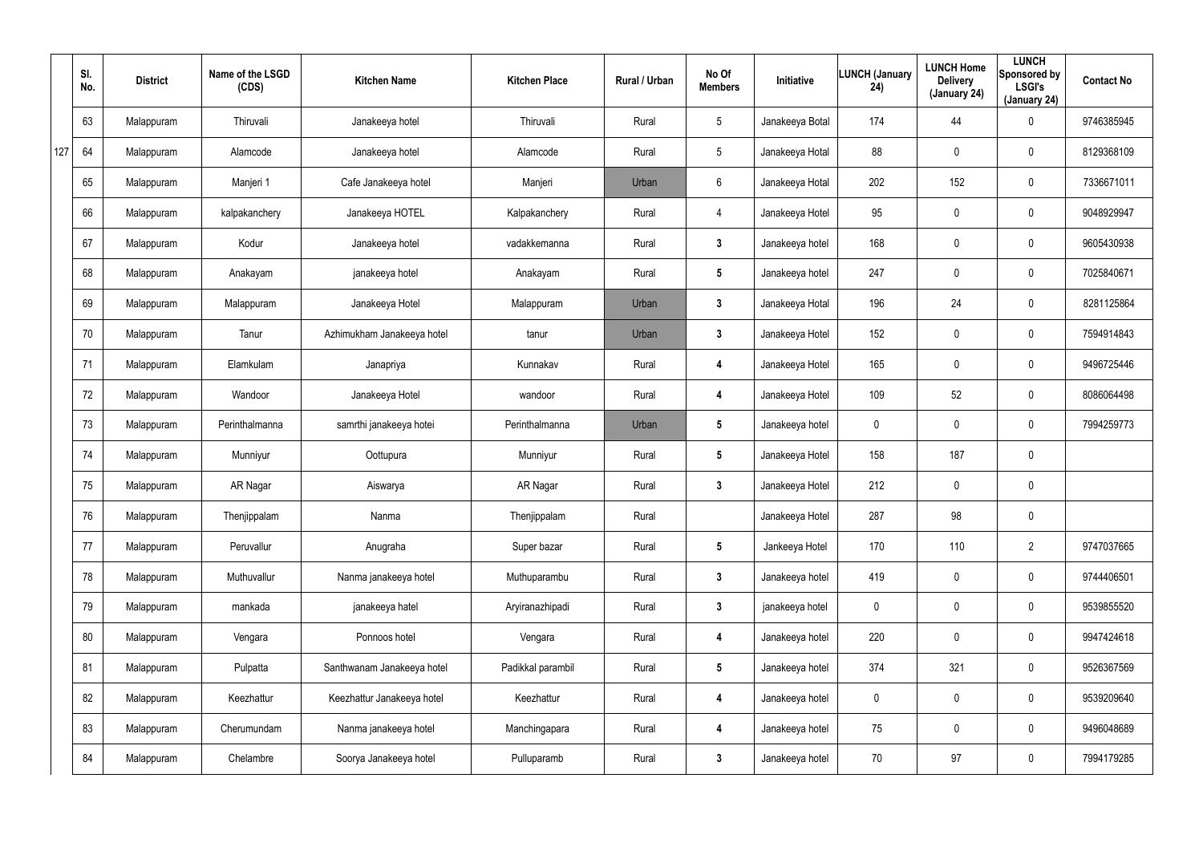| Sl. No. | District | Name of the LSGD (CDS) | Kitchen Name | Kitchen Place | Rural / Urban | No Of Members | Initiative | LUNCH (January 24) | LUNCH Home Delivery (January 24) | LUNCH Sponsored by LSGI's (January 24) | Contact No |
|---|---|---|---|---|---|---|---|---|---|---|---|
| 63 | Malappuram | Thiruvali | Janakeeya hotel | Thiruvali | Rural | 5 | Janakeeya Botal | 174 | 44 | 0 | 9746385945 |
| 64 | Malappuram | Alamcode | Janakeeya hotel | Alamcode | Rural | 5 | Janakeeya Hotal | 88 | 0 | 0 | 8129368109 |
| 65 | Malappuram | Manjeri 1 | Cafe Janakeeya hotel | Manjeri | Urban | 6 | Janakeeya Hotal | 202 | 152 | 0 | 7336671011 |
| 66 | Malappuram | kalpakanchery | Janakeeya HOTEL | Kalpakanchery | Rural | 4 | Janakeeya Hotel | 95 | 0 | 0 | 9048929947 |
| 67 | Malappuram | Kodur | Janakeeya hotel | vadakkemanna | Rural | 3 | Janakeeya hotel | 168 | 0 | 0 | 9605430938 |
| 68 | Malappuram | Anakayam | janakeeya hotel | Anakayam | Rural | 5 | Janakeeya hotel | 247 | 0 | 0 | 7025840671 |
| 69 | Malappuram | Malappuram | Janakeeya Hotel | Malappuram | Urban | 3 | Janakeeya Hotal | 196 | 24 | 0 | 8281125864 |
| 70 | Malappuram | Tanur | Azhimukham Janakeeya hotel | tanur | Urban | 3 | Janakeeya Hotel | 152 | 0 | 0 | 7594914843 |
| 71 | Malappuram | Elamkulam | Janapriya | Kunnakav | Rural | 4 | Janakeeya Hotel | 165 | 0 | 0 | 9496725446 |
| 72 | Malappuram | Wandoor | Janakeeya Hotel | wandoor | Rural | 4 | Janakeeya Hotel | 109 | 52 | 0 | 8086064498 |
| 73 | Malappuram | Perinthalmanna | samrthi janakeeya hotei | Perinthalmanna | Urban | 5 | Janakeeya hotel | 0 | 0 | 0 | 7994259773 |
| 74 | Malappuram | Munniyur | Oottupura | Munniyur | Rural | 5 | Janakeeya Hotel | 158 | 187 | 0 | |
| 75 | Malappuram | AR Nagar | Aiswarya | AR Nagar | Rural | 3 | Janakeeya Hotel | 212 | 0 | 0 | |
| 76 | Malappuram | Thenjippalam | Nanma | Thenjippalam | Rural | | Janakeeya Hotel | 287 | 98 | 0 | |
| 77 | Malappuram | Peruvallur | Anugraha | Super bazar | Rural | 5 | Jankeeya Hotel | 170 | 110 | 2 | 9747037665 |
| 78 | Malappuram | Muthuvallur | Nanma janakeeya hotel | Muthuparambu | Rural | 3 | Janakeeya hotel | 419 | 0 | 0 | 9744406501 |
| 79 | Malappuram | mankada | janakeeya hatel | Aryiranazhipadi | Rural | 3 | janakeeya hotel | 0 | 0 | 0 | 9539855520 |
| 80 | Malappuram | Vengara | Ponnoos hotel | Vengara | Rural | 4 | Janakeeya hotel | 220 | 0 | 0 | 9947424618 |
| 81 | Malappuram | Pulpatta | Santhwanam Janakeeya hotel | Padikkal parambil | Rural | 5 | Janakeeya hotel | 374 | 321 | 0 | 9526367569 |
| 82 | Malappuram | Keezhattur | Keezhattur Janakeeya hotel | Keezhattur | Rural | 4 | Janakeeya hotel | 0 | 0 | 0 | 9539209640 |
| 83 | Malappuram | Cherumundam | Nanma janakeeya hotel | Manchingapara | Rural | 4 | Janakeeya hotel | 75 | 0 | 0 | 9496048689 |
| 84 | Malappuram | Chelambre | Soorya Janakeeya hotel | Pulluparamb | Rural | 3 | Janakeeya hotel | 70 | 97 | 0 | 7994179285 |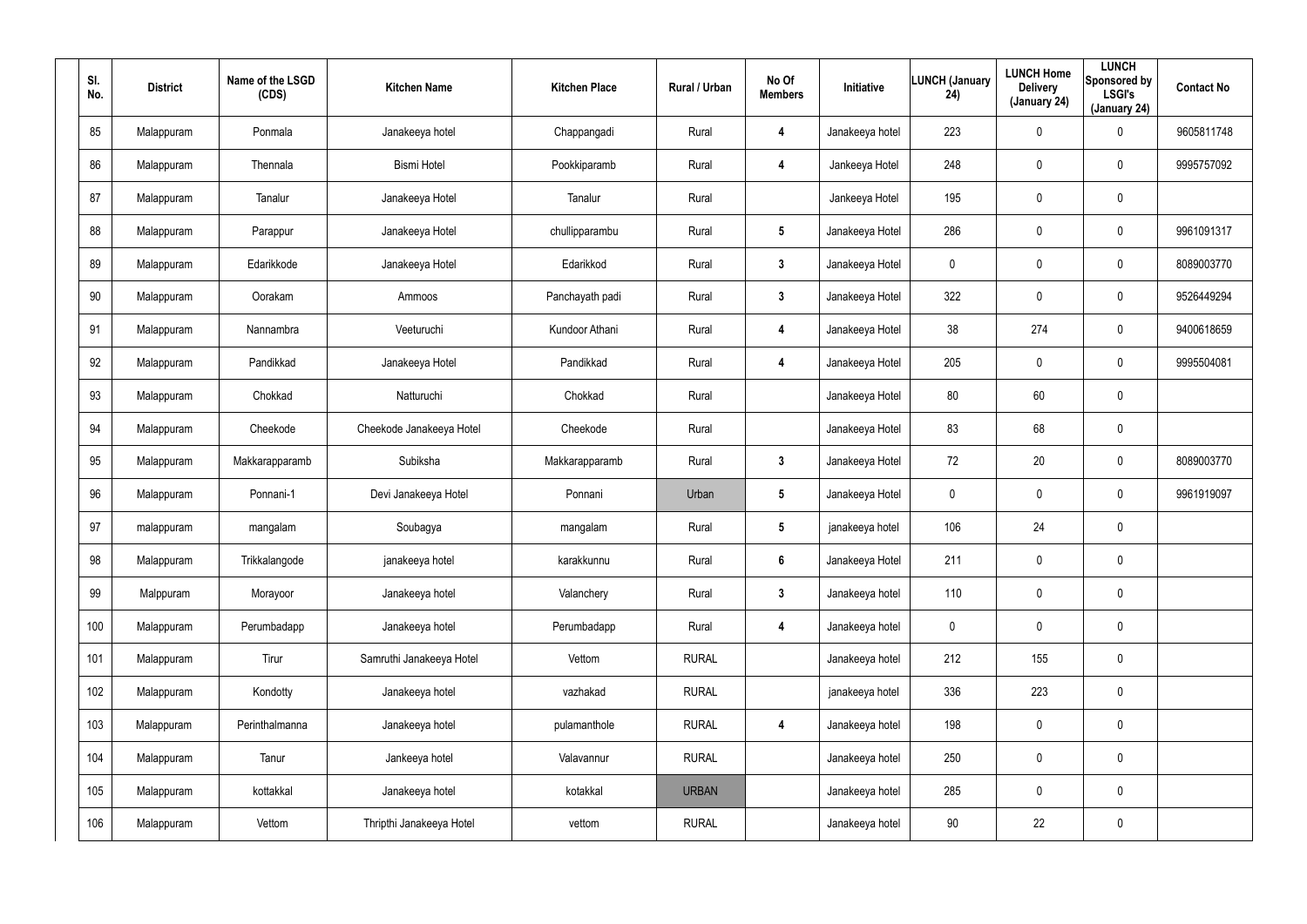| Sl. No. | District | Name of the LSGD (CDS) | Kitchen Name | Kitchen Place | Rural / Urban | No Of Members | Initiative | LUNCH (January 24) | LUNCH Home Delivery (January 24) | LUNCH Sponsored by LSGI's (January 24) | Contact No |
|---|---|---|---|---|---|---|---|---|---|---|---|
| 85 | Malappuram | Ponmala | Janakeeya hotel | Chappangadi | Rural | 4 | Janakeeya hotel | 223 | 0 | 0 | 9605811748 |
| 86 | Malappuram | Thennala | Bismi Hotel | Pookkiparamb | Rural | 4 | Jankeeya Hotel | 248 | 0 | 0 | 9995757092 |
| 87 | Malappuram | Tanalur | Janakeeya Hotel | Tanalur | Rural | | Jankeeya Hotel | 195 | 0 | 0 | |
| 88 | Malappuram | Parappur | Janakeeya Hotel | chullipparambu | Rural | 5 | Janakeeya Hotel | 286 | 0 | 0 | 9961091317 |
| 89 | Malappuram | Edarikkode | Janakeeya Hotel | Edarikkod | Rural | 3 | Janakeeya Hotel | 0 | 0 | 0 | 8089003770 |
| 90 | Malappuram | Oorakam | Ammoos | Panchayath padi | Rural | 3 | Janakeeya Hotel | 322 | 0 | 0 | 9526449294 |
| 91 | Malappuram | Nannambra | Veeturuchi | Kundoor Athani | Rural | 4 | Janakeeya Hotel | 38 | 274 | 0 | 9400618659 |
| 92 | Malappuram | Pandikkad | Janakeeya Hotel | Pandikkad | Rural | 4 | Janakeeya Hotel | 205 | 0 | 0 | 9995504081 |
| 93 | Malappuram | Chokkad | Natturuchi | Chokkad | Rural | | Janakeeya Hotel | 80 | 60 | 0 | |
| 94 | Malappuram | Cheekode | Cheekode Janakeeya Hotel | Cheekode | Rural | | Janakeeya Hotel | 83 | 68 | 0 | |
| 95 | Malappuram | Makkarapparamb | Subiksha | Makkarapparamb | Rural | 3 | Janakeeya Hotel | 72 | 20 | 0 | 8089003770 |
| 96 | Malappuram | Ponnani-1 | Devi Janakeeya Hotel | Ponnani | Urban | 5 | Janakeeya Hotel | 0 | 0 | 0 | 9961919097 |
| 97 | malappuram | mangalam | Soubagya | mangalam | Rural | 5 | janakeeya hotel | 106 | 24 | 0 | |
| 98 | Malappuram | Trikkalangode | janakeeya hotel | karakkunnu | Rural | 6 | Janakeeya Hotel | 211 | 0 | 0 | |
| 99 | Malppuram | Morayoor | Janakeeya hotel | Valanchery | Rural | 3 | Janakeeya hotel | 110 | 0 | 0 | |
| 100 | Malappuram | Perumbadapp | Janakeeya hotel | Perumbadapp | Rural | 4 | Janakeeya hotel | 0 | 0 | 0 | |
| 101 | Malappuram | Tirur | Samruthi Janakeeya Hotel | Vettom | RURAL | | Janakeeya hotel | 212 | 155 | 0 | |
| 102 | Malappuram | Kondotty | Janakeeya hotel | vazhakad | RURAL | | janakeeya hotel | 336 | 223 | 0 | |
| 103 | Malappuram | Perinthalmanna | Janakeeya hotel | pulamanthole | RURAL | 4 | Janakeeya hotel | 198 | 0 | 0 | |
| 104 | Malappuram | Tanur | Jankeeya hotel | Valavannur | RURAL | | Janakeeya hotel | 250 | 0 | 0 | |
| 105 | Malappuram | kottakkal | Janakeeya hotel | kotakkal | URBAN | | Janakeeya hotel | 285 | 0 | 0 | |
| 106 | Malappuram | Vettom | Thripthi Janakeeya Hotel | vettom | RURAL | | Janakeeya hotel | 90 | 22 | 0 | |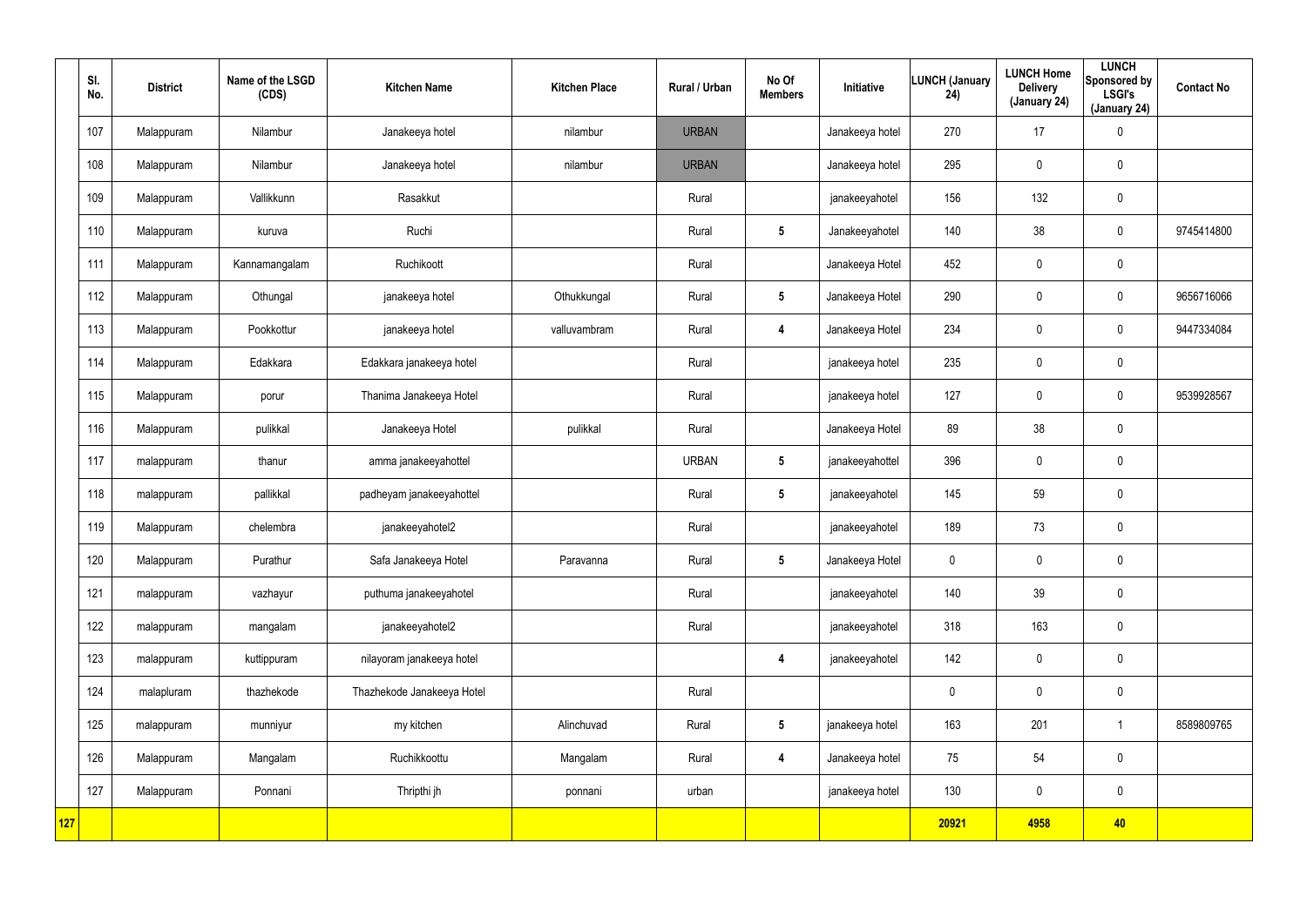| | Sl. No. | District | Name of the LSGD (CDS) | Kitchen Name | Kitchen Place | Rural / Urban | No Of Members | Initiative | LUNCH (January 24) | LUNCH Home Delivery (January 24) | LUNCH Sponsored by LSGI's (January 24) | Contact No |
|---|---|---|---|---|---|---|---|---|---|---|---|---|
| | 107 | Malappuram | Nilambur | Janakeeya hotel | nilambur | URBAN | | Janakeeya hotel | 270 | 17 | 0 | |
| | 108 | Malappuram | Nilambur | Janakeeya hotel | nilambur | URBAN | | Janakeeya hotel | 295 | 0 | 0 | |
| | 109 | Malappuram | Vallikkunn | Rasakkut | | Rural | | janakeeyahotel | 156 | 132 | 0 | |
| | 110 | Malappuram | kuruva | Ruchi | | Rural | 5 | Janakeeyahotel | 140 | 38 | 0 | 9745414800 |
| | 111 | Malappuram | Kannamangalam | Ruchikoott | | Rural | | Janakeeya Hotel | 452 | 0 | 0 | |
| | 112 | Malappuram | Othungal | janakeeya hotel | Othukkungal | Rural | 5 | Janakeeya Hotel | 290 | 0 | 0 | 9656716066 |
| | 113 | Malappuram | Pookkottur | janakeeya hotel | valluvambram | Rural | 4 | Janakeeya Hotel | 234 | 0 | 0 | 9447334084 |
| | 114 | Malappuram | Edakkara | Edakkara janakeeya hotel | | Rural | | janakeeya hotel | 235 | 0 | 0 | |
| | 115 | Malappuram | porur | Thanima Janakeeya Hotel | | Rural | | janakeeya hotel | 127 | 0 | 0 | 9539928567 |
| | 116 | Malappuram | pulikkal | Janakeeya Hotel | pulikkal | Rural | | Janakeeya Hotel | 89 | 38 | 0 | |
| | 117 | malappuram | thanur | amma janakeeyahottel | | URBAN | 5 | janakeeyahottel | 396 | 0 | 0 | |
| | 118 | malappuram | pallikkal | padheyam janakeeyahottel | | Rural | 5 | janakeeyahotel | 145 | 59 | 0 | |
| | 119 | Malappuram | chelembra | janakeeyahotel2 | | Rural | | janakeeyahotel | 189 | 73 | 0 | |
| | 120 | Malappuram | Purathur | Safa Janakeeya Hotel | Paravanna | Rural | 5 | Janakeeya Hotel | 0 | 0 | 0 | |
| | 121 | malappuram | vazhayur | puthuma janakeeyahotel | | Rural | | janakeeyahotel | 140 | 39 | 0 | |
| | 122 | malappuram | mangalam | janakeeyahotel2 | | Rural | | janakeeyahotel | 318 | 163 | 0 | |
| | 123 | malappuram | kuttippuram | nilayoram janakeeya hotel | | | 4 | janakeeyahotel | 142 | 0 | 0 | |
| | 124 | malapluram | thazhekode | Thazhekode Janakeeya Hotel | | Rural | | | 0 | 0 | 0 | |
| | 125 | malappuram | munniyur | my kitchen | Alinchuvad | Rural | 5 | janakeeya hotel | 163 | 201 | 1 | 8589809765 |
| | 126 | Malappuram | Mangalam | Ruchikkoottu | Mangalam | Rural | 4 | Janakeeya hotel | 75 | 54 | 0 | |
| | 127 | Malappuram | Ponnani | Thripthi jh | ponnani | urban | | janakeeya hotel | 130 | 0 | 0 | |
| **127** | | | | | | | | | **20921** | **4958** | **40** | |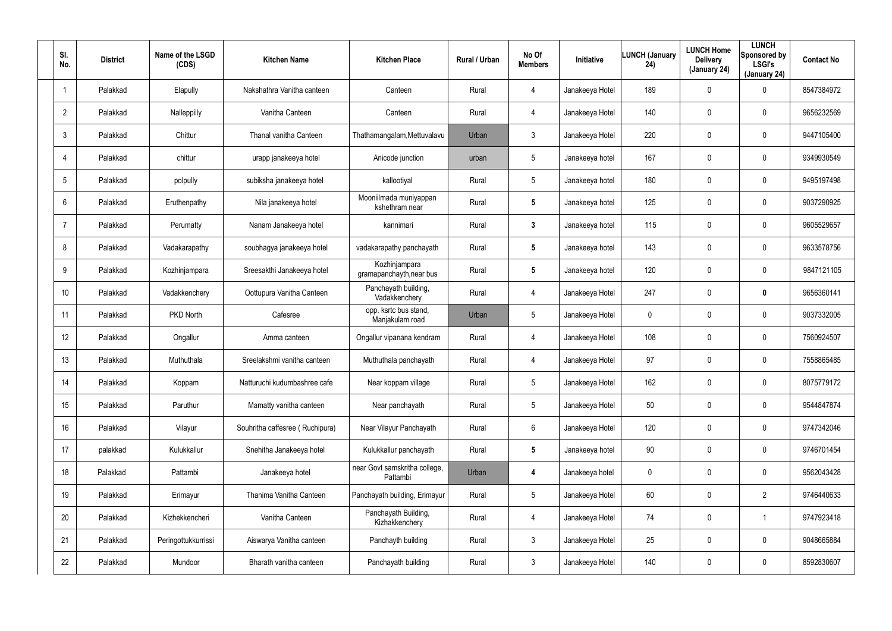| Sl. No. | District | Name of the LSGD (CDS) | Kitchen Name | Kitchen Place | Rural / Urban | No Of Members | Initiative | LUNCH (January 24) | LUNCH Home Delivery (January 24) | LUNCH Sponsored by LSGI's (January 24) | Contact No |
|---|---|---|---|---|---|---|---|---|---|---|---|
| 1 | Palakkad | Elapully | Nakshathra Vanitha canteen | Canteen | Rural | 4 | Janakeeya Hotel | 189 | 0 | 0 | 8547384972 |
| 2 | Palakkad | Nalleppilly | Vanitha Canteen | Canteen | Rural | 4 | Janakeeya Hotel | 140 | 0 | 0 | 9656232569 |
| 3 | Palakkad | Chittur | Thanal vanitha Canteen | Thathamangalam,Mettuvalavu | Urban | 3 | Janakeeya Hotel | 220 | 0 | 0 | 9447105400 |
| 4 | Palakkad | chittur | urapp janakeeya hotel | Anicode junction | urban | 5 | Janakeeya hotel | 167 | 0 | 0 | 9349930549 |
| 5 | Palakkad | polpully | subiksha janakeeya hotel | kallootiyal | Rural | 5 | Janakeeya hotel | 180 | 0 | 0 | 9495197498 |
| 6 | Palakkad | Eruthenpathy | Nila janakeeya hotel | Mooniilmada muniyappan kshethram near | Rural | **5** | Janakeeya hotel | 125 | 0 | 0 | 9037290925 |
| 7 | Palakkad | Perumatty | Nanam Janakeeya hotel | kannimari | Rural | **3** | Janakeeya hotel | 115 | 0 | 0 | 9605529657 |
| 8 | Palakkad | Vadakarapathy | soubhagya janakeeya hotel | vadakarapathy panchayath | Rural | **5** | Janakeeya hotel | 143 | 0 | 0 | 9633578756 |
| 9 | Palakkad | Kozhinjampara | Sreesakthi Janakeeya hotel | Kozhinjampara gramapanchayth,near bus | Rural | **5** | Janakeeya hotel | 120 | 0 | 0 | 9847121105 |
| 10 | Palakkad | Vadakkenchery | Oottupura Vanitha Canteen | Panchayath building, Vadakkenchery | Rural | 4 | Janakeeya Hotel | 247 | 0 | **0** | 9656360141 |
| 11 | Palakkad | PKD North | Cafesree | opp. ksrtc bus stand, Manjakulam road | Urban | 5 | Janakeeya Hotel | 0 | 0 | 0 | 9037332005 |
| 12 | Palakkad | Ongallur | Amma canteen | Ongallur vipanana kendram | Rural | 4 | Janakeeya Hotel | 108 | 0 | 0 | 7560924507 |
| 13 | Palakkad | Muthuthala | Sreelakshmi vanitha canteen | Muthuthala panchayath | Rural | 4 | Janakeeya Hotel | 97 | 0 | 0 | 7558865485 |
| 14 | Palakkad | Koppam | Natturuchi kudumbashree cafe | Near koppam village | Rural | 5 | Janakeeya Hotel | 162 | 0 | 0 | 8075779172 |
| 15 | Palakkad | Paruthur | Mamatty vanitha canteen | Near panchayath | Rural | 5 | Janakeeya Hotel | 50 | 0 | 0 | 9544847874 |
| 16 | Palakkad | Vilayur | Souhritha caffesree ( Ruchipura) | Near Vilayur Panchayath | Rural | 6 | Janakeeya Hotel | 120 | 0 | 0 | 9747342046 |
| 17 | palakkad | Kulukkallur | Snehitha Janakeeya hotel | Kulukkallur panchayath | Rural | **5** | Janakeeya hotel | 90 | 0 | 0 | 9746701454 |
| 18 | Palakkad | Pattambi | Janakeeya hotel | near Govt samskritha college, Pattambi | Urban | **4** | Janakeeya hotel | 0 | 0 | 0 | 9562043428 |
| 19 | Palakkad | Erimayur | Thanima Vanitha Canteen | Panchayath building, Erimayur | Rural | 5 | Janakeeya Hotel | 60 | 0 | 2 | 9746440633 |
| 20 | Palakkad | Kizhekkencheri | Vanitha Canteen | Panchayath Building, Kizhakkenchery | Rural | 4 | Janakeeya Hotel | 74 | 0 | 1 | 9747923418 |
| 21 | Palakkad | Peringottukkurrissi | Aiswarya Vanitha canteen | Panchayth building | Rural | 3 | Janakeeya Hotel | 25 | 0 | 0 | 9048665884 |
| 22 | Palakkad | Mundoor | Bharath vanitha canteen | Panchayath building | Rural | 3 | Janakeeya Hotel | 140 | 0 | 0 | 8592830607 |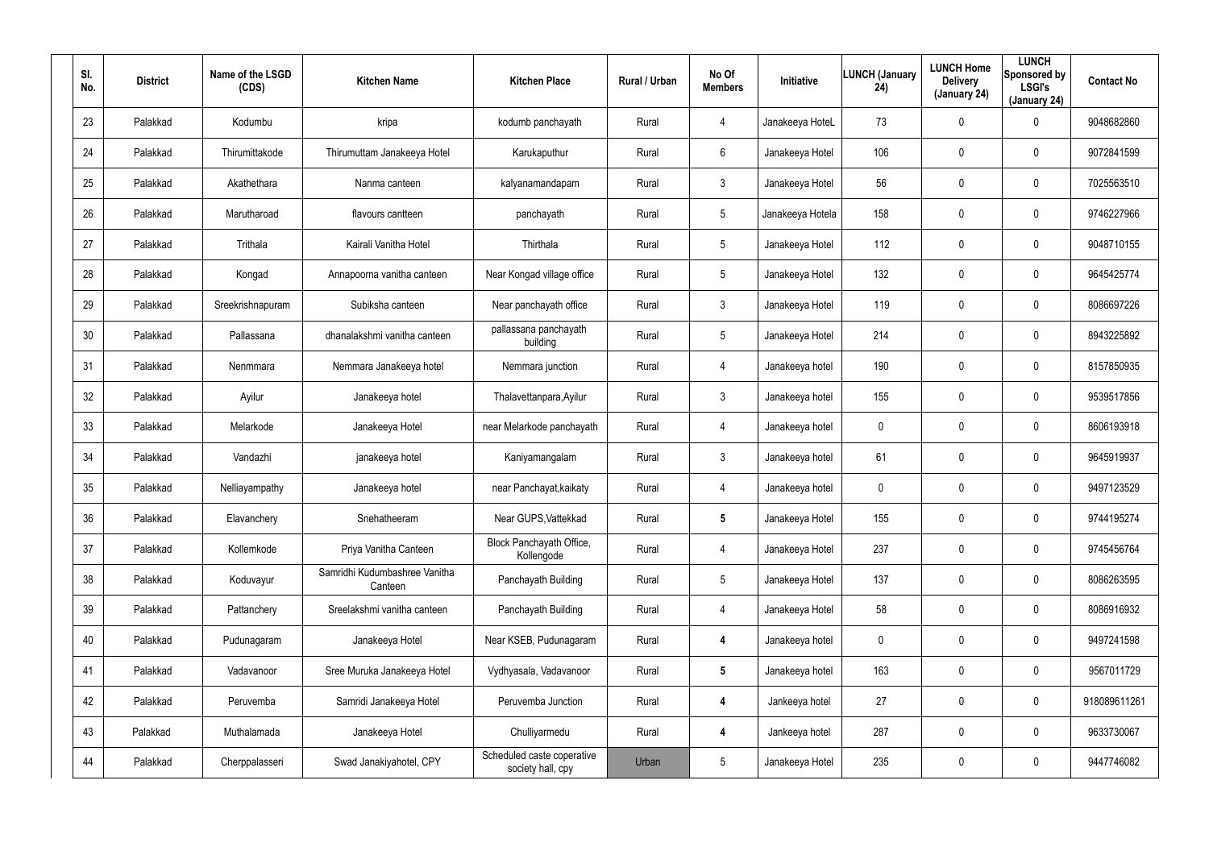| Sl. No. | District | Name of the LSGD (CDS) | Kitchen Name | Kitchen Place | Rural / Urban | No Of Members | Initiative | LUNCH (January 24) | LUNCH Home Delivery (January 24) | LUNCH Sponsored by LSGI's (January 24) | Contact No |
|---|---|---|---|---|---|---|---|---|---|---|---|
| 23 | Palakkad | Kodumbu | kripa | kodumb panchayath | Rural | 4 | Janakeeya HoteL | 73 | 0 | 0 | 9048682860 |
| 24 | Palakkad | Thirumittakode | Thirumuttam Janakeeya Hotel | Karukaputhur | Rural | 6 | Janakeeya Hotel | 106 | 0 | 0 | 9072841599 |
| 25 | Palakkad | Akathethara | Nanma canteen | kalyanamandapam | Rural | 3 | Janakeeya Hotel | 56 | 0 | 0 | 7025563510 |
| 26 | Palakkad | Marutharoad | flavours cantteen | panchayath | Rural | 5 | Janakeeya Hotela | 158 | 0 | 0 | 9746227966 |
| 27 | Palakkad | Trithala | Kairali Vanitha Hotel | Thirthala | Rural | 5 | Janakeeya Hotel | 112 | 0 | 0 | 9048710155 |
| 28 | Palakkad | Kongad | Annapoorna vanitha canteen | Near Kongad village office | Rural | 5 | Janakeeya Hotel | 132 | 0 | 0 | 9645425774 |
| 29 | Palakkad | Sreekrishnapuram | Subiksha canteen | Near panchayath office | Rural | 3 | Janakeeya Hotel | 119 | 0 | 0 | 8086697226 |
| 30 | Palakkad | Pallassana | dhanalakshmi vanitha canteen | pallassana panchayath building | Rural | 5 | Janakeeya Hotel | 214 | 0 | 0 | 8943225892 |
| 31 | Palakkad | Nenmmara | Nemmara Janakeeya hotel | Nemmara junction | Rural | 4 | Janakeeya hotel | 190 | 0 | 0 | 8157850935 |
| 32 | Palakkad | Ayilur | Janakeeya hotel | Thalavettanpara,Ayilur | Rural | 3 | Janakeeya hotel | 155 | 0 | 0 | 9539517856 |
| 33 | Palakkad | Melarkode | Janakeeya Hotel | near Melarkode panchayath | Rural | 4 | Janakeeya hotel | 0 | 0 | 0 | 8606193918 |
| 34 | Palakkad | Vandazhi | janakeeya hotel | Kaniyamangalam | Rural | 3 | Janakeeya hotel | 61 | 0 | 0 | 9645919937 |
| 35 | Palakkad | Nelliayampathy | Janakeeya hotel | near Panchayat,kaikaty | Rural | 4 | Janakeeya hotel | 0 | 0 | 0 | 9497123529 |
| 36 | Palakkad | Elavanchery | Snehatheeram | Near GUPS,Vattekkad | Rural | **5** | Janakeeya Hotel | 155 | 0 | 0 | 9744195274 |
| 37 | Palakkad | Kollemkode | Priya Vanitha Canteen | Block Panchayath Office, Kollengode | Rural | 4 | Janakeeya Hotel | 237 | 0 | 0 | 9745456764 |
| 38 | Palakkad | Koduvayur | Samridhi Kudumbashree Vanitha Canteen | Panchayath Building | Rural | 5 | Janakeeya Hotel | 137 | 0 | 0 | 8086263595 |
| 39 | Palakkad | Pattanchery | Sreelakshmi vanitha canteen | Panchayath Building | Rural | 4 | Janakeeya Hotel | 58 | 0 | 0 | 8086916932 |
| 40 | Palakkad | Pudunagaram | Janakeeya Hotel | Near KSEB, Pudunagaram | Rural | **4** | Janakeeya hotel | 0 | 0 | 0 | 9497241598 |
| 41 | Palakkad | Vadavanoor | Sree Muruka Janakeeya Hotel | Vydhyasala, Vadavanoor | Rural | **5** | Janakeeya hotel | 163 | 0 | 0 | 9567011729 |
| 42 | Palakkad | Peruvemba | Samridi Janakeeya Hotel | Peruvemba Junction | Rural | **4** | Jankeeya hotel | 27 | 0 | 0 | 918089611261 |
| 43 | Palakkad | Muthalamada | Janakeeya Hotel | Chulliyarmedu | Rural | **4** | Jankeeya hotel | 287 | 0 | 0 | 9633730067 |
| 44 | Palakkad | Cherppalasseri | Swad Janakiyahotel, CPY | Scheduled caste coperative society hall, cpy | Urban | 5 | Janakeeya Hotel | 235 | 0 | 0 | 9447746082 |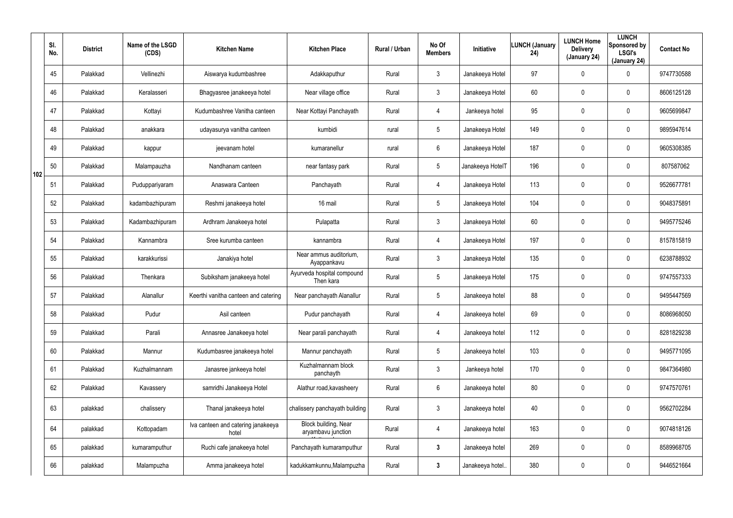| | Sl. No. | District | Name of the LSGD (CDS) | Kitchen Name | Kitchen Place | Rural / Urban | No Of Members | Initiative | LUNCH (January 24) | LUNCH Home Delivery (January 24) | LUNCH Sponsored by LSGI's (January 24) | Contact No |
|---|---|---|---|---|---|---|---|---|---|---|---|---|
| 102 | 45 | Palakkad | Vellinezhi | Aiswarya kudumbashree | Adakkaputhur | Rural | 3 | Janakeeya Hotel | 97 | 0 | 0 | 9747730588 |
| | 46 | Palakkad | Keralasseri | Bhagyasree janakeeya hotel | Near village office | Rural | 3 | Janakeeya Hotel | 60 | 0 | 0 | 8606125128 |
| | 47 | Palakkad | Kottayi | Kudumbashree Vanitha canteen | Near Kottayi Panchayath | Rural | 4 | Jankeeya hotel | 95 | 0 | 0 | 9605699847 |
| | 48 | Palakkad | anakkara | udayasurya vanitha canteen | kumbidi | rural | 5 | Janakeeya Hotel | 149 | 0 | 0 | 9895947614 |
| | 49 | Palakkad | kappur | jeevanam hotel | kumaranellur | rural | 6 | Janakeeya Hotel | 187 | 0 | 0 | 9605308385 |
| | 50 | Palakkad | Malampauzha | Nandhanam canteen | near fantasy park | Rural | 5 | Janakeeya HotelT | 196 | 0 | 0 | 807587062 |
| | 51 | Palakkad | Puduppariyaram | Anaswara Canteen | Panchayath | Rural | 4 | Janakeeya Hotel | 113 | 0 | 0 | 9526677781 |
| | 52 | Palakkad | kadambazhipuram | Reshmi janakeeya hotel | 16 mail | Rural | 5 | Janakeeya Hotel | 104 | 0 | 0 | 9048375891 |
| | 53 | Palakkad | Kadambazhipuram | Ardhram Janakeeya hotel | Pulapatta | Rural | 3 | Janakeeya Hotel | 60 | 0 | 0 | 9495775246 |
| | 54 | Palakkad | Kannambra | Sree kurumba canteen | kannambra | Rural | 4 | Janakeeya Hotel | 197 | 0 | 0 | 8157815819 |
| | 55 | Palakkad | karakkurissi | Janakiya hotel | Near ammus auditorium, Ayappankavu | Rural | 3 | Janakeeya Hotel | 135 | 0 | 0 | 6238788932 |
| | 56 | Palakkad | Thenkara | Subiksham janakeeya hotel | Ayurveda hospital compound Then kara | Rural | 5 | Janakeeya Hotel | 175 | 0 | 0 | 9747557333 |
| | 57 | Palakkad | Alanallur | Keerthi vanitha canteen and catering | Near panchayath Alanallur | Rural | 5 | Janakeeya hotel | 88 | 0 | 0 | 9495447569 |
| | 58 | Palakkad | Pudur | Asil canteen | Pudur panchayath | Rural | 4 | Janakeeya hotel | 69 | 0 | 0 | 8086968050 |
| | 59 | Palakkad | Parali | Annasree Janakeeya hotel | Near parali panchayath | Rural | 4 | Janakeeya hotel | 112 | 0 | 0 | 8281829238 |
| | 60 | Palakkad | Mannur | Kudumbasree janakeeya hotel | Mannur panchayath | Rural | 5 | Janakeeya hotel | 103 | 0 | 0 | 9495771095 |
| | 61 | Palakkad | Kuzhalmannam | Janasree jankeeya hotel | Kuzhalmannam block panchayth | Rural | 3 | Jankeeya hotel | 170 | 0 | 0 | 9847364980 |
| | 62 | Palakkad | Kavassery | samridhi Janakeeya Hotel | Alathur road,kavasheery | Rural | 6 | Janakeeya hotel | 80 | 0 | 0 | 9747570761 |
| | 63 | palakkad | chalissery | Thanal janakeeya hotel | chalissery panchayath building | Rural | 3 | Janakeeya hotel | 40 | 0 | 0 | 9562702284 |
| | 64 | palakkad | Kottopadam | Iva canteen and catering janakeeya hotel | Block building, Near aryambavu junction | Rural | 4 | Janakeeya hotel | 163 | 0 | 0 | 9074818126 |
| | 65 | palakkad | kumaramputhur | Ruchi cafe janakeeya hotel | Panchayath kumaramputhur | Rural | **3** | Janakeeya hotel | 269 | 0 | 0 | 8589968705 |
| | 66 | palakkad | Malampuzha | Amma janakeeya hotel | kadukkamkunnu,Malampuzha | Rural | **3** | Janakeeya hotel.. | 380 | 0 | 0 | 9446521664 |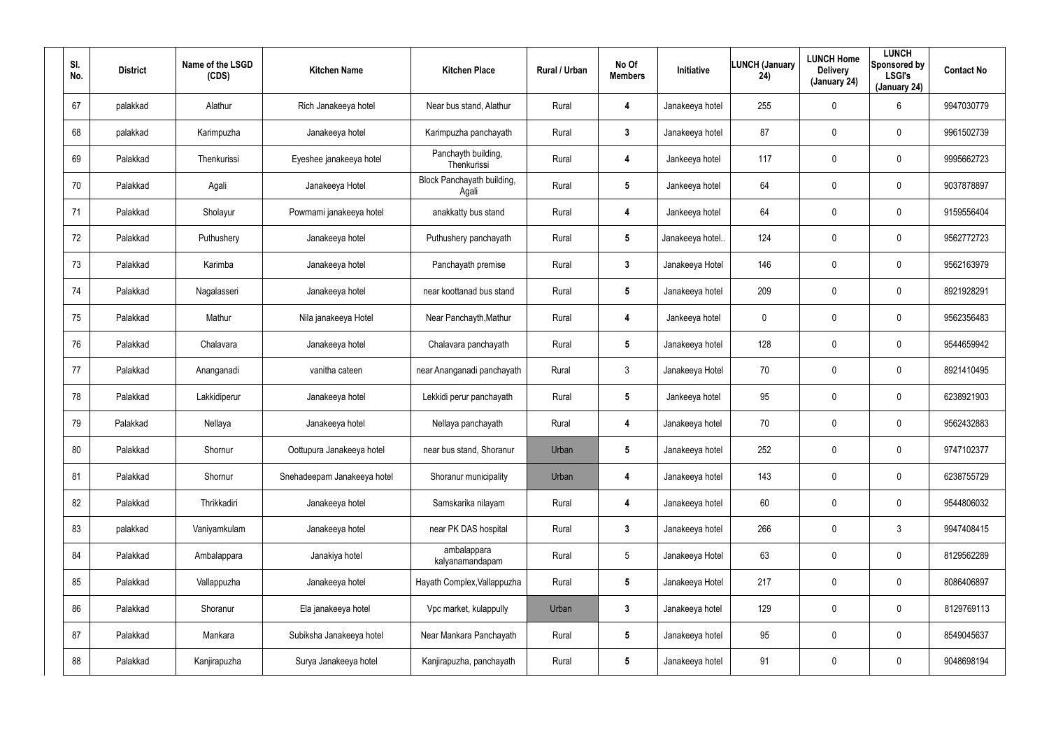| Sl. No. | District | Name of the LSGD (CDS) | Kitchen Name | Kitchen Place | Rural / Urban | No Of Members | Initiative | LUNCH (January 24) | LUNCH Home Delivery (January 24) | LUNCH Sponsored by LSGI's (January 24) | Contact No |
|---|---|---|---|---|---|---|---|---|---|---|---|
| 67 | palakkad | Alathur | Rich Janakeeya hotel | Near bus stand, Alathur | Rural | 4 | Janakeeya hotel | 255 | 0 | 6 | 9947030779 |
| 68 | palakkad | Karimpuzha | Janakeeya hotel | Karimpuzha panchayath | Rural | 3 | Janakeeya hotel | 87 | 0 | 0 | 9961502739 |
| 69 | Palakkad | Thenkurissi | Eyeshee janakeeya hotel | Panchayth building, Thenkurissi | Rural | 4 | Jankeeya hotel | 117 | 0 | 0 | 9995662723 |
| 70 | Palakkad | Agali | Janakeeya Hotel | Block Panchayath building, Agali | Rural | 5 | Jankeeya hotel | 64 | 0 | 0 | 9037878897 |
| 71 | Palakkad | Sholayur | Powrnami janakeeya hotel | anakkatty bus stand | Rural | 4 | Jankeeya hotel | 64 | 0 | 0 | 9159556404 |
| 72 | Palakkad | Puthushery | Janakeeya hotel | Puthushery panchayath | Rural | 5 | Janakeeya hotel.. | 124 | 0 | 0 | 9562772723 |
| 73 | Palakkad | Karimba | Janakeeya hotel | Panchayath premise | Rural | 3 | Janakeeya Hotel | 146 | 0 | 0 | 9562163979 |
| 74 | Palakkad | Nagalasseri | Janakeeya hotel | near koottanad bus stand | Rural | 5 | Janakeeya hotel | 209 | 0 | 0 | 8921928291 |
| 75 | Palakkad | Mathur | Nila janakeeya Hotel | Near Panchayth,Mathur | Rural | 4 | Jankeeya hotel | 0 | 0 | 0 | 9562356483 |
| 76 | Palakkad | Chalavara | Janakeeya hotel | Chalavara panchayath | Rural | 5 | Janakeeya hotel | 128 | 0 | 0 | 9544659942 |
| 77 | Palakkad | Ananganadi | vanitha cateen | near Ananganadi panchayath | Rural | 3 | Janakeeya Hotel | 70 | 0 | 0 | 8921410495 |
| 78 | Palakkad | Lakkidiperur | Janakeeya hotel | Lekkidi perur panchayath | Rural | 5 | Jankeeya hotel | 95 | 0 | 0 | 6238921903 |
| 79 | Palakkad | Nellaya | Janakeeya hotel | Nellaya panchayath | Rural | 4 | Janakeeya hotel | 70 | 0 | 0 | 9562432883 |
| 80 | Palakkad | Shornur | Oottupura Janakeeya hotel | near bus stand, Shoranur | Urban | 5 | Janakeeya hotel | 252 | 0 | 0 | 9747102377 |
| 81 | Palakkad | Shornur | Snehadeepam Janakeeya hotel | Shoranur municipality | Urban | 4 | Janakeeya hotel | 143 | 0 | 0 | 6238755729 |
| 82 | Palakkad | Thrikkadiri | Janakeeya hotel | Samskarika nilayam | Rural | 4 | Janakeeya hotel | 60 | 0 | 0 | 9544806032 |
| 83 | palakkad | Vaniyamkulam | Janakeeya hotel | near PK DAS hospital | Rural | 3 | Janakeeya hotel | 266 | 0 | 3 | 9947408415 |
| 84 | Palakkad | Ambalappara | Janakiya hotel | ambalappara kalyanamandapam | Rural | 5 | Janakeeya Hotel | 63 | 0 | 0 | 8129562289 |
| 85 | Palakkad | Vallappuzha | Janakeeya hotel | Hayath Complex,Vallappuzha | Rural | 5 | Janakeeya Hotel | 217 | 0 | 0 | 8086406897 |
| 86 | Palakkad | Shoranur | Ela janakeeya hotel | Vpc market, kulappully | Urban | 3 | Janakeeya hotel | 129 | 0 | 0 | 8129769113 |
| 87 | Palakkad | Mankara | Subiksha Janakeeya hotel | Near Mankara Panchayath | Rural | 5 | Janakeeya hotel | 95 | 0 | 0 | 8549045637 |
| 88 | Palakkad | Kanjirapuzha | Surya Janakeeya hotel | Kanjirapuzha, panchayath | Rural | 5 | Janakeeya hotel | 91 | 0 | 0 | 9048698194 |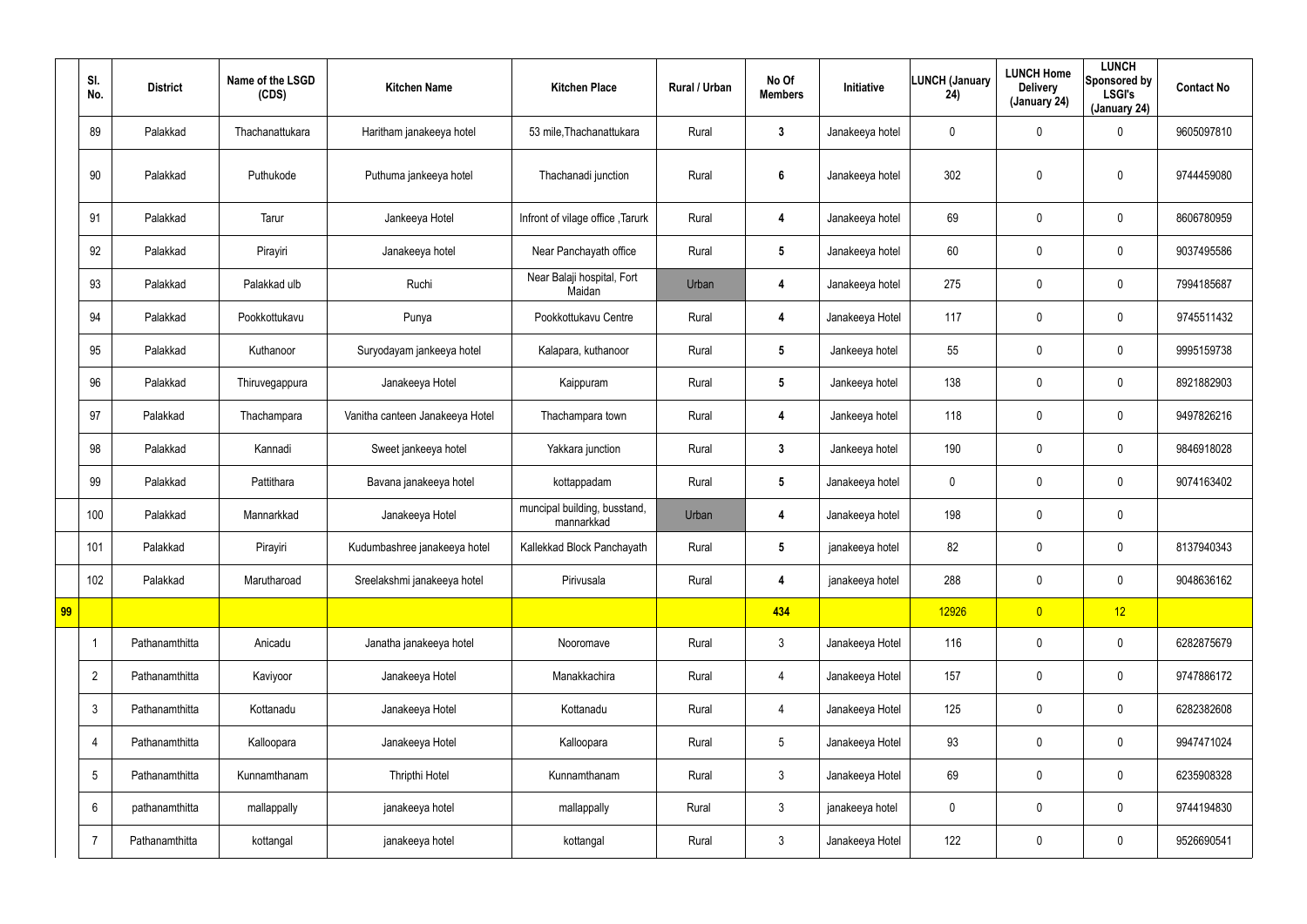| | Sl. No. | District | Name of the LSGD (CDS) | Kitchen Name | Kitchen Place | Rural / Urban | No Of Members | Initiative | LUNCH (January 24) | LUNCH Home Delivery (January 24) | LUNCH Sponsored by LSGI's (January 24) | Contact No |
|---|---|---|---|---|---|---|---|---|---|---|---|---|
| | 89 | Palakkad | Thachanattukara | Haritham janakeeya hotel | 53 mile,Thachanattukara | Rural | 3 | Janakeeya hotel | 0 | 0 | 0 | 9605097810 |
| | 90 | Palakkad | Puthukode | Puthuma jankeeya hotel | Thachanadi junction | Rural | 6 | Janakeeya hotel | 302 | 0 | 0 | 9744459080 |
| | 91 | Palakkad | Tarur | Jankeeya Hotel | Infront of vilage office ,Tarurk | Rural | 4 | Janakeeya hotel | 69 | 0 | 0 | 8606780959 |
| | 92 | Palakkad | Pirayiri | Janakeeya hotel | Near Panchayath office | Rural | 5 | Janakeeya hotel | 60 | 0 | 0 | 9037495586 |
| | 93 | Palakkad | Palakkad ulb | Ruchi | Near Balaji hospital, Fort Maidan | Urban | 4 | Janakeeya hotel | 275 | 0 | 0 | 7994185687 |
| | 94 | Palakkad | Pookkottukavu | Punya | Pookkottukavu Centre | Rural | 4 | Janakeeya Hotel | 117 | 0 | 0 | 9745511432 |
| | 95 | Palakkad | Kuthanoor | Suryodayam jankeeya hotel | Kalapara, kuthanoor | Rural | 5 | Jankeeya hotel | 55 | 0 | 0 | 9995159738 |
| | 96 | Palakkad | Thiruvegappura | Janakeeya Hotel | Kaippuram | Rural | 5 | Jankeeya hotel | 138 | 0 | 0 | 8921882903 |
| | 97 | Palakkad | Thachampara | Vanitha canteen Janakeeya Hotel | Thachampara town | Rural | 4 | Jankeeya hotel | 118 | 0 | 0 | 9497826216 |
| | 98 | Palakkad | Kannadi | Sweet jankeeya hotel | Yakkara junction | Rural | 3 | Jankeeya hotel | 190 | 0 | 0 | 9846918028 |
| | 99 | Palakkad | Pattithara | Bavana janakeeya hotel | kottappadam | Rural | 5 | Janakeeya hotel | 0 | 0 | 0 | 9074163402 |
| | 100 | Palakkad | Mannarkkad | Janakeeya Hotel | muncipal building, busstand, mannarkkad | Urban | 4 | Janakeeya hotel | 198 | 0 | 0 | |
| | 101 | Palakkad | Pirayiri | Kudumbashree janakeeya hotel | Kallekkad Block Panchayath | Rural | 5 | janakeeya hotel | 82 | 0 | 0 | 8137940343 |
| | 102 | Palakkad | Marutharoad | Sreelakshmi janakeeya hotel | Pirivusala | Rural | 4 | janakeeya hotel | 288 | 0 | 0 | 9048636162 |
| 99 | | | | | | | 434 | | 12926 | 0 | 12 | |
| | 1 | Pathanamthitta | Anicadu | Janatha janakeeya hotel | Nooromave | Rural | 3 | Janakeeya Hotel | 116 | 0 | 0 | 6282875679 |
| | 2 | Pathanamthitta | Kaviyoor | Janakeeya Hotel | Manakkachira | Rural | 4 | Janakeeya Hotel | 157 | 0 | 0 | 9747886172 |
| | 3 | Pathanamthitta | Kottanadu | Janakeeya Hotel | Kottanadu | Rural | 4 | Janakeeya Hotel | 125 | 0 | 0 | 6282382608 |
| | 4 | Pathanamthitta | Kalloopara | Janakeeya Hotel | Kalloopara | Rural | 5 | Janakeeya Hotel | 93 | 0 | 0 | 9947471024 |
| | 5 | Pathanamthitta | Kunnamthanam | Thripthi Hotel | Kunnamthanam | Rural | 3 | Janakeeya Hotel | 69 | 0 | 0 | 6235908328 |
| | 6 | pathanamthitta | mallappally | janakeeya hotel | mallappally | Rural | 3 | janakeeya hotel | 0 | 0 | 0 | 9744194830 |
| | 7 | Pathanamthitta | kottangal | janakeeya hotel | kottangal | Rural | 3 | Janakeeya Hotel | 122 | 0 | 0 | 9526690541 |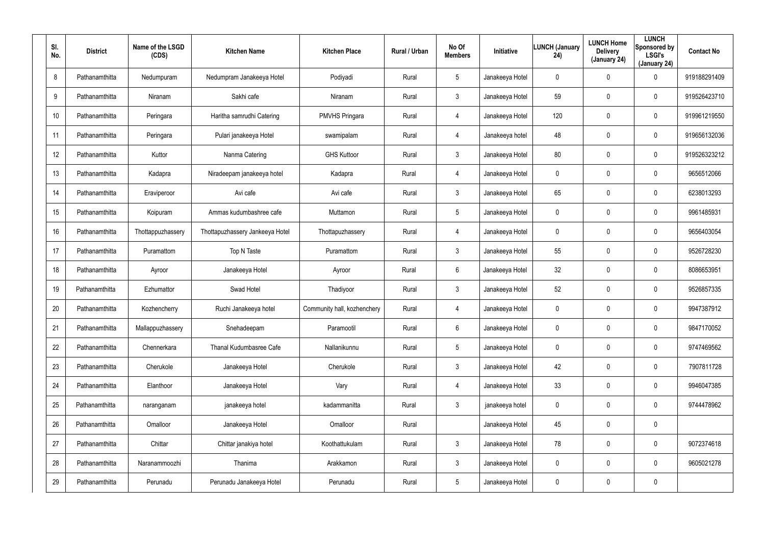| Sl. No. | District | Name of the LSGD (CDS) | Kitchen Name | Kitchen Place | Rural / Urban | No Of Members | Initiative | LUNCH (January 24) | LUNCH Home Delivery (January 24) | LUNCH Sponsored by LSGI's (January 24) | Contact No |
|---|---|---|---|---|---|---|---|---|---|---|---|
| 8 | Pathanamthitta | Nedumpuram | Nedumpram Janakeeya Hotel | Podiyadi | Rural | 5 | Janakeeya Hotel | 0 | 0 | 0 | 919188291409 |
| 9 | Pathanamthitta | Niranam | Sakhi cafe | Niranam | Rural | 3 | Janakeeya Hotel | 59 | 0 | 0 | 919526423710 |
| 10 | Pathanamthitta | Peringara | Haritha samrudhi Catering | PMVHS Pringara | Rural | 4 | Janakeeya Hotel | 120 | 0 | 0 | 919961219550 |
| 11 | Pathanamthitta | Peringara | Pulari janakeeya Hotel | swamipalam | Rural | 4 | Janakeeya hotel | 48 | 0 | 0 | 919656132036 |
| 12 | Pathanamthitta | Kuttor | Nanma Catering | GHS Kuttoor | Rural | 3 | Janakeeya Hotel | 80 | 0 | 0 | 919526323212 |
| 13 | Pathanamthitta | Kadapra | Niradeepam janakeeya hotel | Kadapra | Rural | 4 | Janakeeya Hotel | 0 | 0 | 0 | 9656512066 |
| 14 | Pathanamthitta | Eraviperoor | Avi cafe | Avi cafe | Rural | 3 | Janakeeya Hotel | 65 | 0 | 0 | 6238013293 |
| 15 | Pathanamthitta | Koipuram | Ammas kudumbashree cafe | Muttamon | Rural | 5 | Janakeeya Hotel | 0 | 0 | 0 | 9961485931 |
| 16 | Pathanamthitta | Thottappuzhassery | Thottapuzhassery Jankeeya Hotel | Thottapuzhassery | Rural | 4 | Janakeeya Hotel | 0 | 0 | 0 | 9656403054 |
| 17 | Pathanamthitta | Puramattom | Top N Taste | Puramattom | Rural | 3 | Janakeeya Hotel | 55 | 0 | 0 | 9526728230 |
| 18 | Pathanamthitta | Ayroor | Janakeeya Hotel | Ayroor | Rural | 6 | Janakeeya Hotel | 32 | 0 | 0 | 8086653951 |
| 19 | Pathanamthitta | Ezhumattor | Swad Hotel | Thadiyoor | Rural | 3 | Janakeeya Hotel | 52 | 0 | 0 | 9526857335 |
| 20 | Pathanamthitta | Kozhencherry | Ruchi Janakeeya hotel | Community hall, kozhenchery | Rural | 4 | Janakeeya Hotel | 0 | 0 | 0 | 9947387912 |
| 21 | Pathanamthitta | Mallappuzhassery | Snehadeepam | Paramootil | Rural | 6 | Janakeeya Hotel | 0 | 0 | 0 | 9847170052 |
| 22 | Pathanamthitta | Chennerkara | Thanal Kudumbasree Cafe | Nallanikunnu | Rural | 5 | Janakeeya Hotel | 0 | 0 | 0 | 9747469562 |
| 23 | Pathanamthitta | Cherukole | Janakeeya Hotel | Cherukole | Rural | 3 | Janakeeya Hotel | 42 | 0 | 0 | 7907811728 |
| 24 | Pathanamthitta | Elanthoor | Janakeeya Hotel | Vary | Rural | 4 | Janakeeya Hotel | 33 | 0 | 0 | 9946047385 |
| 25 | Pathanamthitta | naranganam | janakeeya hotel | kadammanitta | Rural | 3 | janakeeya hotel | 0 | 0 | 0 | 9744478962 |
| 26 | Pathanamthitta | Omalloor | Janakeeya Hotel | Omalloor | Rural | | Janakeeya Hotel | 45 | 0 | 0 | |
| 27 | Pathanamthitta | Chittar | Chittar janakiya hotel | Koothattukulam | Rural | 3 | Janakeeya Hotel | 78 | 0 | 0 | 9072374618 |
| 28 | Pathanamthitta | Naranammoozhi | Thanima | Arakkamon | Rural | 3 | Janakeeya Hotel | 0 | 0 | 0 | 9605021278 |
| 29 | Pathanamthitta | Perunadu | Perunadu Janakeeya Hotel | Perunadu | Rural | 5 | Janakeeya Hotel | 0 | 0 | 0 | |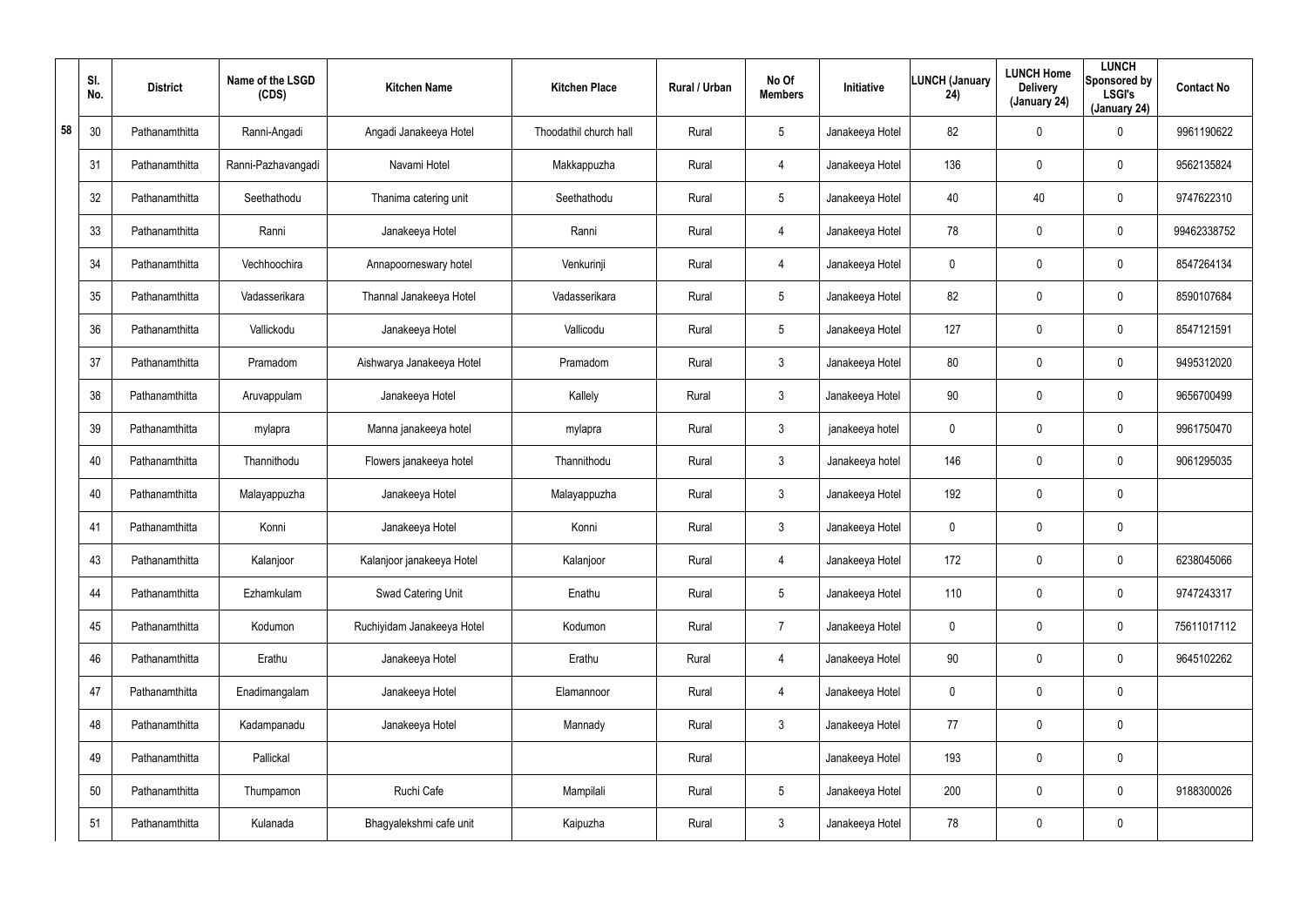| | Sl. No. | District | Name of the LSGD (CDS) | Kitchen Name | Kitchen Place | Rural / Urban | No Of Members | Initiative | LUNCH (January 24) | LUNCH Home Delivery (January 24) | LUNCH Sponsored by LSGI's (January 24) | Contact No |
|---|---|---|---|---|---|---|---|---|---|---|---|---|
| 58 | 30 | Pathanamthitta | Ranni-Angadi | Angadi Janakeeya Hotel | Thoodathil church hall | Rural | 5 | Janakeeya Hotel | 82 | 0 | 0 | 9961190622 |
| | 31 | Pathanamthitta | Ranni-Pazhavangadi | Navami Hotel | Makkappuzha | Rural | 4 | Janakeeya Hotel | 136 | 0 | 0 | 9562135824 |
| | 32 | Pathanamthitta | Seethathodu | Thanima catering unit | Seethathodu | Rural | 5 | Janakeeya Hotel | 40 | 40 | 0 | 9747622310 |
| | 33 | Pathanamthitta | Ranni | Janakeeya Hotel | Ranni | Rural | 4 | Janakeeya Hotel | 78 | 0 | 0 | 99462338752 |
| | 34 | Pathanamthitta | Vechhoochira | Annapoorneswary hotel | Venkurinji | Rural | 4 | Janakeeya Hotel | 0 | 0 | 0 | 8547264134 |
| | 35 | Pathanamthitta | Vadasserikara | Thannal Janakeeya Hotel | Vadasserikara | Rural | 5 | Janakeeya Hotel | 82 | 0 | 0 | 8590107684 |
| | 36 | Pathanamthitta | Vallickodu | Janakeeya Hotel | Vallicodu | Rural | 5 | Janakeeya Hotel | 127 | 0 | 0 | 8547121591 |
| | 37 | Pathanamthitta | Pramadom | Aishwarya Janakeeya Hotel | Pramadom | Rural | 3 | Janakeeya Hotel | 80 | 0 | 0 | 9495312020 |
| | 38 | Pathanamthitta | Aruvappulam | Janakeeya Hotel | Kallely | Rural | 3 | Janakeeya Hotel | 90 | 0 | 0 | 9656700499 |
| | 39 | Pathanamthitta | mylapra | Manna janakeeya hotel | mylapra | Rural | 3 | janakeeya hotel | 0 | 0 | 0 | 9961750470 |
| | 40 | Pathanamthitta | Thannithodu | Flowers janakeeya hotel | Thannithodu | Rural | 3 | Janakeeya hotel | 146 | 0 | 0 | 9061295035 |
| | 40 | Pathanamthitta | Malayappuzha | Janakeeya Hotel | Malayappuzha | Rural | 3 | Janakeeya Hotel | 192 | 0 | 0 | |
| | 41 | Pathanamthitta | Konni | Janakeeya Hotel | Konni | Rural | 3 | Janakeeya Hotel | 0 | 0 | 0 | |
| | 43 | Pathanamthitta | Kalanjoor | Kalanjoor janakeeya Hotel | Kalanjoor | Rural | 4 | Janakeeya Hotel | 172 | 0 | 0 | 6238045066 |
| | 44 | Pathanamthitta | Ezhamkulam | Swad Catering Unit | Enathu | Rural | 5 | Janakeeya Hotel | 110 | 0 | 0 | 9747243317 |
| | 45 | Pathanamthitta | Kodumon | Ruchiyidam Janakeeya Hotel | Kodumon | Rural | 7 | Janakeeya Hotel | 0 | 0 | 0 | 75611017112 |
| | 46 | Pathanamthitta | Erathu | Janakeeya Hotel | Erathu | Rural | 4 | Janakeeya Hotel | 90 | 0 | 0 | 9645102262 |
| | 47 | Pathanamthitta | Enadimangalam | Janakeeya Hotel | Elamannoor | Rural | 4 | Janakeeya Hotel | 0 | 0 | 0 | |
| | 48 | Pathanamthitta | Kadampanadu | Janakeeya Hotel | Mannady | Rural | 3 | Janakeeya Hotel | 77 | 0 | 0 | |
| | 49 | Pathanamthitta | Pallickal | | | Rural | | Janakeeya Hotel | 193 | 0 | 0 | |
| | 50 | Pathanamthitta | Thumpamon | Ruchi Cafe | Mampilali | Rural | 5 | Janakeeya Hotel | 200 | 0 | 0 | 9188300026 |
| | 51 | Pathanamthitta | Kulanada | Bhagyalekshmi cafe unit | Kaipuzha | Rural | 3 | Janakeeya Hotel | 78 | 0 | 0 | |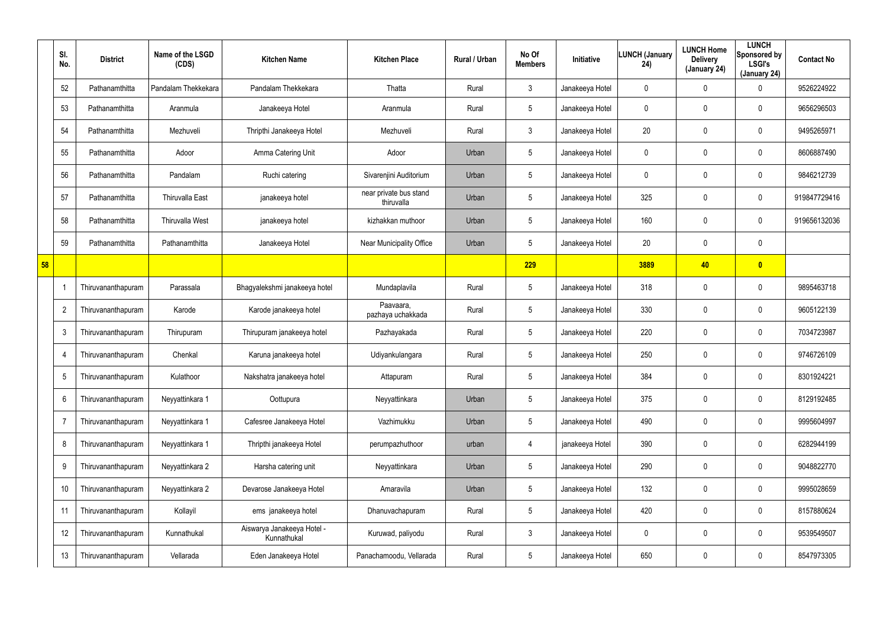| | Sl. No. | District | Name of the LSGD (CDS) | Kitchen Name | Kitchen Place | Rural / Urban | No Of Members | Initiative | LUNCH (January 24) | LUNCH Home Delivery (January 24) | LUNCH Sponsored by LSGI's (January 24) | Contact No |
|---|---|---|---|---|---|---|---|---|---|---|---|---|
| | 52 | Pathanamthitta | Pandalam Thekkekara | Pandalam Thekkekara | Thatta | Rural | 3 | Janakeeya Hotel | 0 | 0 | 0 | 9526224922 |
| | 53 | Pathanamthitta | Aranmula | Janakeeya Hotel | Aranmula | Rural | 5 | Janakeeya Hotel | 0 | 0 | 0 | 9656296503 |
| | 54 | Pathanamthitta | Mezhuveli | Thripthi Janakeeya Hotel | Mezhuveli | Rural | 3 | Janakeeya Hotel | 20 | 0 | 0 | 9495265971 |
| | 55 | Pathanamthitta | Adoor | Amma Catering Unit | Adoor | Urban | 5 | Janakeeya Hotel | 0 | 0 | 0 | 8606887490 |
| | 56 | Pathanamthitta | Pandalam | Ruchi catering | Sivarenjini Auditorium | Urban | 5 | Janakeeya Hotel | 0 | 0 | 0 | 9846212739 |
| | 57 | Pathanamthitta | Thiruvalla East | janakeeya hotel | near private bus stand thiruvalla | Urban | 5 | Janakeeya Hotel | 325 | 0 | 0 | 919847729416 |
| | 58 | Pathanamthitta | Thiruvalla West | janakeeya hotel | kizhakkan muthoor | Urban | 5 | Janakeeya Hotel | 160 | 0 | 0 | 919656132036 |
| | 59 | Pathanamthitta | Pathanamthitta | Janakeeya Hotel | Near Municipality Office | Urban | 5 | Janakeeya Hotel | 20 | 0 | 0 | |
| **58** | | | | | | | **229** | | **3889** | **40** | **0** | |
| | 1 | Thiruvananthapuram | Parassala | Bhagyalekshmi janakeeya hotel | Mundaplavila | Rural | 5 | Janakeeya Hotel | 318 | 0 | 0 | 9895463718 |
| | 2 | Thiruvananthapuram | Karode | Karode janakeeya hotel | Paavaara, pazhaya uchakkada | Rural | 5 | Janakeeya Hotel | 330 | 0 | 0 | 9605122139 |
| | 3 | Thiruvananthapuram | Thirupuram | Thirupuram janakeeya hotel | Pazhayakada | Rural | 5 | Janakeeya Hotel | 220 | 0 | 0 | 7034723987 |
| | 4 | Thiruvananthapuram | Chenkal | Karuna janakeeya hotel | Udiyankulangara | Rural | 5 | Janakeeya Hotel | 250 | 0 | 0 | 9746726109 |
| | 5 | Thiruvananthapuram | Kulathoor | Nakshatra janakeeya hotel | Attapuram | Rural | 5 | Janakeeya Hotel | 384 | 0 | 0 | 8301924221 |
| | 6 | Thiruvananthapuram | Neyyattinkara 1 | Oottupura | Neyyattinkara | Urban | 5 | Janakeeya Hotel | 375 | 0 | 0 | 8129192485 |
| | 7 | Thiruvananthapuram | Neyyattinkara 1 | Cafesree Janakeeya Hotel | Vazhimukku | Urban | 5 | Janakeeya Hotel | 490 | 0 | 0 | 9995604997 |
| | 8 | Thiruvananthapuram | Neyyattinkara 1 | Thripthi janakeeya Hotel | perumpazhuthoor | urban | 4 | janakeeya Hotel | 390 | 0 | 0 | 6282944199 |
| | 9 | Thiruvananthapuram | Neyyattinkara 2 | Harsha catering unit | Neyyattinkara | Urban | 5 | Janakeeya Hotel | 290 | 0 | 0 | 9048822770 |
| | 10 | Thiruvananthapuram | Neyyattinkara 2 | Devarose Janakeeya Hotel | Amaravila | Urban | 5 | Janakeeya Hotel | 132 | 0 | 0 | 9995028659 |
| | 11 | Thiruvananthapuram | Kollayil | ems janakeeya hotel | Dhanuvachapuram | Rural | 5 | Janakeeya Hotel | 420 | 0 | 0 | 8157880624 |
| | 12 | Thiruvananthapuram | Kunnathukal | Aiswarya Janakeeya Hotel - Kunnathukal | Kuruwad, paliyodu | Rural | 3 | Janakeeya Hotel | 0 | 0 | 0 | 9539549507 |
| | 13 | Thiruvananthapuram | Vellarada | Eden Janakeeya Hotel | Panachamoodu, Vellarada | Rural | 5 | Janakeeya Hotel | 650 | 0 | 0 | 8547973305 |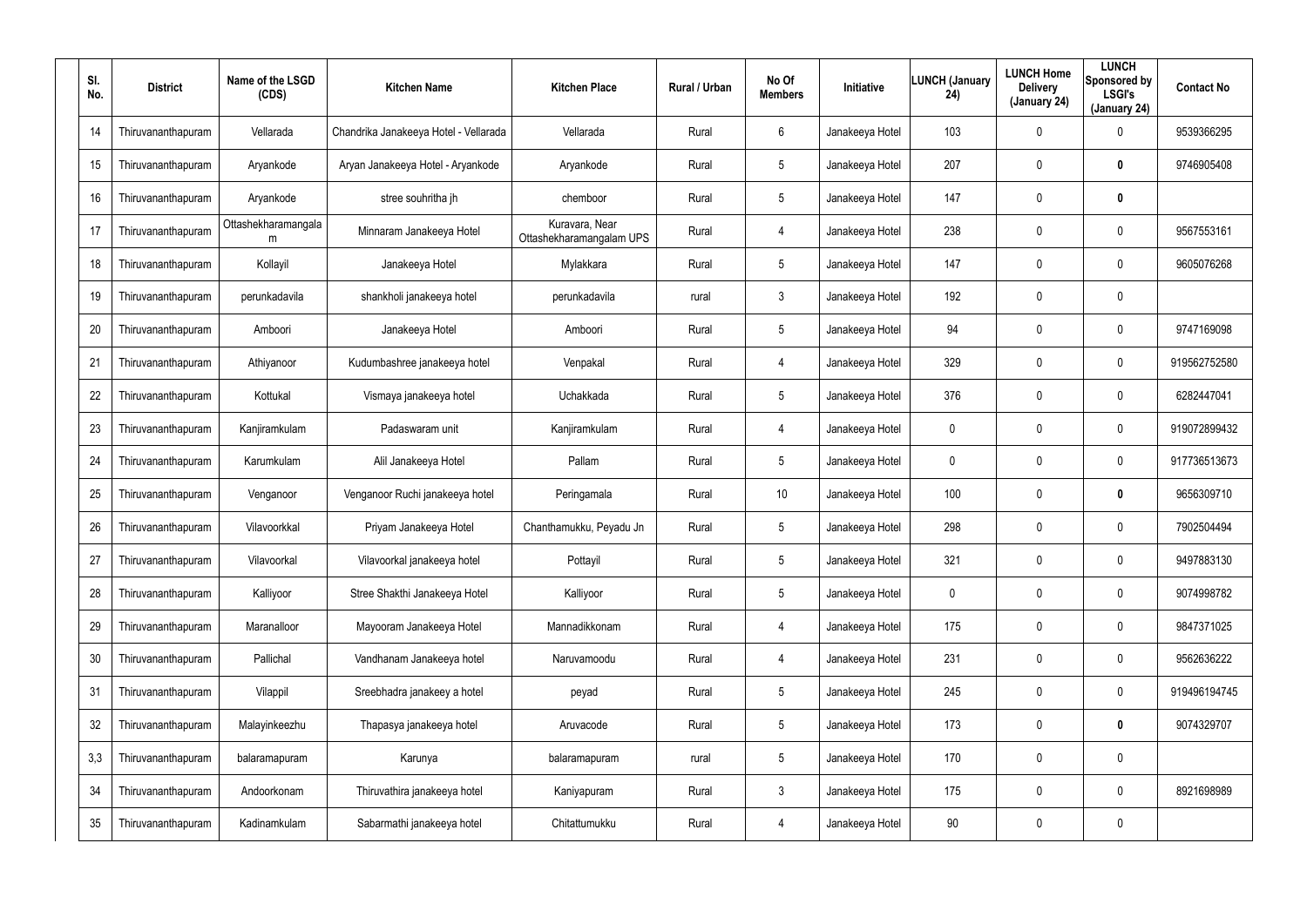| Sl. No. | District | Name of the LSGD (CDS) | Kitchen Name | Kitchen Place | Rural / Urban | No Of Members | Initiative | LUNCH (January 24) | LUNCH Home Delivery (January 24) | LUNCH Sponsored by LSGI's (January 24) | Contact No |
|---|---|---|---|---|---|---|---|---|---|---|---|
| 14 | Thiruvananthapuram | Vellarada | Chandrika Janakeeya Hotel - Vellarada | Vellarada | Rural | 6 | Janakeeya Hotel | 103 | 0 | 0 | 9539366295 |
| 15 | Thiruvananthapuram | Aryankode | Aryan Janakeeya Hotel - Aryankode | Aryankode | Rural | 5 | Janakeeya Hotel | 207 | 0 | **0** | 9746905408 |
| 16 | Thiruvananthapuram | Aryankode | stree souhritha jh | chemboor | Rural | 5 | Janakeeya Hotel | 147 | 0 | **0** | |
| 17 | Thiruvananthapuram | Ottashekharamangalam | Minnaram Janakeeya Hotel | Kuravara, Near Ottashekharamangalam UPS | Rural | 4 | Janakeeya Hotel | 238 | 0 | 0 | 9567553161 |
| 18 | Thiruvananthapuram | Kollayil | Janakeeya Hotel | Mylakkara | Rural | 5 | Janakeeya Hotel | 147 | 0 | 0 | 9605076268 |
| 19 | Thiruvananthapuram | perunkadavila | shankholi janakeeya hotel | perunkadavila | rural | 3 | Janakeeya Hotel | 192 | 0 | 0 | |
| 20 | Thiruvananthapuram | Amboori | Janakeeya Hotel | Amboori | Rural | 5 | Janakeeya Hotel | 94 | 0 | 0 | 9747169098 |
| 21 | Thiruvananthapuram | Athiyanoor | Kudumbashree janakeeya hotel | Venpakal | Rural | 4 | Janakeeya Hotel | 329 | 0 | 0 | 919562752580 |
| 22 | Thiruvananthapuram | Kottukal | Vismaya janakeeya hotel | Uchakkada | Rural | 5 | Janakeeya Hotel | 376 | 0 | 0 | 6282447041 |
| 23 | Thiruvananthapuram | Kanjiramkulam | Padaswaram unit | Kanjiramkulam | Rural | 4 | Janakeeya Hotel | 0 | 0 | 0 | 919072899432 |
| 24 | Thiruvananthapuram | Karumkulam | Alil Janakeeya Hotel | Pallam | Rural | 5 | Janakeeya Hotel | 0 | 0 | 0 | 917736513673 |
| 25 | Thiruvananthapuram | Venganoor | Venganoor Ruchi janakeeya hotel | Peringamala | Rural | 10 | Janakeeya Hotel | 100 | 0 | **0** | 9656309710 |
| 26 | Thiruvananthapuram | Vilavoorkkal | Priyam Janakeeya Hotel | Chanthamukku, Peyadu Jn | Rural | 5 | Janakeeya Hotel | 298 | 0 | 0 | 7902504494 |
| 27 | Thiruvananthapuram | Vilavoorkal | Vilavoorkal janakeeya hotel | Pottayil | Rural | 5 | Janakeeya Hotel | 321 | 0 | 0 | 9497883130 |
| 28 | Thiruvananthapuram | Kalliyoor | Stree Shakthi Janakeeya Hotel | Kalliyoor | Rural | 5 | Janakeeya Hotel | 0 | 0 | 0 | 9074998782 |
| 29 | Thiruvananthapuram | Maranalloor | Mayooram Janakeeya Hotel | Mannadikkonam | Rural | 4 | Janakeeya Hotel | 175 | 0 | 0 | 9847371025 |
| 30 | Thiruvananthapuram | Pallichal | Vandhanam Janakeeya hotel | Naruvamoodu | Rural | 4 | Janakeeya Hotel | 231 | 0 | 0 | 9562636222 |
| 31 | Thiruvananthapuram | Vilappil | Sreebhadra janakey a hotel | peyad | Rural | 5 | Janakeeya Hotel | 245 | 0 | 0 | 919496194745 |
| 32 | Thiruvananthapuram | Malayinkeezhu | Thapasya janakeeya hotel | Aruvacode | Rural | 5 | Janakeeya Hotel | 173 | 0 | **0** | 9074329707 |
| 3,3 | Thiruvananthapuram | balaramapuram | Karunya | balaramapuram | rural | 5 | Janakeeya Hotel | 170 | 0 | 0 | |
| 34 | Thiruvananthapuram | Andoorkonam | Thiruvathira janakeeya hotel | Kaniyapuram | Rural | 3 | Janakeeya Hotel | 175 | 0 | 0 | 8921698989 |
| 35 | Thiruvananthapuram | Kadinamkulam | Sabarmathi janakeeya hotel | Chitattumukku | Rural | 4 | Janakeeya Hotel | 90 | 0 | 0 | |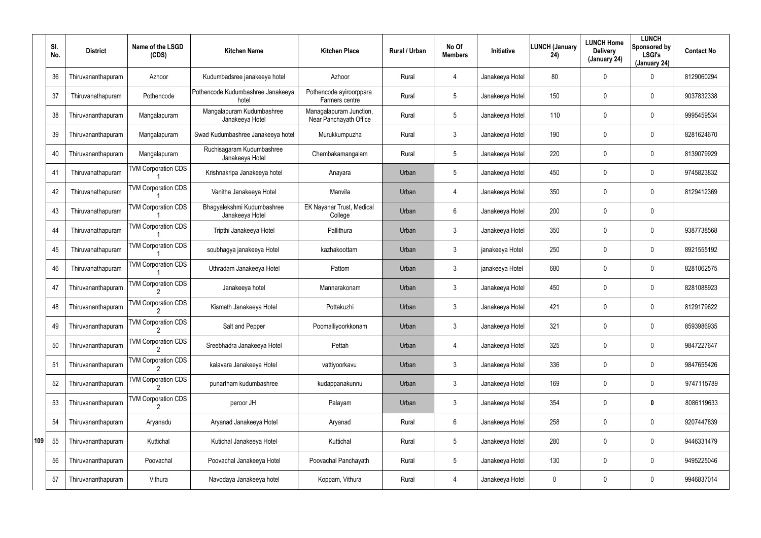| | Sl. No. | District | Name of the LSGD (CDS) | Kitchen Name | Kitchen Place | Rural / Urban | No Of Members | Initiative | LUNCH (January 24) | LUNCH Home Delivery (January 24) | LUNCH Sponsored by LSGI's (January 24) | Contact No |
|---|---|---|---|---|---|---|---|---|---|---|---|---|
| | 36 | Thiruvananthapuram | Azhoor | Kudumbadsree janakeeya hotel | Azhoor | Rural | 4 | Janakeeya Hotel | 80 | 0 | 0 | 8129060294 |
| | 37 | Thiruvanathapuram | Pothencode | Pothencode Kudumbashree Janakeeya hotel | Pothencode ayiroorppara Farmers centre | Rural | 5 | Janakeeya Hotel | 150 | 0 | 0 | 9037832338 |
| | 38 | Thiruvananthapuram | Mangalapuram | Mangalapuram Kudumbashree Janakeeya Hotel | Managalapuram Junction, Near Panchayath Office | Rural | 5 | Janakeeya Hotel | 110 | 0 | 0 | 9995459534 |
| | 39 | Thiruvananthapuram | Mangalapuram | Swad Kudumbashree Janakeeya hotel | Murukkumpuzha | Rural | 3 | Janakeeya Hotel | 190 | 0 | 0 | 8281624670 |
| | 40 | Thiruvananthapuram | Mangalapuram | Ruchisagaram Kudumbashree Janakeeya Hotel | Chembakamangalam | Rural | 5 | Janakeeya Hotel | 220 | 0 | 0 | 8139079929 |
| | 41 | Thiruvanathapuram | TVM Corporation CDS 1 | Krishnakripa Janakeeya hotel | Anayara | Urban | 5 | Janakeeya Hotel | 450 | 0 | 0 | 9745823832 |
| | 42 | Thiruvanathapuram | TVM Corporation CDS 1 | Vanitha Janakeeya Hotel | Manvila | Urban | 4 | Janakeeya Hotel | 350 | 0 | 0 | 8129412369 |
| | 43 | Thiruvanathapuram | TVM Corporation CDS 1 | Bhagyalekshmi Kudumbashree Janakeeya Hotel | EK Nayanar Trust, Medical College | Urban | 6 | Janakeeya Hotel | 200 | 0 | 0 | |
| | 44 | Thiruvanathapuram | TVM Corporation CDS 1 | Tripthi Janakeeya Hotel | Pallithura | Urban | 3 | Janakeeya Hotel | 350 | 0 | 0 | 9387738568 |
| | 45 | Thiruvanathapuram | TVM Corporation CDS 1 | soubhagya janakeeya Hotel | kazhakoottam | Urban | 3 | janakeeya Hotel | 250 | 0 | 0 | 8921555192 |
| | 46 | Thiruvanathapuram | TVM Corporation CDS 1 | Uthradam Janakeeya Hotel | Pattom | Urban | 3 | janakeeya Hotel | 680 | 0 | 0 | 8281062575 |
| | 47 | Thiruvananthapuram | TVM Corporation CDS 2 | Janakeeya hotel | Mannarakonam | Urban | 3 | Janakeeya Hotel | 450 | 0 | 0 | 8281088923 |
| | 48 | Thiruvananthapuram | TVM Corporation CDS 2 | Kismath Janakeeya Hotel | Pottakuzhi | Urban | 3 | Janakeeya Hotel | 421 | 0 | 0 | 8129179622 |
| | 49 | Thiruvananthapuram | TVM Corporation CDS 2 | Salt and Pepper | Poomalliyoorkkonam | Urban | 3 | Janakeeya Hotel | 321 | 0 | 0 | 8593986935 |
| | 50 | Thiruvananthapuram | TVM Corporation CDS 2 | Sreebhadra Janakeeya Hotel | Pettah | Urban | 4 | Janakeeya Hotel | 325 | 0 | 0 | 9847227647 |
| | 51 | Thiruvananthapuram | TVM Corporation CDS 2 | kalavara Janakeeya Hotel | vattiyoorkavu | Urban | 3 | Janakeeya Hotel | 336 | 0 | 0 | 9847655426 |
| | 52 | Thiruvananthapuram | TVM Corporation CDS 2 | punartham kudumbashree | kudappanakunnu | Urban | 3 | Janakeeya Hotel | 169 | 0 | 0 | 9747115789 |
| | 53 | Thiruvananthapuram | TVM Corporation CDS 2 | peroor JH | Palayam | Urban | 3 | Janakeeya Hotel | 354 | 0 | **0** | 8086119633 |
| | 54 | Thiruvananthapuram | Aryanadu | Aryanad Janakeeya Hotel | Aryanad | Rural | 6 | Janakeeya Hotel | 258 | 0 | 0 | 9207447839 |
| 109 | 55 | Thiruvananthapuram | Kuttichal | Kutichal Janakeeya Hotel | Kuttichal | Rural | 5 | Janakeeya Hotel | 280 | 0 | 0 | 9446331479 |
| | 56 | Thiruvananthapuram | Poovachal | Poovachal Janakeeya Hotel | Poovachal Panchayath | Rural | 5 | Janakeeya Hotel | 130 | 0 | 0 | 9495225046 |
| | 57 | Thiruvananthapuram | Vithura | Navodaya Janakeeya hotel | Koppam, Vithura | Rural | 4 | Janakeeya Hotel | 0 | 0 | 0 | 9946837014 |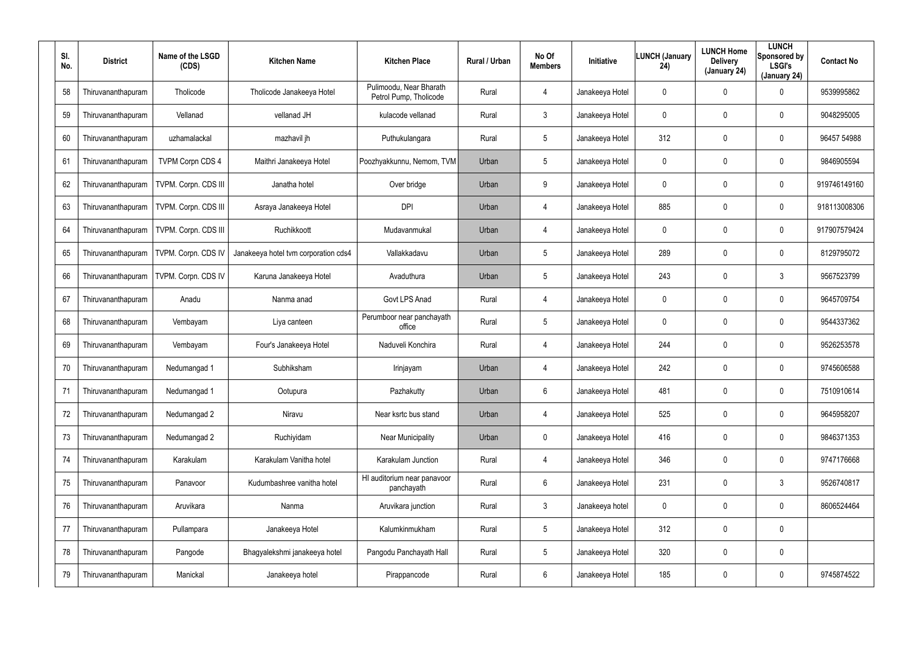| Sl. No. | District | Name of the LSGD (CDS) | Kitchen Name | Kitchen Place | Rural / Urban | No Of Members | Initiative | LUNCH (January 24) | LUNCH Home Delivery (January 24) | LUNCH Sponsored by LSGI's (January 24) | Contact No |
|---|---|---|---|---|---|---|---|---|---|---|---|
| 58 | Thiruvananthapuram | Tholicode | Tholicode Janakeeya Hotel | Pulimoodu, Near Bharath Petrol Pump, Tholicode | Rural | 4 | Janakeeya Hotel | 0 | 0 | 0 | 9539995862 |
| 59 | Thiruvananthapuram | Vellanad | vellanad JH | kulacode vellanad | Rural | 3 | Janakeeya Hotel | 0 | 0 | 0 | 9048295005 |
| 60 | Thiruvananthapuram | uzhamalackal | mazhavil jh | Puthukulangara | Rural | 5 | Janakeeya Hotel | 312 | 0 | 0 | 96457 54988 |
| 61 | Thiruvananthapuram | TVPM Corpn CDS 4 | Maithri Janakeeya Hotel | Poozhyakkunnu, Nemom, TVM | Urban | 5 | Janakeeya Hotel | 0 | 0 | 0 | 9846905594 |
| 62 | Thiruvananthapuram | TVPM. Corpn. CDS III | Janatha hotel | Over bridge | Urban | 9 | Janakeeya Hotel | 0 | 0 | 0 | 919746149160 |
| 63 | Thiruvananthapuram | TVPM. Corpn. CDS III | Asraya Janakeeya Hotel | DPI | Urban | 4 | Janakeeya Hotel | 885 | 0 | 0 | 918113008306 |
| 64 | Thiruvananthapuram | TVPM. Corpn. CDS III | Ruchikkoott | Mudavanmukal | Urban | 4 | Janakeeya Hotel | 0 | 0 | 0 | 917907579424 |
| 65 | Thiruvananthapuram | TVPM. Corpn. CDS IV | Janakeeya hotel tvm corporation cds4 | Vallakkadavu | Urban | 5 | Janakeeya Hotel | 289 | 0 | 0 | 8129795072 |
| 66 | Thiruvananthapuram | TVPM. Corpn. CDS IV | Karuna Janakeeya Hotel | Avaduthura | Urban | 5 | Janakeeya Hotel | 243 | 0 | 3 | 9567523799 |
| 67 | Thiruvananthapuram | Anadu | Nanma anad | Govt LPS Anad | Rural | 4 | Janakeeya Hotel | 0 | 0 | 0 | 9645709754 |
| 68 | Thiruvananthapuram | Vembayam | Liya canteen | Perumboor near panchayath office | Rural | 5 | Janakeeya Hotel | 0 | 0 | 0 | 9544337362 |
| 69 | Thiruvananthapuram | Vembayam | Four's Janakeeya Hotel | Naduveli Konchira | Rural | 4 | Janakeeya Hotel | 244 | 0 | 0 | 9526253578 |
| 70 | Thiruvananthapuram | Nedumangad 1 | Subhiksham | Irinjayam | Urban | 4 | Janakeeya Hotel | 242 | 0 | 0 | 9745606588 |
| 71 | Thiruvananthapuram | Nedumangad 1 | Ootupura | Pazhakutty | Urban | 6 | Janakeeya Hotel | 481 | 0 | 0 | 7510910614 |
| 72 | Thiruvananthapuram | Nedumangad 2 | Niravu | Near ksrtc bus stand | Urban | 4 | Janakeeya Hotel | 525 | 0 | 0 | 9645958207 |
| 73 | Thiruvananthapuram | Nedumangad 2 | Ruchiyidam | Near Municipality | Urban | 0 | Janakeeya Hotel | 416 | 0 | 0 | 9846371353 |
| 74 | Thiruvananthapuram | Karakulam | Karakulam Vanitha hotel | Karakulam Junction | Rural | 4 | Janakeeya Hotel | 346 | 0 | 0 | 9747176668 |
| 75 | Thiruvananthapuram | Panavoor | Kudumbashree vanitha hotel | HI auditorium near panavoor panchayath | Rural | 6 | Janakeeya Hotel | 231 | 0 | 3 | 9526740817 |
| 76 | Thiruvananthapuram | Aruvikara | Nanma | Aruvikara junction | Rural | 3 | Janakeeya hotel | 0 | 0 | 0 | 8606524464 |
| 77 | Thiruvananthapuram | Pullampara | Janakeeya Hotel | Kalumkinmukham | Rural | 5 | Janakeeya Hotel | 312 | 0 | 0 | |
| 78 | Thiruvananthapuram | Pangode | Bhagyalekshmi janakeeya hotel | Pangodu Panchayath Hall | Rural | 5 | Janakeeya Hotel | 320 | 0 | 0 | |
| 79 | Thiruvananthapuram | Manickal | Janakeeya hotel | Pirappancode | Rural | 6 | Janakeeya Hotel | 185 | 0 | 0 | 9745874522 |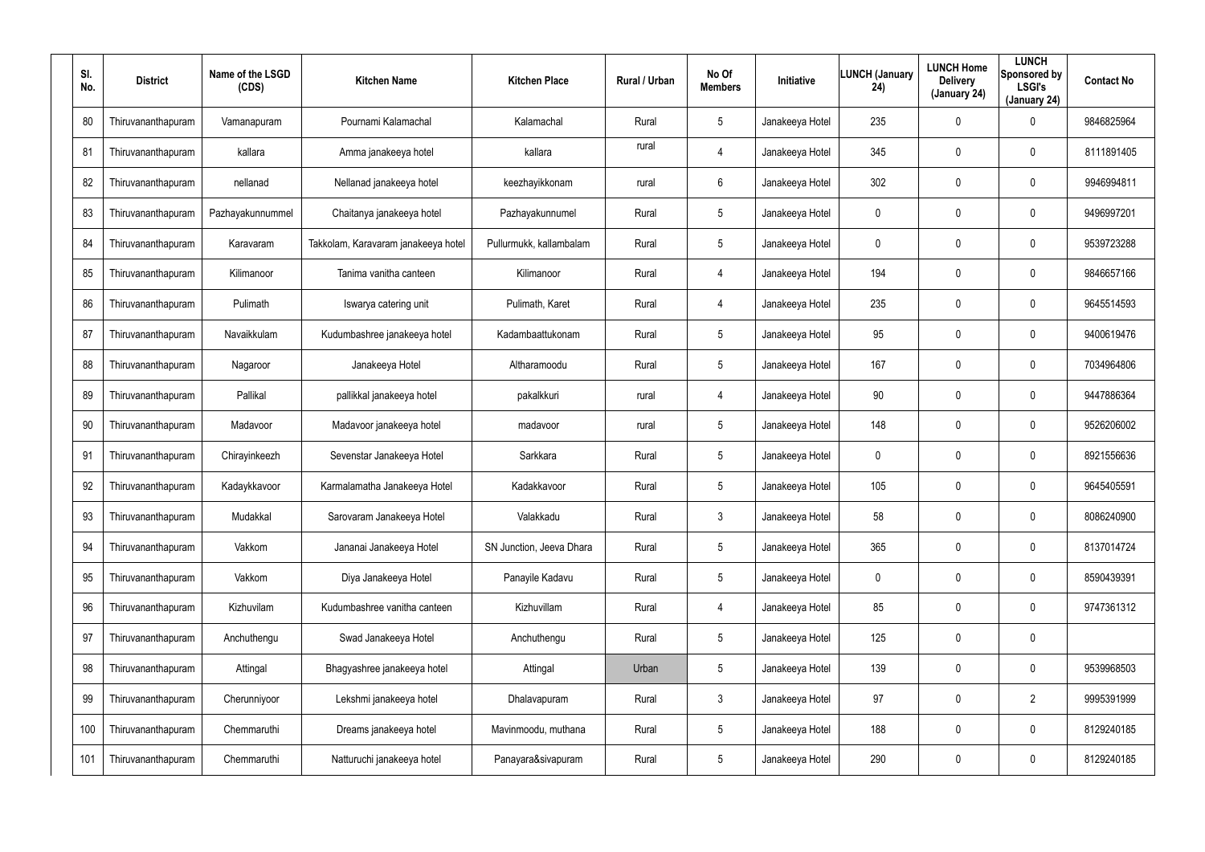| Sl. No. | District | Name of the LSGD (CDS) | Kitchen Name | Kitchen Place | Rural / Urban | No Of Members | Initiative | LUNCH (January 24) | LUNCH Home Delivery (January 24) | LUNCH Sponsored by LSGI's (January 24) | Contact No |
|---|---|---|---|---|---|---|---|---|---|---|---|
| 80 | Thiruvananthapuram | Vamanapuram | Pournami Kalamachal | Kalamachal | Rural | 5 | Janakeeya Hotel | 235 | 0 | 0 | 9846825964 |
| 81 | Thiruvananthapuram | kallara | Amma janakeeya hotel | kallara | rural | 4 | Janakeeya Hotel | 345 | 0 | 0 | 8111891405 |
| 82 | Thiruvananthapuram | nellanad | Nellanad janakeeya hotel | keezhayikkonam | rural | 6 | Janakeeya Hotel | 302 | 0 | 0 | 9946994811 |
| 83 | Thiruvananthapuram | Pazhayakunnummel | Chaitanya janakeeya hotel | Pazhayakunnumel | Rural | 5 | Janakeeya Hotel | 0 | 0 | 0 | 9496997201 |
| 84 | Thiruvananthapuram | Karavaram | Takkolam, Karavaram janakeeya hotel | Pullurmukk, kallambalam | Rural | 5 | Janakeeya Hotel | 0 | 0 | 0 | 9539723288 |
| 85 | Thiruvananthapuram | Kilimanoor | Tanima vanitha canteen | Kilimanoor | Rural | 4 | Janakeeya Hotel | 194 | 0 | 0 | 9846657166 |
| 86 | Thiruvananthapuram | Pulimath | Iswarya catering unit | Pulimath, Karet | Rural | 4 | Janakeeya Hotel | 235 | 0 | 0 | 9645514593 |
| 87 | Thiruvananthapuram | Navaikkulam | Kudumbashree janakeeya hotel | Kadambaattukonam | Rural | 5 | Janakeeya Hotel | 95 | 0 | 0 | 9400619476 |
| 88 | Thiruvananthapuram | Nagaroor | Janakeeya Hotel | Altharamoodu | Rural | 5 | Janakeeya Hotel | 167 | 0 | 0 | 7034964806 |
| 89 | Thiruvananthapuram | Pallikal | pallikkal janakeeya hotel | pakalkkuri | rural | 4 | Janakeeya Hotel | 90 | 0 | 0 | 9447886364 |
| 90 | Thiruvananthapuram | Madavoor | Madavoor janakeeya hotel | madavoor | rural | 5 | Janakeeya Hotel | 148 | 0 | 0 | 9526206002 |
| 91 | Thiruvananthapuram | Chirayinkeezh | Sevenstar Janakeeya Hotel | Sarkkara | Rural | 5 | Janakeeya Hotel | 0 | 0 | 0 | 8921556636 |
| 92 | Thiruvananthapuram | Kadaykkavoor | Karmalamatha Janakeeya Hotel | Kadakkavoor | Rural | 5 | Janakeeya Hotel | 105 | 0 | 0 | 9645405591 |
| 93 | Thiruvananthapuram | Mudakkal | Sarovaram Janakeeya Hotel | Valakkadu | Rural | 3 | Janakeeya Hotel | 58 | 0 | 0 | 8086240900 |
| 94 | Thiruvananthapuram | Vakkom | Jananai Janakeeya Hotel | SN Junction, Jeeva Dhara | Rural | 5 | Janakeeya Hotel | 365 | 0 | 0 | 8137014724 |
| 95 | Thiruvananthapuram | Vakkom | Diya Janakeeya Hotel | Panayile Kadavu | Rural | 5 | Janakeeya Hotel | 0 | 0 | 0 | 8590439391 |
| 96 | Thiruvananthapuram | Kizhuvilam | Kudumbashree vanitha canteen | Kizhuvillam | Rural | 4 | Janakeeya Hotel | 85 | 0 | 0 | 9747361312 |
| 97 | Thiruvananthapuram | Anchuthengu | Swad Janakeeya Hotel | Anchuthengu | Rural | 5 | Janakeeya Hotel | 125 | 0 | 0 | |
| 98 | Thiruvananthapuram | Attingal | Bhagyashree janakeeya hotel | Attingal | Urban | 5 | Janakeeya Hotel | 139 | 0 | 0 | 9539968503 |
| 99 | Thiruvananthapuram | Cherunniyoor | Lekshmi janakeeya hotel | Dhalavapuram | Rural | 3 | Janakeeya Hotel | 97 | 0 | 2 | 9995391999 |
| 100 | Thiruvananthapuram | Chemmaruthi | Dreams janakeeya hotel | Mavinmoodu, muthana | Rural | 5 | Janakeeya Hotel | 188 | 0 | 0 | 8129240185 |
| 101 | Thiruvananthapuram | Chemmaruthi | Natturuchi janakeeya hotel | Panayara&sivapuram | Rural | 5 | Janakeeya Hotel | 290 | 0 | 0 | 8129240185 |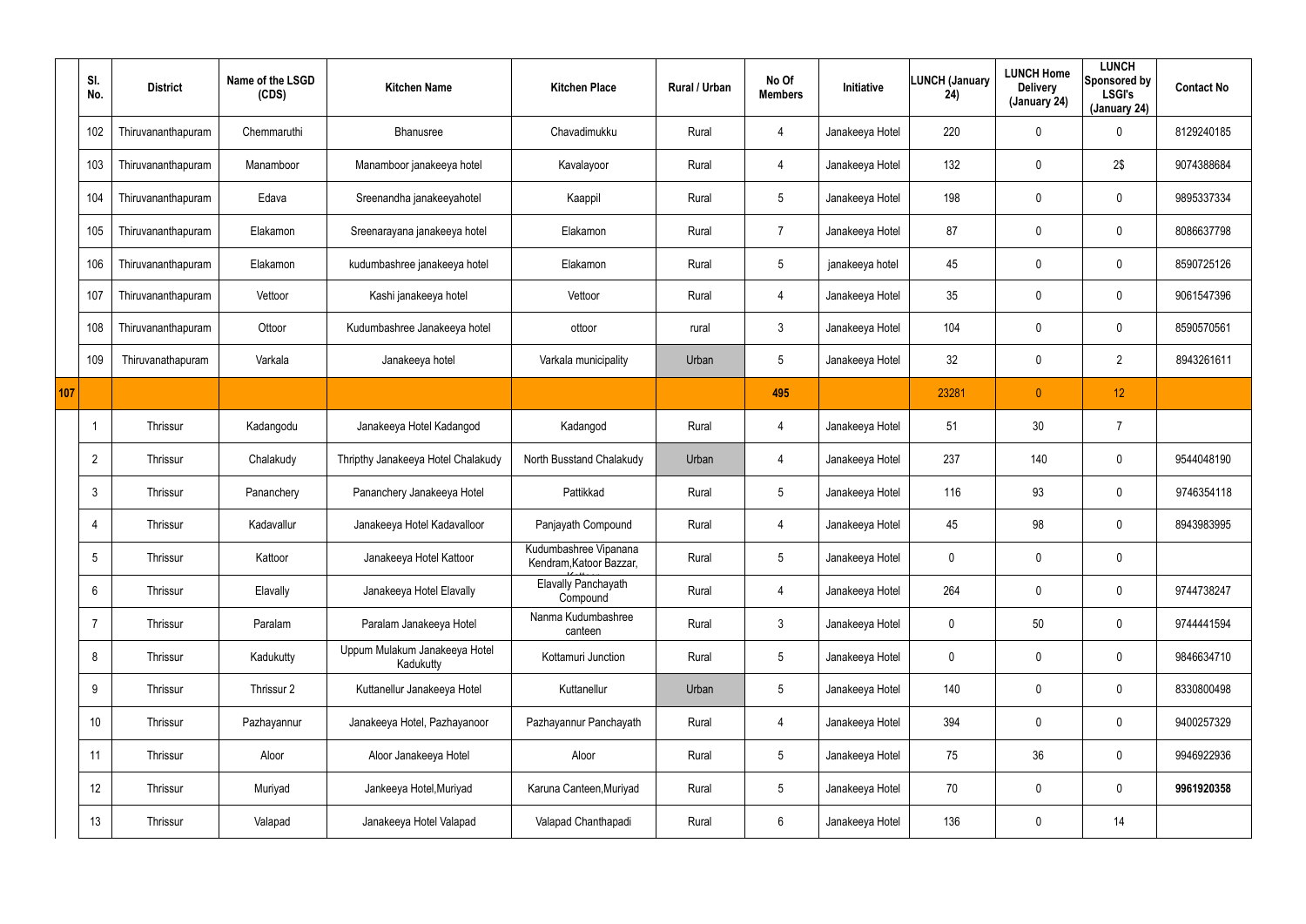| | Sl. No. | District | Name of the LSGD (CDS) | Kitchen Name | Kitchen Place | Rural / Urban | No Of Members | Initiative | LUNCH (January 24) | LUNCH Home Delivery (January 24) | LUNCH Sponsored by LSGI's (January 24) | Contact No |
|---|---|---|---|---|---|---|---|---|---|---|---|---|
| | 102 | Thiruvananthapuram | Chemmaruthi | Bhanusree | Chavadimukku | Rural | 4 | Janakeeya Hotel | 220 | 0 | 0 | 8129240185 |
| | 103 | Thiruvananthapuram | Manamboor | Manamboor janakeeya hotel | Kavalayoor | Rural | 4 | Janakeeya Hotel | 132 | 0 | 2$ | 9074388684 |
| | 104 | Thiruvananthapuram | Edava | Sreenandha janakeeyahotel | Kaappil | Rural | 5 | Janakeeya Hotel | 198 | 0 | 0 | 9895337334 |
| | 105 | Thiruvananthapuram | Elakamon | Sreenarayana janakeeya hotel | Elakamon | Rural | 7 | Janakeeya Hotel | 87 | 0 | 0 | 8086637798 |
| | 106 | Thiruvananthapuram | Elakamon | kudumbashree janakeeya hotel | Elakamon | Rural | 5 | janakeeya hotel | 45 | 0 | 0 | 8590725126 |
| | 107 | Thiruvananthapuram | Vettoor | Kashi janakeeya hotel | Vettoor | Rural | 4 | Janakeeya Hotel | 35 | 0 | 0 | 9061547396 |
| | 108 | Thiruvananthapuram | Ottoor | Kudumbashree Janakeeya hotel | ottoor | rural | 3 | Janakeeya Hotel | 104 | 0 | 0 | 8590570561 |
| | 109 | Thiruvanathapuram | Varkala | Janakeeya hotel | Varkala municipality | Urban | 5 | Janakeeya Hotel | 32 | 0 | 2 | 8943261611 |
| 107 | | | | | | | 495 | | 23281 | 0 | 12 | |
| | 1 | Thrissur | Kadangodu | Janakeeya Hotel Kadangod | Kadangod | Rural | 4 | Janakeeya Hotel | 51 | 30 | 7 | |
| | 2 | Thrissur | Chalakudy | Thripthy Janakeeya Hotel Chalakudy | North Busstand Chalakudy | Urban | 4 | Janakeeya Hotel | 237 | 140 | 0 | 9544048190 |
| | 3 | Thrissur | Pananchery | Pananchery Janakeeya Hotel | Pattikkad | Rural | 5 | Janakeeya Hotel | 116 | 93 | 0 | 9746354118 |
| | 4 | Thrissur | Kadavallur | Janakeeya Hotel Kadavalloor | Panjayath Compound | Rural | 4 | Janakeeya Hotel | 45 | 98 | 0 | 8943983995 |
| | 5 | Thrissur | Kattoor | Janakeeya Hotel Kattoor | Kudumbashree Vipanana Kendram,Katoor Bazzar, | Rural | 5 | Janakeeya Hotel | 0 | 0 | 0 | |
| | 6 | Thrissur | Elavally | Janakeeya Hotel Elavally | Elavally Panchayath Compound | Rural | 4 | Janakeeya Hotel | 264 | 0 | 0 | 9744738247 |
| | 7 | Thrissur | Paralam | Paralam Janakeeya Hotel | Nanma Kudumbashree canteen | Rural | 3 | Janakeeya Hotel | 0 | 50 | 0 | 9744441594 |
| | 8 | Thrissur | Kadukutty | Uppum Mulakum Janakeeya Hotel Kadukutty | Kottamuri Junction | Rural | 5 | Janakeeya Hotel | 0 | 0 | 0 | 9846634710 |
| | 9 | Thrissur | Thrissur 2 | Kuttanellur Janakeeya Hotel | Kuttanellur | Urban | 5 | Janakeeya Hotel | 140 | 0 | 0 | 8330800498 |
| | 10 | Thrissur | Pazhayannur | Janakeeya Hotel, Pazhayanoor | Pazhayannur Panchayath | Rural | 4 | Janakeeya Hotel | 394 | 0 | 0 | 9400257329 |
| | 11 | Thrissur | Aloor | Aloor Janakeeya Hotel | Aloor | Rural | 5 | Janakeeya Hotel | 75 | 36 | 0 | 9946922936 |
| | 12 | Thrissur | Muriyad | Jankeeya Hotel,Muriyad | Karuna Canteen,Muriyad | Rural | 5 | Janakeeya Hotel | 70 | 0 | 0 | **9961920358** |
| | 13 | Thrissur | Valapad | Janakeeya Hotel Valapad | Valapad Chanthapadi | Rural | 6 | Janakeeya Hotel | 136 | 0 | 14 | |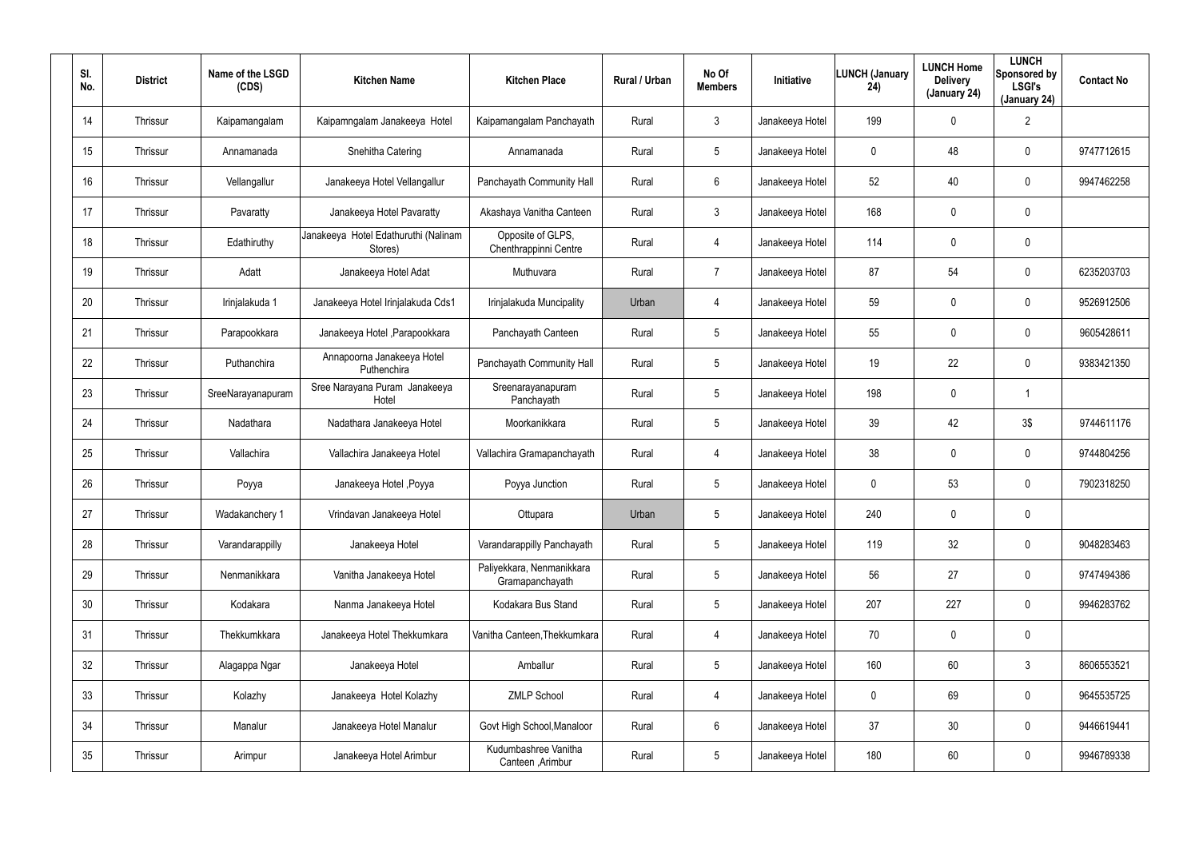| Sl. No. | District | Name of the LSGD (CDS) | Kitchen Name | Kitchen Place | Rural / Urban | No Of Members | Initiative | LUNCH (January 24) | LUNCH Home Delivery (January 24) | LUNCH Sponsored by LSGI's (January 24) | Contact No |
|---|---|---|---|---|---|---|---|---|---|---|---|
| 14 | Thrissur | Kaipamangalam | Kaipamngalam Janakeeya Hotel | Kaipamangalam Panchayath | Rural | 3 | Janakeeya Hotel | 199 | 0 | 2 | |
| 15 | Thrissur | Annamanada | Snehitha Catering | Annamanada | Rural | 5 | Janakeeya Hotel | 0 | 48 | 0 | 9747712615 |
| 16 | Thrissur | Vellangallur | Janakeeya Hotel Vellangallur | Panchayath Community Hall | Rural | 6 | Janakeeya Hotel | 52 | 40 | 0 | 9947462258 |
| 17 | Thrissur | Pavaratty | Janakeeya Hotel Pavaratty | Akashaya Vanitha Canteen | Rural | 3 | Janakeeya Hotel | 168 | 0 | 0 | |
| 18 | Thrissur | Edathiruthy | Janakeeya Hotel Edathuruthi (Nalinam Stores) | Opposite of GLPS, Chenthrappinni Centre | Rural | 4 | Janakeeya Hotel | 114 | 0 | 0 | |
| 19 | Thrissur | Adatt | Janakeeya Hotel Adat | Muthuvara | Rural | 7 | Janakeeya Hotel | 87 | 54 | 0 | 6235203703 |
| 20 | Thrissur | Irinjalakuda 1 | Janakeeya Hotel Irinjalakuda Cds1 | Irinjalakuda Muncipality | Urban | 4 | Janakeeya Hotel | 59 | 0 | 0 | 9526912506 |
| 21 | Thrissur | Parapookkara | Janakeeya Hotel ,Parapookkara | Panchayath Canteen | Rural | 5 | Janakeeya Hotel | 55 | 0 | 0 | 9605428611 |
| 22 | Thrissur | Puthanchira | Annapoorna Janakeeya Hotel Puthenchira | Panchayath Community Hall | Rural | 5 | Janakeeya Hotel | 19 | 22 | 0 | 9383421350 |
| 23 | Thrissur | SreeNarayanapuram | Sree Narayana Puram Janakeeya Hotel | Sreenarayanapuram Panchayath | Rural | 5 | Janakeeya Hotel | 198 | 0 | 1 | |
| 24 | Thrissur | Nadathara | Nadathara Janakeeya Hotel | Moorkanikkara | Rural | 5 | Janakeeya Hotel | 39 | 42 | 3$ | 9744611176 |
| 25 | Thrissur | Vallachira | Vallachira Janakeeya Hotel | Vallachira Gramapanchayath | Rural | 4 | Janakeeya Hotel | 38 | 0 | 0 | 9744804256 |
| 26 | Thrissur | Poyya | Janakeeya Hotel ,Poyya | Poyya Junction | Rural | 5 | Janakeeya Hotel | 0 | 53 | 0 | 7902318250 |
| 27 | Thrissur | Wadakanchery 1 | Vrindavan Janakeeya Hotel | Ottupara | Urban | 5 | Janakeeya Hotel | 240 | 0 | 0 | |
| 28 | Thrissur | Varandarappilly | Janakeeya Hotel | Varandarappilly Panchayath | Rural | 5 | Janakeeya Hotel | 119 | 32 | 0 | 9048283463 |
| 29 | Thrissur | Nenmanikkara | Vanitha Janakeeya Hotel | Paliyekkara, Nenmanikkara Gramapanchayath | Rural | 5 | Janakeeya Hotel | 56 | 27 | 0 | 9747494386 |
| 30 | Thrissur | Kodakara | Nanma Janakeeya Hotel | Kodakara Bus Stand | Rural | 5 | Janakeeya Hotel | 207 | 227 | 0 | 9946283762 |
| 31 | Thrissur | Thekkumkkara | Janakeeya Hotel Thekkumkara | Vanitha Canteen,Thekkumkara | Rural | 4 | Janakeeya Hotel | 70 | 0 | 0 | |
| 32 | Thrissur | Alagappa Ngar | Janakeeya Hotel | Amballur | Rural | 5 | Janakeeya Hotel | 160 | 60 | 3 | 8606553521 |
| 33 | Thrissur | Kolazhy | Janakeeya Hotel Kolazhy | ZMLP School | Rural | 4 | Janakeeya Hotel | 0 | 69 | 0 | 9645535725 |
| 34 | Thrissur | Manalur | Janakeeya Hotel Manalur | Govt High School,Manaloor | Rural | 6 | Janakeeya Hotel | 37 | 30 | 0 | 9446619441 |
| 35 | Thrissur | Arimpur | Janakeeya Hotel Arimbur | Kudumbashree Vanitha Canteen ,Arimbur | Rural | 5 | Janakeeya Hotel | 180 | 60 | 0 | 9946789338 |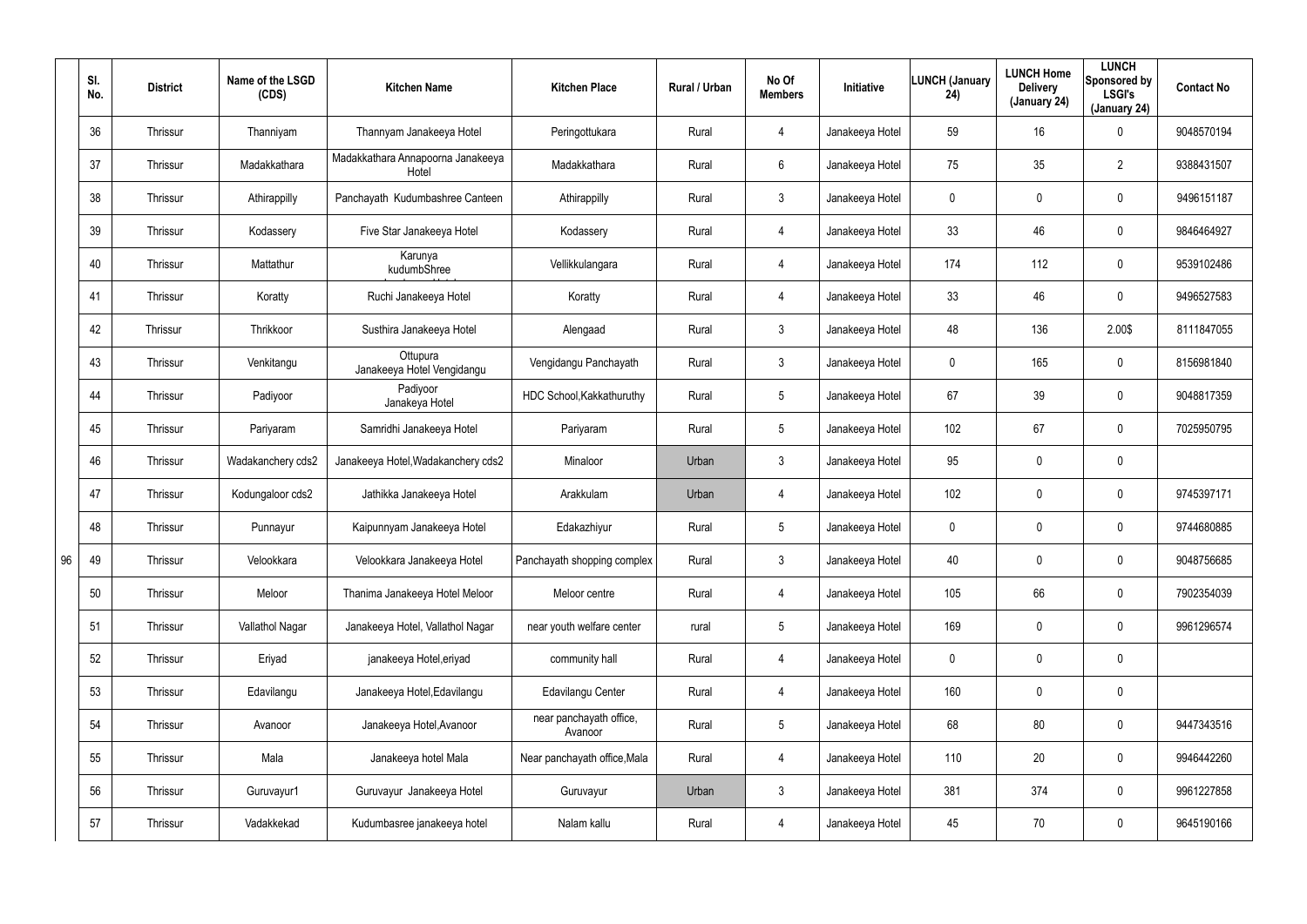| Sl. No. | District | Name of the LSGD (CDS) | Kitchen Name | Kitchen Place | Rural / Urban | No Of Members | Initiative | LUNCH (January 24) | LUNCH Home Delivery (January 24) | LUNCH Sponsored by LSGI's (January 24) | Contact No |
|---|---|---|---|---|---|---|---|---|---|---|---|
| 36 | Thrissur | Thanniyam | Thannyam Janakeeya Hotel | Peringottukara | Rural | 4 | Janakeeya Hotel | 59 | 16 | 0 | 9048570194 |
| 37 | Thrissur | Madakkathara | Madakkathara Annapoorna Janakeeya Hotel | Madakkathara | Rural | 6 | Janakeeya Hotel | 75 | 35 | 2 | 9388431507 |
| 38 | Thrissur | Athirappilly | Panchayath Kudumbashree Canteen | Athirappilly | Rural | 3 | Janakeeya Hotel | 0 | 0 | 0 | 9496151187 |
| 39 | Thrissur | Kodassery | Five Star Janakeeya Hotel | Kodassery | Rural | 4 | Janakeeya Hotel | 33 | 46 | 0 | 9846464927 |
| 40 | Thrissur | Mattathur | Karunya kudumbShree | Vellikkulangara | Rural | 4 | Janakeeya Hotel | 174 | 112 | 0 | 9539102486 |
| 41 | Thrissur | Koratty | Ruchi Janakeeya Hotel | Koratty | Rural | 4 | Janakeeya Hotel | 33 | 46 | 0 | 9496527583 |
| 42 | Thrissur | Thrikkoor | Susthira Janakeeya Hotel | Alengaad | Rural | 3 | Janakeeya Hotel | 48 | 136 | 2.00$ | 8111847055 |
| 43 | Thrissur | Venkitangu | Ottupura Janakeeya Hotel Vengidangu | Vengidangu Panchayath | Rural | 3 | Janakeeya Hotel | 0 | 165 | 0 | 8156981840 |
| 44 | Thrissur | Padiyoor | Padiyoor Janakeya Hotel | HDC School,Kakkathuruthy | Rural | 5 | Janakeeya Hotel | 67 | 39 | 0 | 9048817359 |
| 45 | Thrissur | Pariyaram | Samridhi Janakeeya Hotel | Pariyaram | Rural | 5 | Janakeeya Hotel | 102 | 67 | 0 | 7025950795 |
| 46 | Thrissur | Wadakanchery cds2 | Janakeeya Hotel,Wadakanchery cds2 | Minaloor | Urban | 3 | Janakeeya Hotel | 95 | 0 | 0 | |
| 47 | Thrissur | Kodungaloor cds2 | Jathikka Janakeeya Hotel | Arakkulam | Urban | 4 | Janakeeya Hotel | 102 | 0 | 0 | 9745397171 |
| 48 | Thrissur | Punnayur | Kaipunnyam Janakeeya Hotel | Edakazhiyur | Rural | 5 | Janakeeya Hotel | 0 | 0 | 0 | 9744680885 |
| 49 | Thrissur | Velookkara | Velookkara Janakeeya Hotel | Panchayath shopping complex | Rural | 3 | Janakeeya Hotel | 40 | 0 | 0 | 9048756685 |
| 50 | Thrissur | Meloor | Thanima Janakeeya Hotel Meloor | Meloor centre | Rural | 4 | Janakeeya Hotel | 105 | 66 | 0 | 7902354039 |
| 51 | Thrissur | Vallathol Nagar | Janakeeya Hotel, Vallathol Nagar | near youth welfare center | rural | 5 | Janakeeya Hotel | 169 | 0 | 0 | 9961296574 |
| 52 | Thrissur | Eriyad | janakeeya Hotel,eriyad | community hall | Rural | 4 | Janakeeya Hotel | 0 | 0 | 0 | |
| 53 | Thrissur | Edavilangu | Janakeeya Hotel,Edavilangu | Edavilangu Center | Rural | 4 | Janakeeya Hotel | 160 | 0 | 0 | |
| 54 | Thrissur | Avanoor | Janakeeya Hotel,Avanoor | near panchayath office, Avanoor | Rural | 5 | Janakeeya Hotel | 68 | 80 | 0 | 9447343516 |
| 55 | Thrissur | Mala | Janakeeya hotel Mala | Near panchayath office,Mala | Rural | 4 | Janakeeya Hotel | 110 | 20 | 0 | 9946442260 |
| 56 | Thrissur | Guruvayur1 | Guruvayur Janakeeya Hotel | Guruvayur | Urban | 3 | Janakeeya Hotel | 381 | 374 | 0 | 9961227858 |
| 57 | Thrissur | Vadakkekad | Kudumbasree janakeeya hotel | Nalam kallu | Rural | 4 | Janakeeya Hotel | 45 | 70 | 0 | 9645190166 |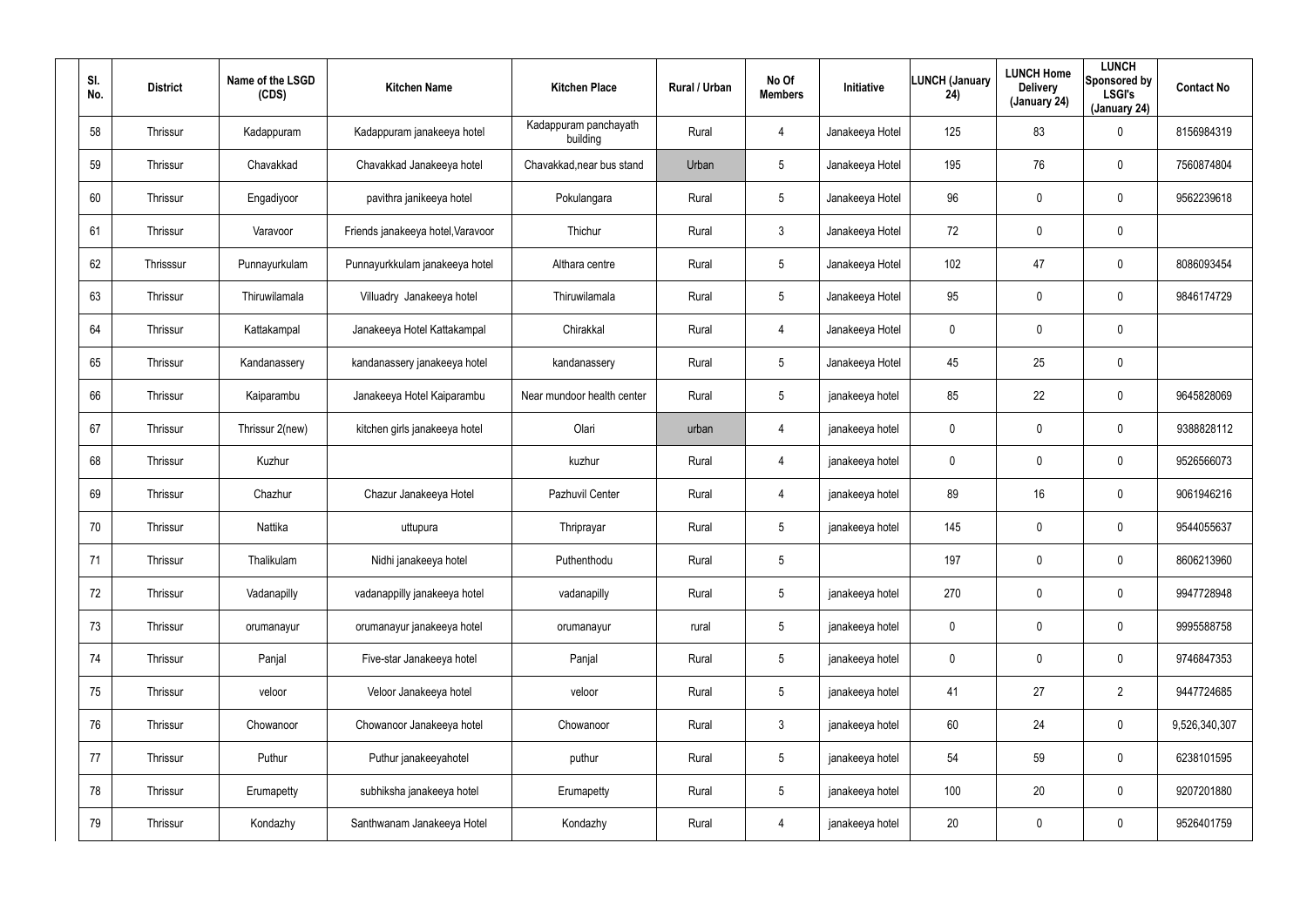| Sl. No. | District | Name of the LSGD (CDS) | Kitchen Name | Kitchen Place | Rural / Urban | No Of Members | Initiative | LUNCH (January 24) | LUNCH Home Delivery (January 24) | LUNCH Sponsored by LSGI's (January 24) | Contact No |
|---|---|---|---|---|---|---|---|---|---|---|---|
| 58 | Thrissur | Kadappuram | Kadappuram janakeeya hotel | Kadappuram panchayath building | Rural | 4 | Janakeeya Hotel | 125 | 83 | 0 | 8156984319 |
| 59 | Thrissur | Chavakkad | Chavakkad Janakeeya hotel | Chavakkad,near bus stand | Urban | 5 | Janakeeya Hotel | 195 | 76 | 0 | 7560874804 |
| 60 | Thrissur | Engadiyoor | pavithra janikeeya hotel | Pokulangara | Rural | 5 | Janakeeya Hotel | 96 | 0 | 0 | 9562239618 |
| 61 | Thrissur | Varavoor | Friends janakeeya hotel,Varavoor | Thichur | Rural | 3 | Janakeeya Hotel | 72 | 0 | 0 | |
| 62 | Thrisssur | Punnayurkulam | Punnayurkkulam janakeeya hotel | Althara centre | Rural | 5 | Janakeeya Hotel | 102 | 47 | 0 | 8086093454 |
| 63 | Thrissur | Thiruwilamala | Villuadry Janakeeya hotel | Thiruwilamala | Rural | 5 | Janakeeya Hotel | 95 | 0 | 0 | 9846174729 |
| 64 | Thrissur | Kattakampal | Janakeeya Hotel Kattakampal | Chirakkal | Rural | 4 | Janakeeya Hotel | 0 | 0 | 0 | |
| 65 | Thrissur | Kandanassery | kandanassery janakeeya hotel | kandanassery | Rural | 5 | Janakeeya Hotel | 45 | 25 | 0 | |
| 66 | Thrissur | Kaiparambu | Janakeeya Hotel Kaiparambu | Near mundoor health center | Rural | 5 | janakeeya hotel | 85 | 22 | 0 | 9645828069 |
| 67 | Thrissur | Thrissur 2(new) | kitchen girls janakeeya hotel | Olari | urban | 4 | janakeeya hotel | 0 | 0 | 0 | 9388828112 |
| 68 | Thrissur | Kuzhur | | kuzhur | Rural | 4 | janakeeya hotel | 0 | 0 | 0 | 9526566073 |
| 69 | Thrissur | Chazhur | Chazur Janakeeya Hotel | Pazhuvil Center | Rural | 4 | janakeeya hotel | 89 | 16 | 0 | 9061946216 |
| 70 | Thrissur | Nattika | uttupura | Thriprayar | Rural | 5 | janakeeya hotel | 145 | 0 | 0 | 9544055637 |
| 71 | Thrissur | Thalikulam | Nidhi janakeeya hotel | Puthenthodu | Rural | 5 | | 197 | 0 | 0 | 8606213960 |
| 72 | Thrissur | Vadanapilly | vadanappilly janakeeya hotel | vadanapilly | Rural | 5 | janakeeya hotel | 270 | 0 | 0 | 9947728948 |
| 73 | Thrissur | orumanayur | orumanayur janakeeya hotel | orumanayur | rural | 5 | janakeeya hotel | 0 | 0 | 0 | 9995588758 |
| 74 | Thrissur | Panjal | Five-star Janakeeya hotel | Panjal | Rural | 5 | janakeeya hotel | 0 | 0 | 0 | 9746847353 |
| 75 | Thrissur | veloor | Veloor Janakeeya hotel | veloor | Rural | 5 | janakeeya hotel | 41 | 27 | 2 | 9447724685 |
| 76 | Thrissur | Chowanoor | Chowanoor Janakeeya hotel | Chowanoor | Rural | 3 | janakeeya hotel | 60 | 24 | 0 | 9,526,340,307 |
| 77 | Thrissur | Puthur | Puthur janakeeyahotel | puthur | Rural | 5 | janakeeya hotel | 54 | 59 | 0 | 6238101595 |
| 78 | Thrissur | Erumapetty | subhiksha janakeeya hotel | Erumapetty | Rural | 5 | janakeeya hotel | 100 | 20 | 0 | 9207201880 |
| 79 | Thrissur | Kondazhy | Santhwanam Janakeeya Hotel | Kondazhy | Rural | 4 | janakeeya hotel | 20 | 0 | 0 | 9526401759 |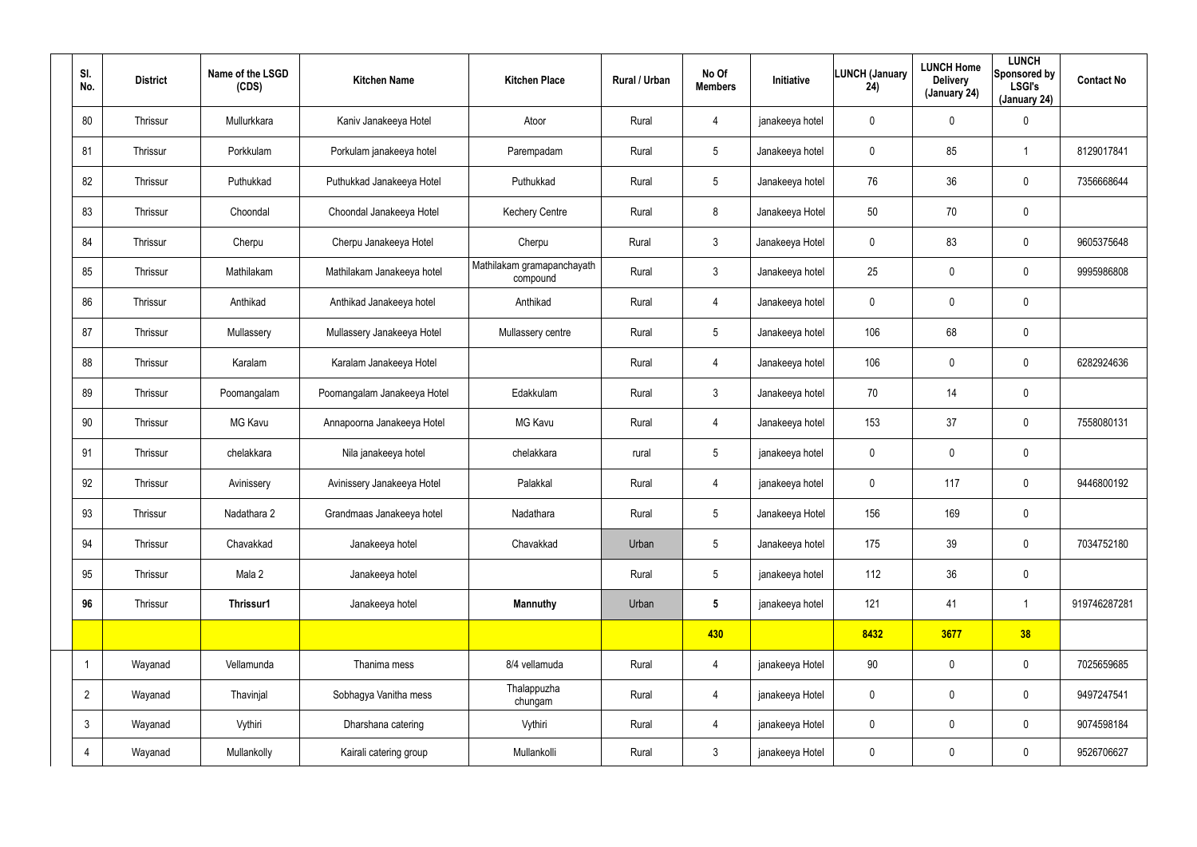| Sl. No. | District | Name of the LSGD (CDS) | Kitchen Name | Kitchen Place | Rural / Urban | No Of Members | Initiative | LUNCH (January 24) | LUNCH Home Delivery (January 24) | LUNCH Sponsored by LSGI's (January 24) | Contact No |
|---|---|---|---|---|---|---|---|---|---|---|---|
| 80 | Thrissur | Mullurkkara | Kaniv Janakeeya Hotel | Atoor | Rural | 4 | janakeeya hotel | 0 | 0 | 0 | |
| 81 | Thrissur | Porkkulam | Porkulam janakeeya hotel | Parempadam | Rural | 5 | Janakeeya hotel | 0 | 85 | 1 | 8129017841 |
| 82 | Thrissur | Puthukkad | Puthukkad Janakeeya Hotel | Puthukkad | Rural | 5 | Janakeeya hotel | 76 | 36 | 0 | 7356668644 |
| 83 | Thrissur | Choondal | Choondal Janakeeya Hotel | Kechery Centre | Rural | 8 | Janakeeya Hotel | 50 | 70 | 0 | |
| 84 | Thrissur | Cherpu | Cherpu Janakeeya Hotel | Cherpu | Rural | 3 | Janakeeya Hotel | 0 | 83 | 0 | 9605375648 |
| 85 | Thrissur | Mathilakam | Mathilakam Janakeeya hotel | Mathilakam gramapanchayath compound | Rural | 3 | Janakeeya hotel | 25 | 0 | 0 | 9995986808 |
| 86 | Thrissur | Anthikad | Anthikad Janakeeya hotel | Anthikad | Rural | 4 | Janakeeya hotel | 0 | 0 | 0 | |
| 87 | Thrissur | Mullassery | Mullassery Janakeeya Hotel | Mullassery centre | Rural | 5 | Janakeeya hotel | 106 | 68 | 0 | |
| 88 | Thrissur | Karalam | Karalam Janakeeya Hotel | | Rural | 4 | Janakeeya hotel | 106 | 0 | 0 | 6282924636 |
| 89 | Thrissur | Poomangalam | Poomangalam Janakeeya Hotel | Edakkulam | Rural | 3 | Janakeeya hotel | 70 | 14 | 0 | |
| 90 | Thrissur | MG Kavu | Annapoorna Janakeeya Hotel | MG Kavu | Rural | 4 | Janakeeya hotel | 153 | 37 | 0 | 7558080131 |
| 91 | Thrissur | chelakkara | Nila janakeeya hotel | chelakkara | rural | 5 | janakeeya hotel | 0 | 0 | 0 | |
| 92 | Thrissur | Avinissery | Avinissery Janakeeya Hotel | Palakkal | Rural | 4 | janakeeya hotel | 0 | 117 | 0 | 9446800192 |
| 93 | Thrissur | Nadathara 2 | Grandmaas Janakeeya hotel | Nadathara | Rural | 5 | Janakeeya Hotel | 156 | 169 | 0 | |
| 94 | Thrissur | Chavakkad | Janakeeya hotel | Chavakkad | Urban | 5 | Janakeeya hotel | 175 | 39 | 0 | 7034752180 |
| 95 | Thrissur | Mala 2 | Janakeeya hotel | | Rural | 5 | janakeeya hotel | 112 | 36 | 0 | |
| **96** | Thrissur | **Thrissur1** | Janakeeya hotel | **Mannuthy** | Urban | **5** | janakeeya hotel | 121 | 41 | 1 | 919746287281 |
| | | | | | | **430** | | **8432** | **3677** | **38** | |
| 1 | Wayanad | Vellamunda | Thanima mess | 8/4 vellamuda | Rural | 4 | janakeeya Hotel | 90 | 0 | 0 | 7025659685 |
| 2 | Wayanad | Thavinjal | Sobhagya Vanitha mess | Thalappuzha chungam | Rural | 4 | janakeeya Hotel | 0 | 0 | 0 | 9497247541 |
| 3 | Wayanad | Vythiri | Dharshana catering | Vythiri | Rural | 4 | janakeeya Hotel | 0 | 0 | 0 | 9074598184 |
| 4 | Wayanad | Mullankolly | Kairali catering group | Mullankolli | Rural | 3 | janakeeya Hotel | 0 | 0 | 0 | 9526706627 |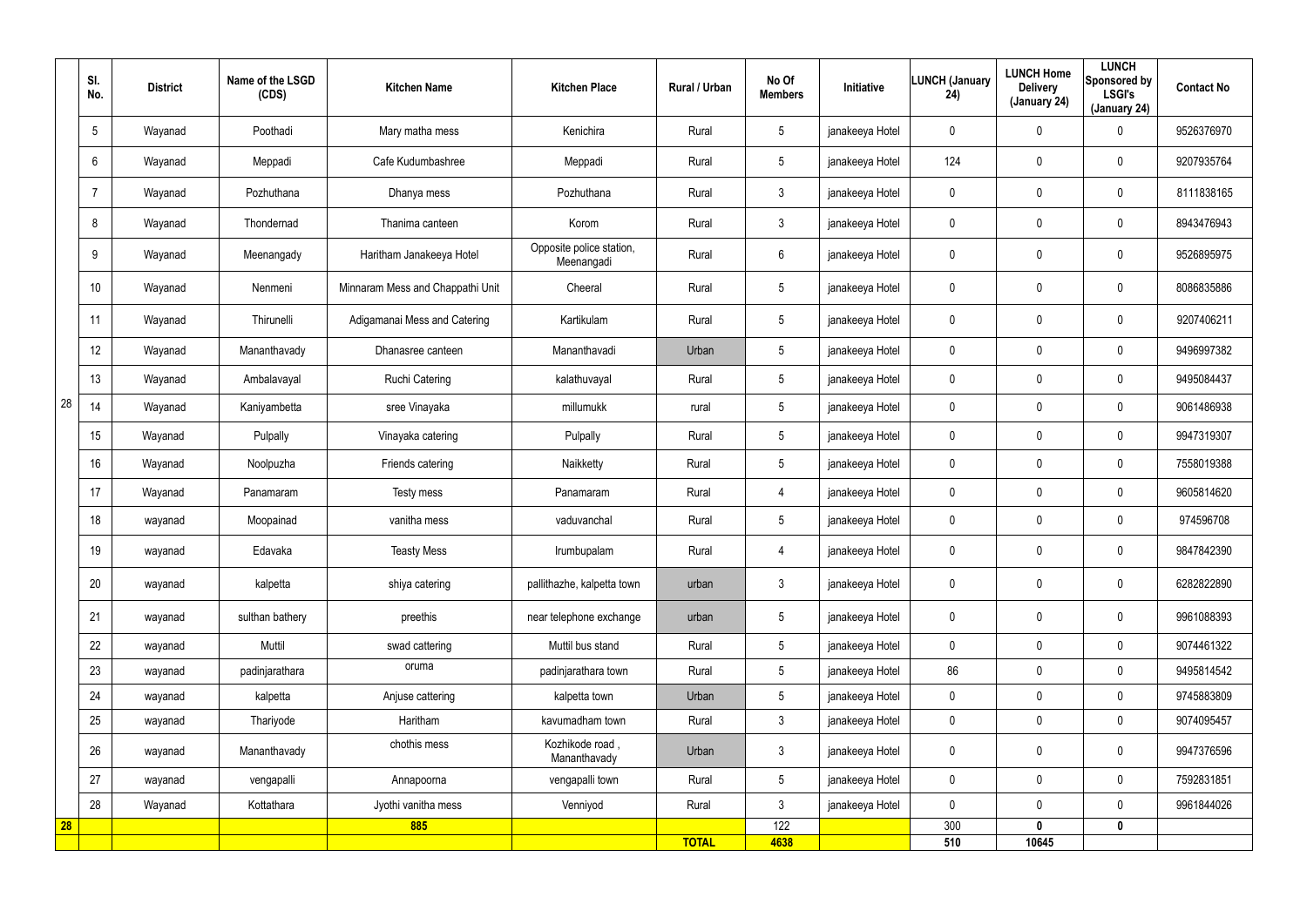|  | Sl. No. | District | Name of the LSGD (CDS) | Kitchen Name | Kitchen Place | Rural / Urban | No Of Members | Initiative | LUNCH (January 24) | LUNCH Home Delivery (January 24) | LUNCH Sponsored by LSGI's (January 24) | Contact No |
|---|---|---|---|---|---|---|---|---|---|---|---|---|
| 28 | 5 | Wayanad | Poothadi | Mary matha mess | Kenichira | Rural | 5 | janakeeya Hotel | 0 | 0 | 0 | 9526376970 |
|  | 6 | Wayanad | Meppadi | Cafe Kudumbashree | Meppadi | Rural | 5 | janakeeya Hotel | 124 | 0 | 0 | 9207935764 |
|  | 7 | Wayanad | Pozhuthana | Dhanya mess | Pozhuthana | Rural | 3 | janakeeya Hotel | 0 | 0 | 0 | 8111838165 |
|  | 8 | Wayanad | Thondernad | Thanima canteen | Korom | Rural | 3 | janakeeya Hotel | 0 | 0 | 0 | 8943476943 |
|  | 9 | Wayanad | Meenangady | Haritham Janakeeya Hotel | Opposite police station, Meenangadi | Rural | 6 | janakeeya Hotel | 0 | 0 | 0 | 9526895975 |
|  | 10 | Wayanad | Nenmeni | Minnaram Mess and Chappathi Unit | Cheeral | Rural | 5 | janakeeya Hotel | 0 | 0 | 0 | 8086835886 |
|  | 11 | Wayanad | Thirunelli | Adigamanai Mess and Catering | Kartikulam | Rural | 5 | janakeeya Hotel | 0 | 0 | 0 | 9207406211 |
|  | 12 | Wayanad | Mananthavady | Dhanasree canteen | Mananthavadi | Urban | 5 | janakeeya Hotel | 0 | 0 | 0 | 9496997382 |
|  | 13 | Wayanad | Ambalavayal | Ruchi Catering | kalathuvayal | Rural | 5 | janakeeya Hotel | 0 | 0 | 0 | 9495084437 |
|  | 14 | Wayanad | Kaniyambetta | sree Vinayaka | millumukk | rural | 5 | janakeeya Hotel | 0 | 0 | 0 | 9061486938 |
|  | 15 | Wayanad | Pulpally | Vinayaka catering | Pulpally | Rural | 5 | janakeeya Hotel | 0 | 0 | 0 | 9947319307 |
|  | 16 | Wayanad | Noolpuzha | Friends catering | Naikketty | Rural | 5 | janakeeya Hotel | 0 | 0 | 0 | 7558019388 |
|  | 17 | Wayanad | Panamaram | Testy mess | Panamaram | Rural | 4 | janakeeya Hotel | 0 | 0 | 0 | 9605814620 |
|  | 18 | wayanad | Moopainad | vanitha mess | vaduvanchal | Rural | 5 | janakeeya Hotel | 0 | 0 | 0 | 974596708 |
|  | 19 | wayanad | Edavaka | Teasty Mess | Irumbupalam | Rural | 4 | janakeeya Hotel | 0 | 0 | 0 | 9847842390 |
|  | 20 | wayanad | kalpetta | shiya catering | pallithazhe, kalpetta town | urban | 3 | janakeeya Hotel | 0 | 0 | 0 | 6282822890 |
|  | 21 | wayanad | sulthan bathery | preethis | near telephone exchange | urban | 5 | janakeeya Hotel | 0 | 0 | 0 | 9961088393 |
|  | 22 | wayanad | Muttil | swad cattering | Muttil bus stand | Rural | 5 | janakeeya Hotel | 0 | 0 | 0 | 9074461322 |
|  | 23 | wayanad | padinjarathara | oruma | padinjarathara town | Rural | 5 | janakeeya Hotel | 86 | 0 | 0 | 9495814542 |
|  | 24 | wayanad | kalpetta | Anjuse cattering | kalpetta town | Urban | 5 | janakeeya Hotel | 0 | 0 | 0 | 9745883809 |
|  | 25 | wayanad | Thariyode | Haritham | kavumadham town | Rural | 3 | janakeeya Hotel | 0 | 0 | 0 | 9074095457 |
|  | 26 | wayanad | Mananthavady | chothis mess | Kozhikode road , Mananthavady | Urban | 3 | janakeeya Hotel | 0 | 0 | 0 | 9947376596 |
|  | 27 | wayanad | vengapalli | Annapoorna | vengapalli town | Rural | 5 | janakeeya Hotel | 0 | 0 | 0 | 7592831851 |
|  | 28 | Wayanad | Kottathara | Jyothi vanitha mess | Venniyod | Rural | 3 | janakeeya Hotel | 0 | 0 | 0 | 9961844026 |
| **28** |  |  |  | **885** |  |  | 122 |  | 300 | **0** | **0** |  |
|  |  |  |  |  |  | **TOTAL** | **4638** |  | **510** | **10645** |  |  |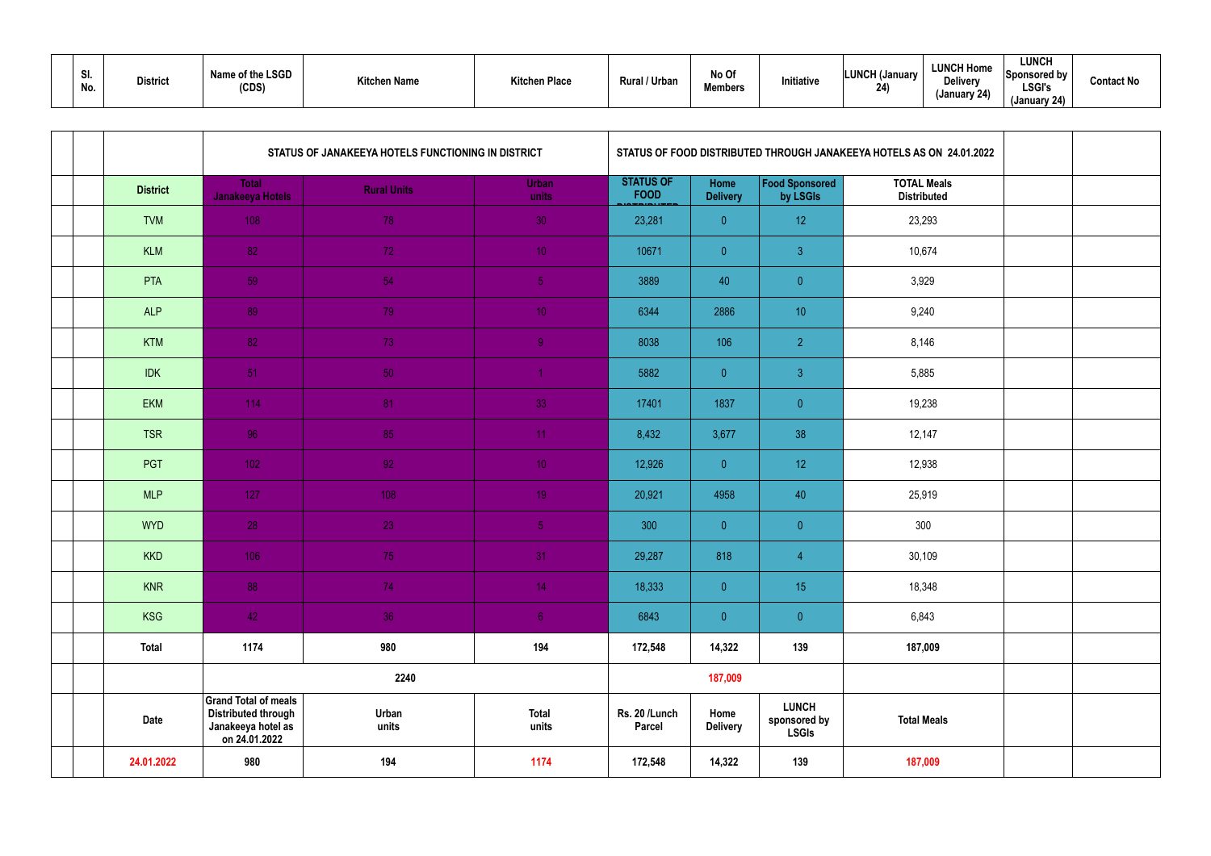| Sl. No. | District | Name of the LSGD (CDS) | Kitchen Name | Kitchen Place | Rural / Urban | No Of Members | Initiative | LUNCH (January 24) | LUNCH Home Delivery (January 24) | LUNCH Sponsored by LSGI's (January 24) | Contact No |
|---|---|---|---|---|---|---|---|---|---|---|---|

| | | STATUS OF JANAKEEYA HOTELS FUNCTIONING IN DISTRICT | | | STATUS OF FOOD DISTRIBUTED THROUGH JANAKEEYA HOTELS AS ON 24.01.2022 | | | | | |
|---|---|---|---|---|---|---|---|---|---|---|
| | District | Total Janakeeya Hotels | Rural Units | Urban units | STATUS OF FOOD DISTRIBUTED | Home Delivery | Food Sponsored by LSGIs | TOTAL Meals Distributed | | |
| | TVM | 108 | 78 | 30 | 23,281 | 0 | 12 | 23,293 | | |
| | KLM | 82 | 72 | 10 | 10671 | 0 | 3 | 10,674 | | |
| | PTA | 59 | 54 | 5 | 3889 | 40 | 0 | 3,929 | | |
| | ALP | 89 | 79 | 10 | 6344 | 2886 | 10 | 9,240 | | |
| | KTM | 82 | 73 | 9 | 8038 | 106 | 2 | 8,146 | | |
| | IDK | 51 | 50 | 1 | 5882 | 0 | 3 | 5,885 | | |
| | EKM | 114 | 81 | 33 | 17401 | 1837 | 0 | 19,238 | | |
| | TSR | 96 | 85 | 11 | 8,432 | 3,677 | 38 | 12,147 | | |
| | PGT | 102 | 92 | 10 | 12,926 | 0 | 12 | 12,938 | | |
| | MLP | 127 | 108 | 19 | 20,921 | 4958 | 40 | 25,919 | | |
| | WYD | 28 | 23 | 5 | 300 | 0 | 0 | 300 | | |
| | KKD | 106 | 75 | 31 | 29,287 | 818 | 4 | 30,109 | | |
| | KNR | 88 | 74 | 14 | 18,333 | 0 | 15 | 18,348 | | |
| | KSG | 42 | 36 | 6 | 6843 | 0 | 0 | 6,843 | | |
| | Total | 1174 | 980 | 194 | 172,548 | 14,322 | 139 | 187,009 | | |
| | | 2240 | | | 187,009 | | | | | |
| | Date | Grand Total of meals Distributed through Janakeeya hotel as on 24.01.2022 | Urban units | Total units | Rs. 20 /Lunch Parcel | Home Delivery | LUNCH sponsored by LSGIs | Total Meals | | |
| | 24.01.2022 | 980 | 194 | 1174 | 172,548 | 14,322 | 139 | 187,009 | | |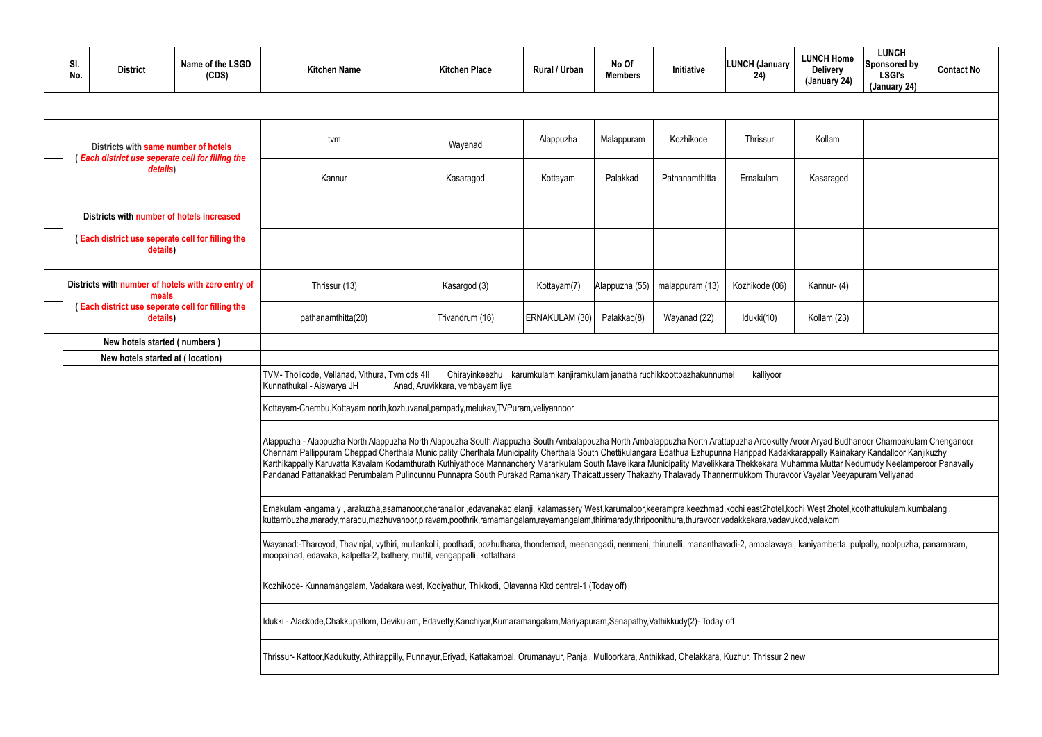| Sl. No. | District | Name of the LSGD (CDS) | Kitchen Name | Kitchen Place | Rural / Urban | No Of Members | Initiative | LUNCH (January 24) | LUNCH Home Delivery (January 24) | LUNCH Sponsored by LSGI's (January 24) | Contact No |
|---|---|---|---|---|---|---|---|---|---|---|---|
| | | | | | | | | | | | |
| | Districts with same number of hotels ( *Each district use seperate cell for filling the details*) | | tvm | Wayanad | Alappuzha | Malappuram | Kozhikode | Thrissur | Kollam | | |
| | | | Kannur | Kasaragod | Kottayam | Palakkad | Pathanamthitta | Ernakulam | Kasaragod | | |
| | Districts with number of hotels increased | | | | | | | | | | |
| | ( Each district use seperate cell for filling the details) | | | | | | | | | | |
| | Districts with number of hotels with zero entry of meals ( Each district use seperate cell for filling the details) | | Thrissur (13) | Kasargod (3) | Kottayam(7) | Alappuzha (55) | malappuram (13) | Kozhikode (06) | Kannur- (4) | | |
| | | | pathanamthitta(20) | Trivandrum (16) | ERNAKULAM (30) | Palakkad(8) | Wayanad (22) | Idukki(10) | Kollam (23) | | |
| | New hotels started ( numbers ) | | | | | | | | | | |
| | New hotels started at ( location) | | | | | | | | | | |
| | | | TVM- Tholicode, Vellanad, Vithura, Tvm cds 4II Chirayinkeezhu karumkulam kanjiramkulam janatha ruchikkoottpazhakunnumel kalliyoor Kunnathukal - Aiswarya JH Anad, Aruvikkara, vembayam liya | | | | | | | | |
| | | | Kottayam-Chembu,Kottayam north,kozhuvanal,pampady,melukav,TVPuram,veliyannoor | | | | | | | | |
| | | | Alappuzha - Alappuzha North Alappuzha North Alappuzha South Alappuzha South Ambalappuzha North Ambalappuzha North Arattupuzha Arookutty Aroor Aryad Budhanoor Chambakulam Chenganoor Chennam Pallippuram Cheppad Cherthala Municipality Cherthala Municipality Cherthala South Chettikulangara Edathua Ezhupunna Harippad Kadakkarappally Kainakary Kandalloor Kanjikuzhy Karthikappally Karuvatta Kavalam Kodamthurath Kuthiyathode Mannanchery Mararikulam South Mavelikara Municipality Mavelikkara Thekkekara Muhamma Muttar Nedumudy Neelamperoor Panavally Pandanad Pattanakkad Perumbalam Pulincunnu Punnapra South Purakad Ramankary Thaicattussery Thakazhy Thalavady Thannermukkom Thuravoor Vayalar Veeyapuram Veliyanad | | | | | | | | |
| | | | Ernakulam -angamaly , arakuzha,asamanoor,cheranallor ,edavanakad,elanji, kalamassery West,karumaloor,keerampra,keezhmad,kochi east2hotel,kochi West 2hotel,koothattukulam,kumbalangi, kuttambuzha,marady,maradu,mazhuvanoor,piravam,poothrik,ramamangalam,rayamangalam,thirimarady,thripoonithura,thuravoor,vadakkekara,vadavukod,valakom | | | | | | | | |
| | | | Wayanad:-Tharoyod, Thavinjal, vythiri, mullankolli, poothadi, pozhuthana, thondernad, meenangadi, nenmeni, thirunelli, mananthavadi-2, ambalavayal, kaniyambetta, pulpally, noolpuzha, panamaram, moopainad, edavaka, kalpetta-2, bathery, muttil, vengappalli, kottathara | | | | | | | | |
| | | | Kozhikode- Kunnamangalam, Vadakara west, Kodiyathur, Thikkodi, Olavanna Kkd central-1 (Today off) | | | | | | | | |
| | | | Idukki - Alackode,Chakkupallom, Devikulam, Edavetty,Kanchiyar,Kumaramangalam,Mariyapuram,Senapathy,Vathikkudy(2)- Today off | | | | | | | | |
| | | | Thrissur- Kattoor,Kadukutty, Athirappilly, Punnayur,Eriyad, Kattakampal, Orumanayur, Panjal, Mulloorkara, Anthikkad, Chelakkara, Kuzhur, Thrissur 2 new | | | | | | | | |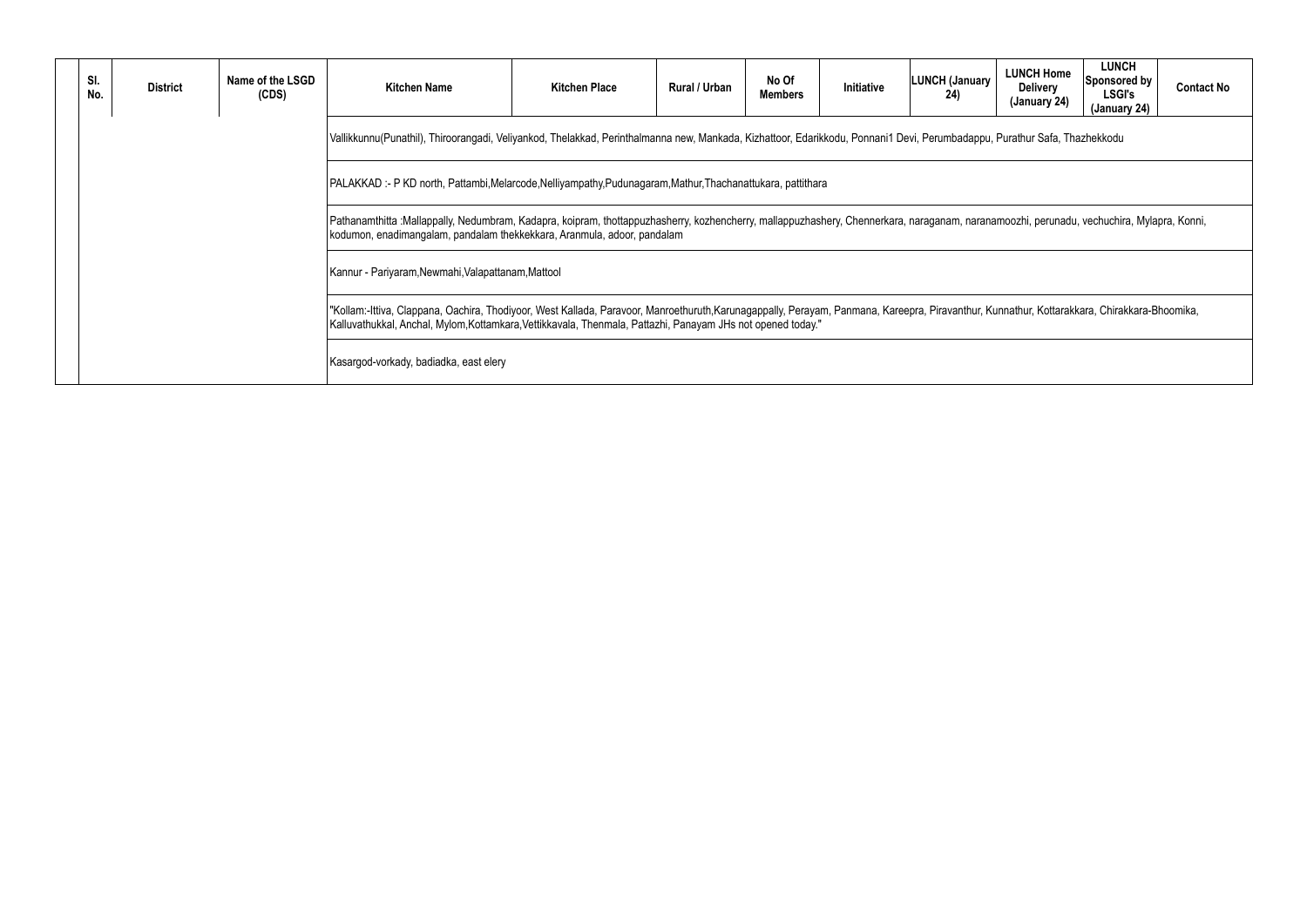| Sl. No. | District | Name of the LSGD (CDS) | Kitchen Name | Kitchen Place | Rural / Urban | No Of Members | Initiative | LUNCH (January 24) | LUNCH Home Delivery (January 24) | LUNCH Sponsored by LSGI's (January 24) | Contact No |
|---|---|---|---|---|---|---|---|---|---|---|---|
| | | | Vallikkunnu(Punathil), Thiroorangadi, Veliyankod, Thelakkad, Perinthalmanna new, Mankada, Kizhattoor, Edarikkodu, Ponnani1 Devi, Perumbadappu, Purathur Safa, Thazhekkodu | | | | | | | | |
| | | | PALAKKAD :- P KD north, Pattambi,Melarcode,Nelliyampathy,Pudunagaram,Mathur,Thachanattukara, pattithara | | | | | | | | |
| | | | Pathanamthitta :Mallappally, Nedumbram, Kadapra, koipram, thottappuzhasherry, kozhencherry, mallappuzhashery, Chennerkara, naraganam, naranamoozhi, perunadu, vechuchira, Mylapra, Konni, kodumon, enadimangalam, pandalam thekkekkara, Aranmula, adoor, pandalam | | | | | | | | |
| | | | Kannur - Pariyaram,Newmahi,Valapattanam,Mattool | | | | | | | | |
| | | | "Kollam:-Ittiva, Clappana, Oachira, Thodiyoor, West Kallada, Paravoor, Manroethuruth,Karunagappally, Perayam, Panmana, Kareepra, Piravanthur, Kunnathur, Kottarakkara, Chirakkara-Bhoomika, Kalluvathukkal, Anchal, Mylom,Kottamkara,Vettikkavala, Thenmala, Pattazhi, Panayam JHs not opened today." | | | | | | | | |
| | | | Kasargod-vorkady, badiadka, east elery | | | | | | | | |